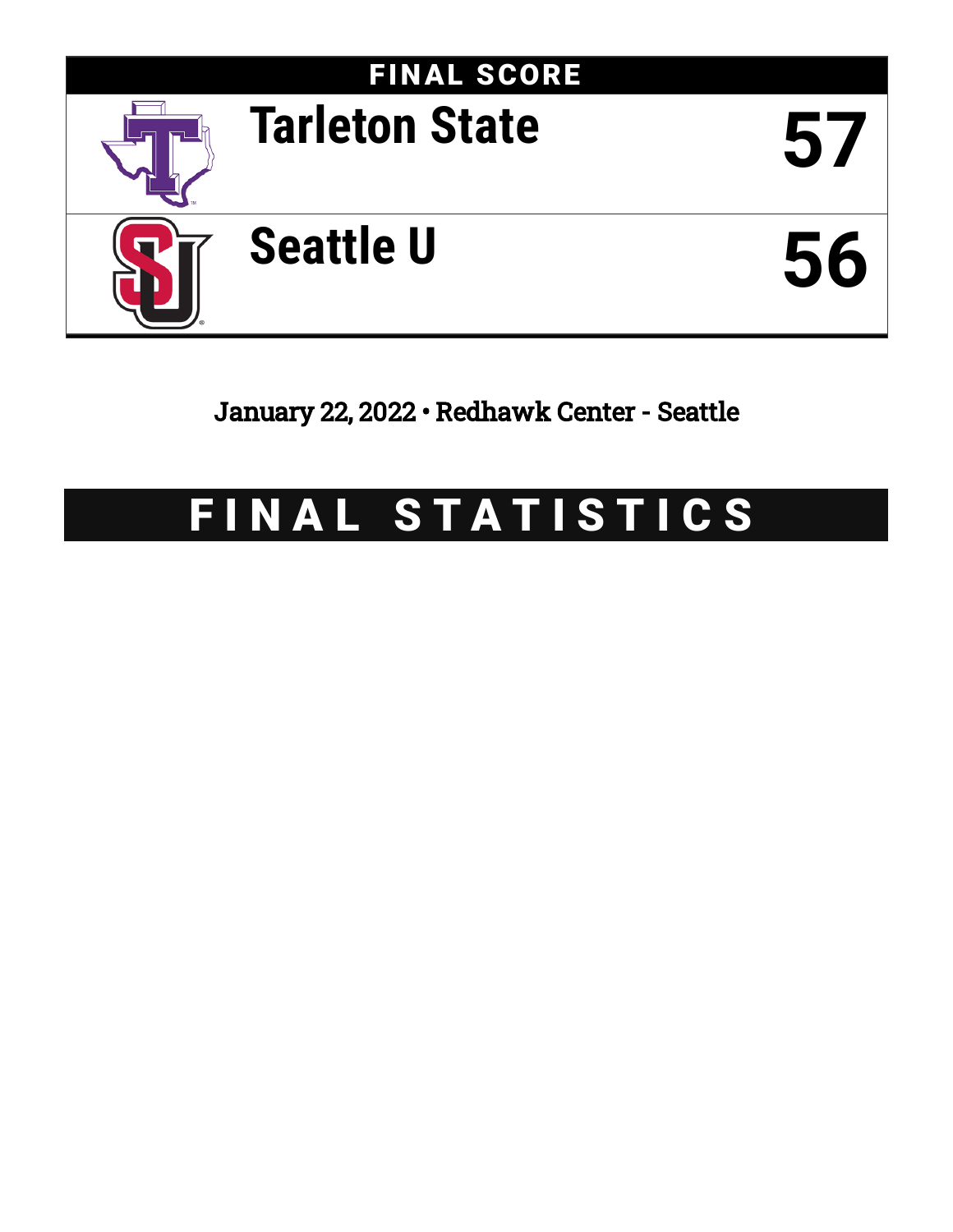# FINAL SCORE

| Team | Score |
|---|---|
| Tarleton State | 57 |
| Seattle U | 56 |

January 22, 2022 • Redhawk Center - Seattle

# FINAL STATISTICS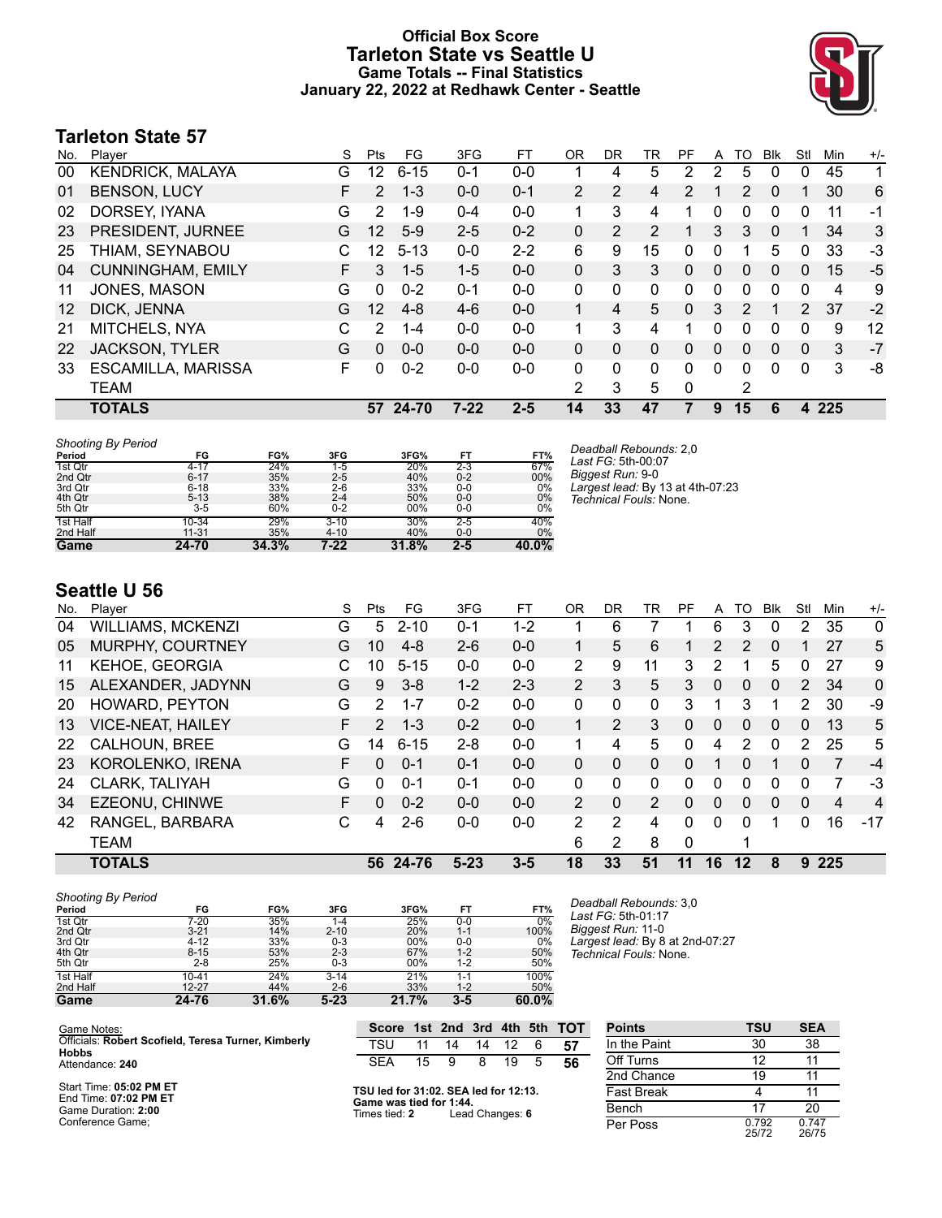# Official Box Score
## Tarleton State vs Seattle U
### Game Totals -- Final Statistics
### January 22, 2022 at Redhawk Center - Seattle

## Tarleton State 57

| No. | Player | S | Pts | FG | 3FG | FT | OR | DR | TR | PF | A | TO | Blk | Stl | Min | +/- |
|---|---|---|---|---|---|---|---|---|---|---|---|---|---|---|---|---|
| 00 | KENDRICK, MALAYA | G | 12 | 6-15 | 0-1 | 0-0 | 1 | 4 | 5 | 2 | 2 | 5 | 0 | 0 | 45 | 1 |
| 01 | BENSON, LUCY | F | 2 | 1-3 | 0-0 | 0-1 | 2 | 2 | 4 | 2 | 1 | 2 | 0 | 1 | 30 | 6 |
| 02 | DORSEY, IYANA | G | 2 | 1-9 | 0-4 | 0-0 | 1 | 3 | 4 | 1 | 0 | 0 | 0 | 0 | 11 | -1 |
| 23 | PRESIDENT, JURNEE | G | 12 | 5-9 | 2-5 | 0-2 | 0 | 2 | 2 | 1 | 3 | 3 | 0 | 1 | 34 | 3 |
| 25 | THIAM, SEYNABOU | C | 12 | 5-13 | 0-0 | 2-2 | 6 | 9 | 15 | 0 | 0 | 1 | 5 | 0 | 33 | -3 |
| 04 | CUNNINGHAM, EMILY | F | 3 | 1-5 | 1-5 | 0-0 | 0 | 3 | 3 | 0 | 0 | 0 | 0 | 0 | 15 | -5 |
| 11 | JONES, MASON | G | 0 | 0-2 | 0-1 | 0-0 | 0 | 0 | 0 | 0 | 0 | 0 | 0 | 0 | 4 | 9 |
| 12 | DICK, JENNA | G | 12 | 4-8 | 4-6 | 0-0 | 1 | 4 | 5 | 0 | 3 | 2 | 1 | 2 | 37 | -2 |
| 21 | MITCHELS, NYA | C | 2 | 1-4 | 0-0 | 0-0 | 1 | 3 | 4 | 1 | 0 | 0 | 0 | 0 | 9 | 12 |
| 22 | JACKSON, TYLER | G | 0 | 0-0 | 0-0 | 0-0 | 0 | 0 | 0 | 0 | 0 | 0 | 0 | 0 | 3 | -7 |
| 33 | ESCAMILLA, MARISSA | F | 0 | 0-2 | 0-0 | 0-0 | 0 | 0 | 0 | 0 | 0 | 0 | 0 | 0 | 3 | -8 |
| | TEAM | | | | | | 2 | 3 | 5 | 0 | | 2 | | | | |
| | **TOTALS** | | **57** | **24-70** | **7-22** | **2-5** | **14** | **33** | **47** | **7** | **9** | **15** | **6** | **4** | **225** | |

*Shooting By Period*

| Period | FG | FG% | 3FG | 3FG% | FT | FT% |
|---|---|---|---|---|---|---|
| 1st Qtr | 4-17 | 24% | 1-5 | 20% | 2-3 | 67% |
| 2nd Qtr | 6-17 | 35% | 2-5 | 40% | 0-2 | 00% |
| 3rd Qtr | 6-18 | 33% | 2-6 | 33% | 0-0 | 0% |
| 4th Qtr | 5-13 | 38% | 2-4 | 50% | 0-0 | 0% |
| 5th Qtr | 3-5 | 60% | 0-2 | 00% | 0-0 | 0% |
| 1st Half | 10-34 | 29% | 3-10 | 30% | 2-5 | 40% |
| 2nd Half | 11-31 | 35% | 4-10 | 40% | 0-0 | 0% |
| **Game** | **24-70** | **34.3%** | **7-22** | **31.8%** | **2-5** | **40.0%** |

*Deadball Rebounds:* 2,0
*Last FG:* 5th-00:07
*Biggest Run:* 9-0
*Largest lead:* By 13 at 4th-07:23
*Technical Fouls:* None.

## Seattle U 56

| No. | Player | S | Pts | FG | 3FG | FT | OR | DR | TR | PF | A | TO | Blk | Stl | Min | +/- |
|---|---|---|---|---|---|---|---|---|---|---|---|---|---|---|---|---|
| 04 | WILLIAMS, MCKENZI | G | 5 | 2-10 | 0-1 | 1-2 | 1 | 6 | 7 | 1 | 6 | 3 | 0 | 2 | 35 | 0 |
| 05 | MURPHY, COURTNEY | G | 10 | 4-8 | 2-6 | 0-0 | 1 | 5 | 6 | 1 | 2 | 2 | 0 | 1 | 27 | 5 |
| 11 | KEHOE, GEORGIA | C | 10 | 5-15 | 0-0 | 0-0 | 2 | 9 | 11 | 3 | 2 | 1 | 5 | 0 | 27 | 9 |
| 15 | ALEXANDER, JADYNN | G | 9 | 3-8 | 1-2 | 2-3 | 2 | 3 | 5 | 3 | 0 | 0 | 0 | 2 | 34 | 0 |
| 20 | HOWARD, PEYTON | G | 2 | 1-7 | 0-2 | 0-0 | 0 | 0 | 0 | 3 | 1 | 3 | 1 | 2 | 30 | -9 |
| 13 | VICE-NEAT, HAILEY | F | 2 | 1-3 | 0-2 | 0-0 | 1 | 2 | 3 | 0 | 0 | 0 | 0 | 0 | 13 | 5 |
| 22 | CALHOUN, BREE | G | 14 | 6-15 | 2-8 | 0-0 | 1 | 4 | 5 | 0 | 4 | 2 | 0 | 2 | 25 | 5 |
| 23 | KOROLENKO, IRENA | F | 0 | 0-1 | 0-1 | 0-0 | 0 | 0 | 0 | 0 | 1 | 0 | 1 | 0 | 7 | -4 |
| 24 | CLARK, TALIYAH | G | 0 | 0-1 | 0-1 | 0-0 | 0 | 0 | 0 | 0 | 0 | 0 | 0 | 0 | 7 | -3 |
| 34 | EZEONU, CHINWE | F | 0 | 0-2 | 0-0 | 0-0 | 2 | 0 | 2 | 0 | 0 | 0 | 0 | 0 | 4 | 4 |
| 42 | RANGEL, BARBARA | C | 4 | 2-6 | 0-0 | 0-0 | 2 | 2 | 4 | 0 | 0 | 0 | 1 | 0 | 16 | -17 |
| | TEAM | | | | | | 6 | 2 | 8 | 0 | | 1 | | | | |
| | **TOTALS** | | **56** | **24-76** | **5-23** | **3-5** | **18** | **33** | **51** | **11** | **16** | **12** | **8** | **9** | **225** | |

*Shooting By Period*

| Period | FG | FG% | 3FG | 3FG% | FT | FT% |
|---|---|---|---|---|---|---|
| 1st Qtr | 7-20 | 35% | 1-4 | 25% | 0-0 | 0% |
| 2nd Qtr | 3-21 | 14% | 2-10 | 20% | 1-1 | 100% |
| 3rd Qtr | 4-12 | 33% | 0-3 | 00% | 0-0 | 0% |
| 4th Qtr | 8-15 | 53% | 2-3 | 67% | 1-2 | 50% |
| 5th Qtr | 2-8 | 25% | 0-3 | 00% | 1-2 | 50% |
| 1st Half | 10-41 | 24% | 3-14 | 21% | 1-1 | 100% |
| 2nd Half | 12-27 | 44% | 2-6 | 33% | 1-2 | 50% |
| **Game** | **24-76** | **31.6%** | **5-23** | **21.7%** | **3-5** | **60.0%** |

*Deadball Rebounds:* 3,0
*Last FG:* 5th-01:17
*Biggest Run:* 11-0
*Largest lead:* By 8 at 2nd-07:27
*Technical Fouls:* None.

Game Notes:
Officials: **Robert Scofield, Teresa Turner, Kimberly Hobbs**
Attendance: **240**

Start Time: **05:02 PM ET**
End Time: **07:02 PM ET**
Game Duration: **2:00**
Conference Game;

| Score | 1st | 2nd | 3rd | 4th | 5th | TOT |
|---|---|---|---|---|---|---|
| TSU | 11 | 14 | 14 | 12 | 6 | **57** |
| SEA | 15 | 9 | 8 | 19 | 5 | **56** |

**TSU led for 31:02. SEA led for 12:13.**
**Game was tied for 1:44.**
Times tied: **2** Lead Changes: **6**

| Points | TSU | SEA |
|---|---|---|
| In the Paint | 30 | 38 |
| Off Turns | 12 | 11 |
| 2nd Chance | 19 | 11 |
| Fast Break | 4 | 11 |
| Bench | 17 | 20 |
| Per Poss | 0.792 25/72 | 0.747 26/75 |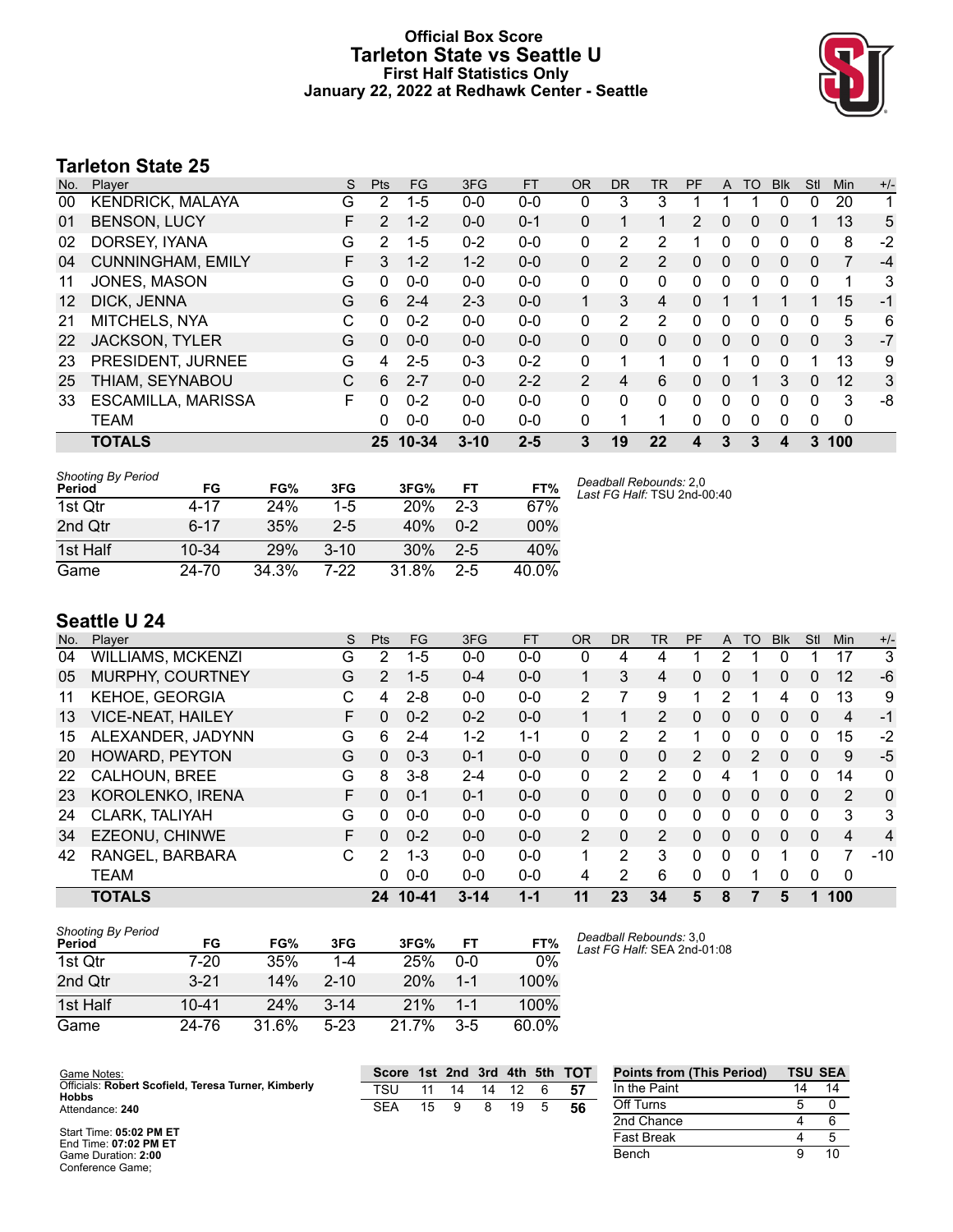# Official Box Score
## Tarleton State vs Seattle U
### First Half Statistics Only
### January 22, 2022 at Redhawk Center - Seattle

## Tarleton State 25

| No. | Player | S | Pts | FG | 3FG | FT | OR | DR | TR | PF | A | TO | Blk | Stl | Min | +/- |
|---|---|---|---|---|---|---|---|---|---|---|---|---|---|---|---|---|
| 00 | KENDRICK, MALAYA | G | 2 | 1-5 | 0-0 | 0-0 | 0 | 3 | 3 | 1 | 1 | 1 | 0 | 0 | 20 | 1 |
| 01 | BENSON, LUCY | F | 2 | 1-2 | 0-0 | 0-1 | 0 | 1 | 1 | 2 | 0 | 0 | 0 | 1 | 13 | 5 |
| 02 | DORSEY, IYANA | G | 2 | 1-5 | 0-2 | 0-0 | 0 | 2 | 2 | 1 | 0 | 0 | 0 | 0 | 8 | -2 |
| 04 | CUNNINGHAM, EMILY | F | 3 | 1-2 | 1-2 | 0-0 | 0 | 2 | 2 | 0 | 0 | 0 | 0 | 0 | 7 | -4 |
| 11 | JONES, MASON | G | 0 | 0-0 | 0-0 | 0-0 | 0 | 0 | 0 | 0 | 0 | 0 | 0 | 0 | 1 | 3 |
| 12 | DICK, JENNA | G | 6 | 2-4 | 2-3 | 0-0 | 1 | 3 | 4 | 0 | 1 | 1 | 1 | 1 | 15 | -1 |
| 21 | MITCHELS, NYA | C | 0 | 0-2 | 0-0 | 0-0 | 0 | 2 | 2 | 0 | 0 | 0 | 0 | 0 | 5 | 6 |
| 22 | JACKSON, TYLER | G | 0 | 0-0 | 0-0 | 0-0 | 0 | 0 | 0 | 0 | 0 | 0 | 0 | 0 | 3 | -7 |
| 23 | PRESIDENT, JURNEE | G | 4 | 2-5 | 0-3 | 0-2 | 0 | 1 | 1 | 0 | 1 | 0 | 0 | 1 | 13 | 9 |
| 25 | THIAM, SEYNABOU | C | 6 | 2-7 | 0-0 | 2-2 | 2 | 4 | 6 | 0 | 0 | 1 | 3 | 0 | 12 | 3 |
| 33 | ESCAMILLA, MARISSA | F | 0 | 0-2 | 0-0 | 0-0 | 0 | 0 | 0 | 0 | 0 | 0 | 0 | 0 | 3 | -8 |
| | TEAM | | 0 | 0-0 | 0-0 | 0-0 | 0 | 1 | 1 | 0 | 0 | 0 | 0 | 0 | 0 | |
| | **TOTALS** | | **25** | **10-34** | **3-10** | **2-5** | **3** | **19** | **22** | **4** | **3** | **3** | **4** | **3** | **100** | |

| Shooting By Period Period | FG | FG% | 3FG | 3FG% | FT | FT% |
|---|---|---|---|---|---|---|
| 1st Qtr | 4-17 | 24% | 1-5 | 20% | 2-3 | 67% |
| 2nd Qtr | 6-17 | 35% | 2-5 | 40% | 0-2 | 00% |
| 1st Half | 10-34 | 29% | 3-10 | 30% | 2-5 | 40% |
| Game | 24-70 | 34.3% | 7-22 | 31.8% | 2-5 | 40.0% |

*Deadball Rebounds:* 2,0
*Last FG Half:* TSU 2nd-00:40

## Seattle U 24

| No. | Player | S | Pts | FG | 3FG | FT | OR | DR | TR | PF | A | TO | Blk | Stl | Min | +/- |
|---|---|---|---|---|---|---|---|---|---|---|---|---|---|---|---|---|
| 04 | WILLIAMS, MCKENZI | G | 2 | 1-5 | 0-0 | 0-0 | 0 | 4 | 4 | 1 | 2 | 1 | 0 | 1 | 17 | 3 |
| 05 | MURPHY, COURTNEY | G | 2 | 1-5 | 0-4 | 0-0 | 1 | 3 | 4 | 0 | 0 | 1 | 0 | 0 | 12 | -6 |
| 11 | KEHOE, GEORGIA | C | 4 | 2-8 | 0-0 | 0-0 | 2 | 7 | 9 | 1 | 2 | 1 | 4 | 0 | 13 | 9 |
| 13 | VICE-NEAT, HAILEY | F | 0 | 0-2 | 0-2 | 0-0 | 1 | 1 | 2 | 0 | 0 | 0 | 0 | 0 | 4 | -1 |
| 15 | ALEXANDER, JADYNN | G | 6 | 2-4 | 1-2 | 1-1 | 0 | 2 | 2 | 1 | 0 | 0 | 0 | 0 | 15 | -2 |
| 20 | HOWARD, PEYTON | G | 0 | 0-3 | 0-1 | 0-0 | 0 | 0 | 0 | 2 | 0 | 2 | 0 | 0 | 9 | -5 |
| 22 | CALHOUN, BREE | G | 8 | 3-8 | 2-4 | 0-0 | 0 | 2 | 2 | 0 | 4 | 1 | 0 | 0 | 14 | 0 |
| 23 | KOROLENKO, IRENA | F | 0 | 0-1 | 0-1 | 0-0 | 0 | 0 | 0 | 0 | 0 | 0 | 0 | 0 | 2 | 0 |
| 24 | CLARK, TALIYAH | G | 0 | 0-0 | 0-0 | 0-0 | 0 | 0 | 0 | 0 | 0 | 0 | 0 | 0 | 3 | 3 |
| 34 | EZEONU, CHINWE | F | 0 | 0-2 | 0-0 | 0-0 | 2 | 0 | 2 | 0 | 0 | 0 | 0 | 0 | 4 | 4 |
| 42 | RANGEL, BARBARA | C | 2 | 1-3 | 0-0 | 0-0 | 1 | 2 | 3 | 0 | 0 | 0 | 1 | 0 | 7 | -10 |
| | TEAM | | 0 | 0-0 | 0-0 | 0-0 | 4 | 2 | 6 | 0 | 0 | 1 | 0 | 0 | 0 | |
| | **TOTALS** | | **24** | **10-41** | **3-14** | **1-1** | **11** | **23** | **34** | **5** | **8** | **7** | **5** | **1** | **100** | |

| Shooting By Period Period | FG | FG% | 3FG | 3FG% | FT | FT% |
|---|---|---|---|---|---|---|
| 1st Qtr | 7-20 | 35% | 1-4 | 25% | 0-0 | 0% |
| 2nd Qtr | 3-21 | 14% | 2-10 | 20% | 1-1 | 100% |
| 1st Half | 10-41 | 24% | 3-14 | 21% | 1-1 | 100% |
| Game | 24-76 | 31.6% | 5-23 | 21.7% | 3-5 | 60.0% |

*Deadball Rebounds:* 3,0
*Last FG Half:* SEA 2nd-01:08

Game Notes:
Officials: **Robert Scofield, Teresa Turner, Kimberly Hobbs**
Attendance: **240**

Start Time: **05:02 PM ET**
End Time: **07:02 PM ET**
Game Duration: **2:00**
Conference Game;

| Score | 1st | 2nd | 3rd | 4th | 5th | TOT |
|---|---|---|---|---|---|---|
| TSU | 11 | 14 | 14 | 12 | 6 | **57** |
| SEA | 15 | 9 | 8 | 19 | 5 | **56** |

| Points from (This Period) | TSU | SEA |
|---|---|---|
| In the Paint | 14 | 14 |
| Off Turns | 5 | 0 |
| 2nd Chance | 4 | 6 |
| Fast Break | 4 | 5 |
| Bench | 9 | 10 |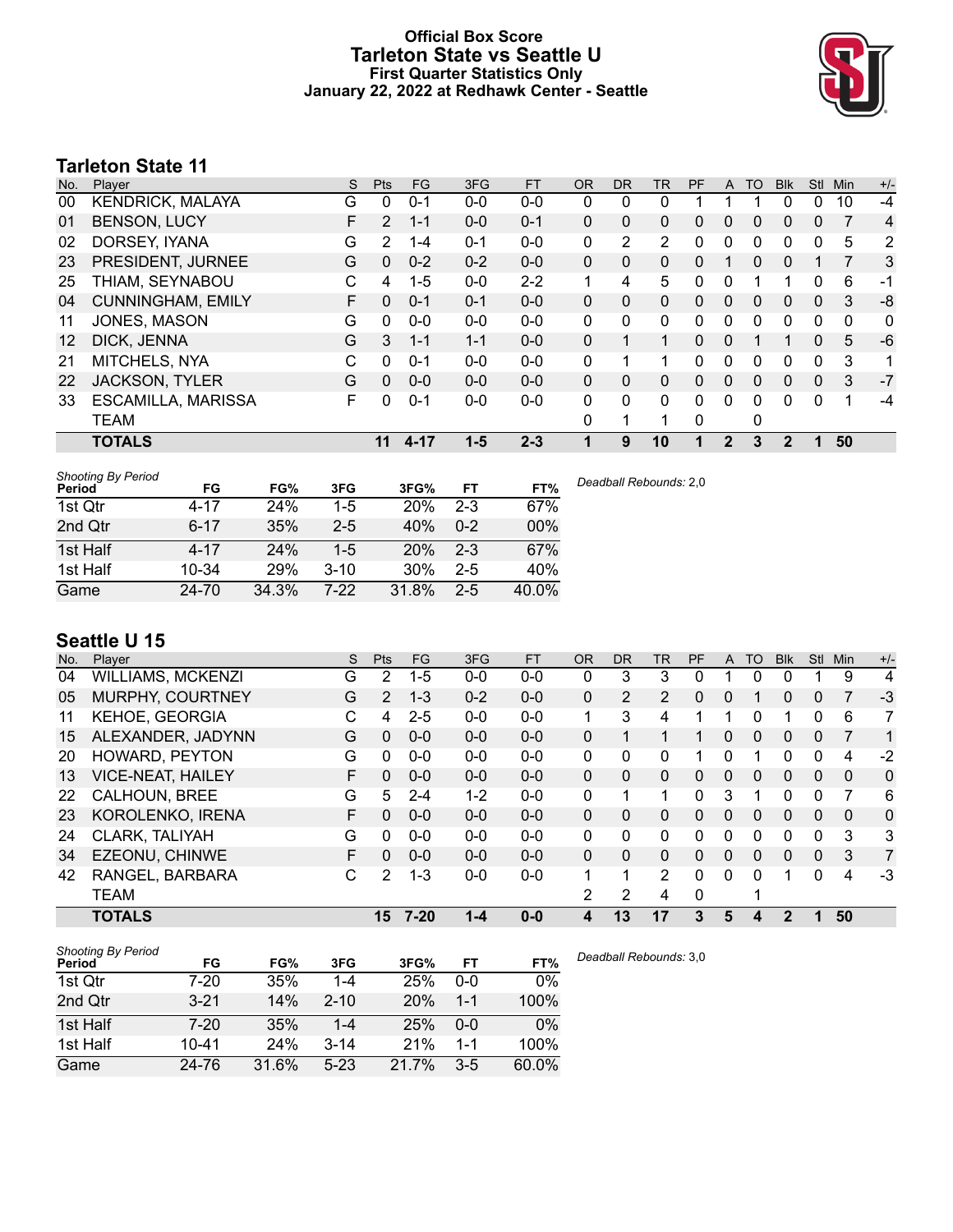# Official Box Score
## Tarleton State vs Seattle U
### First Quarter Statistics Only
### January 22, 2022 at Redhawk Center - Seattle

## Tarleton State 11

| No. | Player | S | Pts | FG | 3FG | FT | OR | DR | TR | PF | A | TO | Blk | Stl | Min | +/- |
|---|---|---|---|---|---|---|---|---|---|---|---|---|---|---|---|---|
| 00 | KENDRICK, MALAYA | G | 0 | 0-1 | 0-0 | 0-0 | 0 | 0 | 0 | 1 | 1 | 1 | 0 | 0 | 10 | -4 |
| 01 | BENSON, LUCY | F | 2 | 1-1 | 0-0 | 0-1 | 0 | 0 | 0 | 0 | 0 | 0 | 0 | 0 | 7 | 4 |
| 02 | DORSEY, IYANA | G | 2 | 1-4 | 0-1 | 0-0 | 0 | 2 | 2 | 0 | 0 | 0 | 0 | 0 | 5 | 2 |
| 23 | PRESIDENT, JURNEE | G | 0 | 0-2 | 0-2 | 0-0 | 0 | 0 | 0 | 0 | 1 | 0 | 0 | 1 | 7 | 3 |
| 25 | THIAM, SEYNABOU | C | 4 | 1-5 | 0-0 | 2-2 | 1 | 4 | 5 | 0 | 0 | 1 | 1 | 0 | 6 | -1 |
| 04 | CUNNINGHAM, EMILY | F | 0 | 0-1 | 0-1 | 0-0 | 0 | 0 | 0 | 0 | 0 | 0 | 0 | 0 | 3 | -8 |
| 11 | JONES, MASON | G | 0 | 0-0 | 0-0 | 0-0 | 0 | 0 | 0 | 0 | 0 | 0 | 0 | 0 | 0 | 0 |
| 12 | DICK, JENNA | G | 3 | 1-1 | 1-1 | 0-0 | 0 | 1 | 1 | 0 | 0 | 1 | 1 | 0 | 5 | -6 |
| 21 | MITCHELS, NYA | C | 0 | 0-1 | 0-0 | 0-0 | 0 | 1 | 1 | 0 | 0 | 0 | 0 | 0 | 3 | 1 |
| 22 | JACKSON, TYLER | G | 0 | 0-0 | 0-0 | 0-0 | 0 | 0 | 0 | 0 | 0 | 0 | 0 | 0 | 3 | -7 |
| 33 | ESCAMILLA, MARISSA | F | 0 | 0-1 | 0-0 | 0-0 | 0 | 0 | 0 | 0 | 0 | 0 | 0 | 0 | 1 | -4 |
| | TEAM | | | | | | 0 | 1 | 1 | 0 | | 0 | | | | |
| | **TOTALS** | | **11** | **4-17** | **1-5** | **2-3** | **1** | **9** | **10** | **1** | **2** | **3** | **2** | **1** | **50** | |

*Shooting By Period*

| Period | FG | FG% | 3FG | 3FG% | FT | FT% |
|---|---|---|---|---|---|---|
| 1st Qtr | 4-17 | 24% | 1-5 | 20% | 2-3 | 67% |
| 2nd Qtr | 6-17 | 35% | 2-5 | 40% | 0-2 | 00% |
| 1st Half | 4-17 | 24% | 1-5 | 20% | 2-3 | 67% |
| 1st Half | 10-34 | 29% | 3-10 | 30% | 2-5 | 40% |
| Game | 24-70 | 34.3% | 7-22 | 31.8% | 2-5 | 40.0% |

*Deadball Rebounds:* 2,0

## Seattle U 15

| No. | Player | S | Pts | FG | 3FG | FT | OR | DR | TR | PF | A | TO | Blk | Stl | Min | +/- |
|---|---|---|---|---|---|---|---|---|---|---|---|---|---|---|---|---|
| 04 | WILLIAMS, MCKENZI | G | 2 | 1-5 | 0-0 | 0-0 | 0 | 3 | 3 | 0 | 1 | 0 | 0 | 1 | 9 | 4 |
| 05 | MURPHY, COURTNEY | G | 2 | 1-3 | 0-2 | 0-0 | 0 | 2 | 2 | 0 | 0 | 1 | 0 | 0 | 7 | -3 |
| 11 | KEHOE, GEORGIA | C | 4 | 2-5 | 0-0 | 0-0 | 1 | 3 | 4 | 1 | 1 | 0 | 1 | 0 | 6 | 7 |
| 15 | ALEXANDER, JADYNN | G | 0 | 0-0 | 0-0 | 0-0 | 0 | 1 | 1 | 1 | 0 | 0 | 0 | 0 | 7 | 1 |
| 20 | HOWARD, PEYTON | G | 0 | 0-0 | 0-0 | 0-0 | 0 | 0 | 0 | 1 | 0 | 1 | 0 | 0 | 4 | -2 |
| 13 | VICE-NEAT, HAILEY | F | 0 | 0-0 | 0-0 | 0-0 | 0 | 0 | 0 | 0 | 0 | 0 | 0 | 0 | 0 | 0 |
| 22 | CALHOUN, BREE | G | 5 | 2-4 | 1-2 | 0-0 | 0 | 1 | 1 | 0 | 3 | 1 | 0 | 0 | 7 | 6 |
| 23 | KOROLENKO, IRENA | F | 0 | 0-0 | 0-0 | 0-0 | 0 | 0 | 0 | 0 | 0 | 0 | 0 | 0 | 0 | 0 |
| 24 | CLARK, TALIYAH | G | 0 | 0-0 | 0-0 | 0-0 | 0 | 0 | 0 | 0 | 0 | 0 | 0 | 0 | 3 | 3 |
| 34 | EZEONU, CHINWE | F | 0 | 0-0 | 0-0 | 0-0 | 0 | 0 | 0 | 0 | 0 | 0 | 0 | 0 | 3 | 7 |
| 42 | RANGEL, BARBARA | C | 2 | 1-3 | 0-0 | 0-0 | 1 | 1 | 2 | 0 | 0 | 0 | 1 | 0 | 4 | -3 |
| | TEAM | | | | | | 2 | 2 | 4 | 0 | | 1 | | | | |
| | **TOTALS** | | **15** | **7-20** | **1-4** | **0-0** | **4** | **13** | **17** | **3** | **5** | **4** | **2** | **1** | **50** | |

*Shooting By Period*

| Period | FG | FG% | 3FG | 3FG% | FT | FT% |
|---|---|---|---|---|---|---|
| 1st Qtr | 7-20 | 35% | 1-4 | 25% | 0-0 | 0% |
| 2nd Qtr | 3-21 | 14% | 2-10 | 20% | 1-1 | 100% |
| 1st Half | 7-20 | 35% | 1-4 | 25% | 0-0 | 0% |
| 1st Half | 10-41 | 24% | 3-14 | 21% | 1-1 | 100% |
| Game | 24-76 | 31.6% | 5-23 | 21.7% | 3-5 | 60.0% |

*Deadball Rebounds:* 3,0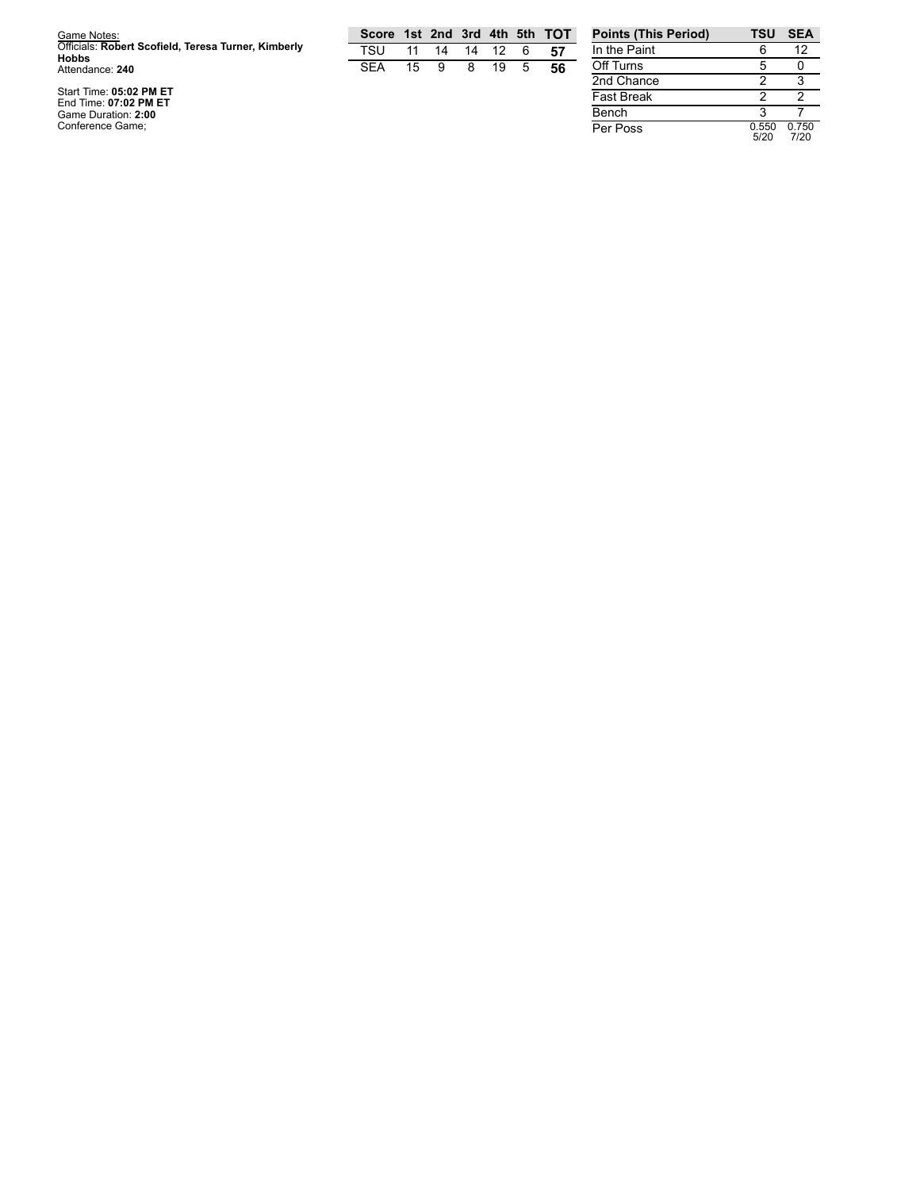Game Notes:
Officials: **Robert Scofield, Teresa Turner, Kimberly Hobbs**
Attendance: **240**

Start Time: **05:02 PM ET**
End Time: **07:02 PM ET**
Game Duration: **2:00**
Conference Game;

| Score | 1st | 2nd | 3rd | 4th | 5th | TOT |
|---|---|---|---|---|---|---|
| TSU | 11 | 14 | 14 | 12 | 6 | **57** |
| SEA | 15 | 9 | 8 | 19 | 5 | **56** |

| Points (This Period) | TSU | SEA |
|---|---|---|
| In the Paint | 6 | 12 |
| Off Turns | 5 | 0 |
| 2nd Chance | 2 | 3 |
| Fast Break | 2 | 2 |
| Bench | 3 | 7 |
| Per Poss | 0.550 5/20 | 0.750 7/20 |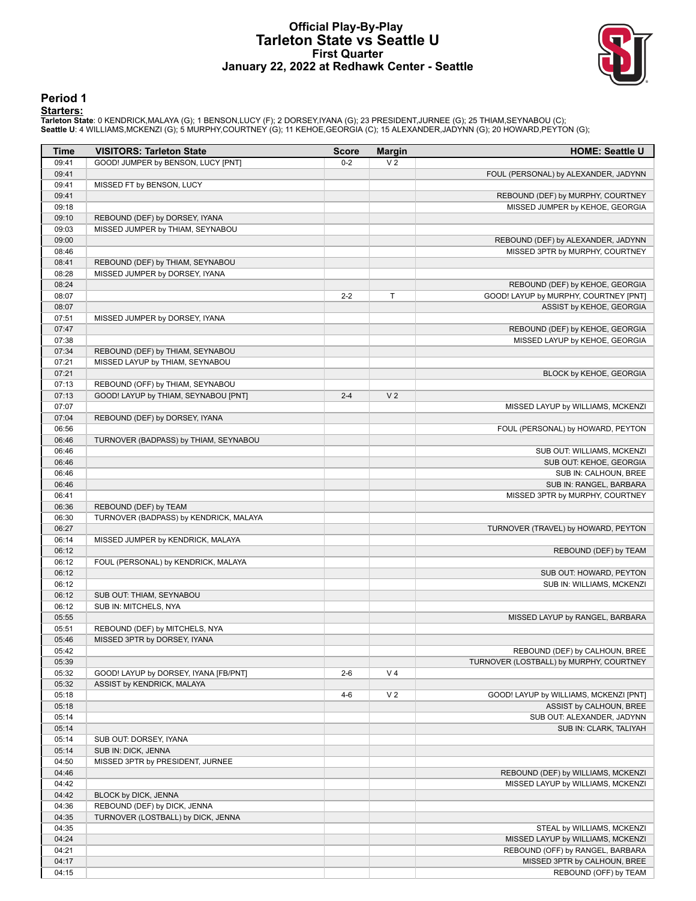# Official Play-By-Play
## Tarleton State vs Seattle U
### First Quarter
### January 22, 2022 at Redhawk Center - Seattle

## Period 1

**Starters:**

**Tarleton State**: 0 KENDRICK,MALAYA (G); 1 BENSON,LUCY (F); 2 DORSEY,IYANA (G); 23 PRESIDENT,JURNEE (G); 25 THIAM,SEYNABOU (C);
**Seattle U**: 4 WILLIAMS,MCKENZI (G); 5 MURPHY,COURTNEY (G); 11 KEHOE,GEORGIA (C); 15 ALEXANDER,JADYNN (G); 20 HOWARD,PEYTON (G);

| Time | VISITORS: Tarleton State | Score | Margin | HOME: Seattle U |
|---|---|---|---|---|
| 09:41 | GOOD! JUMPER by BENSON, LUCY [PNT] | 0-2 | V 2 | |
| 09:41 | | | | FOUL (PERSONAL) by ALEXANDER, JADYNN |
| 09:41 | MISSED FT by BENSON, LUCY | | | |
| 09:41 | | | | REBOUND (DEF) by MURPHY, COURTNEY |
| 09:18 | | | | MISSED JUMPER by KEHOE, GEORGIA |
| 09:10 | REBOUND (DEF) by DORSEY, IYANA | | | |
| 09:03 | MISSED JUMPER by THIAM, SEYNABOU | | | |
| 09:00 | | | | REBOUND (DEF) by ALEXANDER, JADYNN |
| 08:46 | | | | MISSED 3PTR by MURPHY, COURTNEY |
| 08:41 | REBOUND (DEF) by THIAM, SEYNABOU | | | |
| 08:28 | MISSED JUMPER by DORSEY, IYANA | | | |
| 08:24 | | | | REBOUND (DEF) by KEHOE, GEORGIA |
| 08:07 | | 2-2 | T | GOOD! LAYUP by MURPHY, COURTNEY [PNT] |
| 08:07 | | | | ASSIST by KEHOE, GEORGIA |
| 07:51 | MISSED JUMPER by DORSEY, IYANA | | | |
| 07:47 | | | | REBOUND (DEF) by KEHOE, GEORGIA |
| 07:38 | | | | MISSED LAYUP by KEHOE, GEORGIA |
| 07:34 | REBOUND (DEF) by THIAM, SEYNABOU | | | |
| 07:21 | MISSED LAYUP by THIAM, SEYNABOU | | | |
| 07:21 | | | | BLOCK by KEHOE, GEORGIA |
| 07:13 | REBOUND (OFF) by THIAM, SEYNABOU | | | |
| 07:13 | GOOD! LAYUP by THIAM, SEYNABOU [PNT] | 2-4 | V 2 | |
| 07:07 | | | | MISSED LAYUP by WILLIAMS, MCKENZI |
| 07:04 | REBOUND (DEF) by DORSEY, IYANA | | | |
| 06:56 | | | | FOUL (PERSONAL) by HOWARD, PEYTON |
| 06:46 | TURNOVER (BADPASS) by THIAM, SEYNABOU | | | |
| 06:46 | | | | SUB OUT: WILLIAMS, MCKENZI |
| 06:46 | | | | SUB OUT: KEHOE, GEORGIA |
| 06:46 | | | | SUB IN: CALHOUN, BREE |
| 06:46 | | | | SUB IN: RANGEL, BARBARA |
| 06:41 | | | | MISSED 3PTR by MURPHY, COURTNEY |
| 06:36 | REBOUND (DEF) by TEAM | | | |
| 06:30 | TURNOVER (BADPASS) by KENDRICK, MALAYA | | | |
| 06:27 | | | | TURNOVER (TRAVEL) by HOWARD, PEYTON |
| 06:14 | MISSED JUMPER by KENDRICK, MALAYA | | | |
| 06:12 | | | | REBOUND (DEF) by TEAM |
| 06:12 | FOUL (PERSONAL) by KENDRICK, MALAYA | | | |
| 06:12 | | | | SUB OUT: HOWARD, PEYTON |
| 06:12 | | | | SUB IN: WILLIAMS, MCKENZI |
| 06:12 | SUB OUT: THIAM, SEYNABOU | | | |
| 06:12 | SUB IN: MITCHELS, NYA | | | |
| 05:55 | | | | MISSED LAYUP by RANGEL, BARBARA |
| 05:51 | REBOUND (DEF) by MITCHELS, NYA | | | |
| 05:46 | MISSED 3PTR by DORSEY, IYANA | | | |
| 05:42 | | | | REBOUND (DEF) by CALHOUN, BREE |
| 05:39 | | | | TURNOVER (LOSTBALL) by MURPHY, COURTNEY |
| 05:32 | GOOD! LAYUP by DORSEY, IYANA [FB/PNT] | 2-6 | V 4 | |
| 05:32 | ASSIST by KENDRICK, MALAYA | | | |
| 05:18 | | 4-6 | V 2 | GOOD! LAYUP by WILLIAMS, MCKENZI [PNT] |
| 05:18 | | | | ASSIST by CALHOUN, BREE |
| 05:14 | | | | SUB OUT: ALEXANDER, JADYNN |
| 05:14 | | | | SUB IN: CLARK, TALIYAH |
| 05:14 | SUB OUT: DORSEY, IYANA | | | |
| 05:14 | SUB IN: DICK, JENNA | | | |
| 04:50 | MISSED 3PTR by PRESIDENT, JURNEE | | | |
| 04:46 | | | | REBOUND (DEF) by WILLIAMS, MCKENZI |
| 04:42 | | | | MISSED LAYUP by WILLIAMS, MCKENZI |
| 04:42 | BLOCK by DICK, JENNA | | | |
| 04:36 | REBOUND (DEF) by DICK, JENNA | | | |
| 04:35 | TURNOVER (LOSTBALL) by DICK, JENNA | | | |
| 04:35 | | | | STEAL by WILLIAMS, MCKENZI |
| 04:24 | | | | MISSED LAYUP by WILLIAMS, MCKENZI |
| 04:21 | | | | REBOUND (OFF) by RANGEL, BARBARA |
| 04:17 | | | | MISSED 3PTR by CALHOUN, BREE |
| 04:15 | | | | REBOUND (OFF) by TEAM |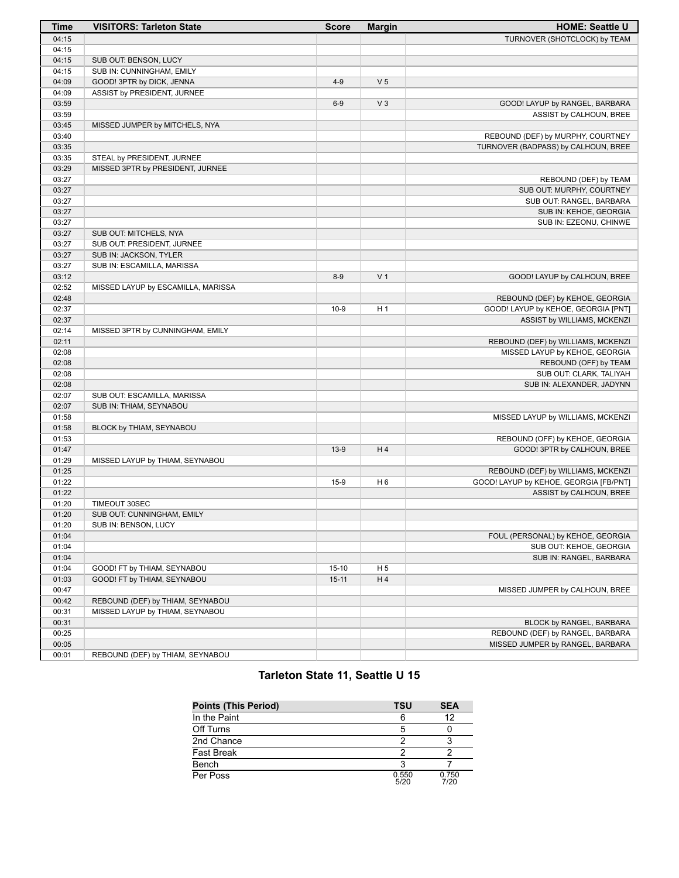| Time | VISITORS: Tarleton State | Score | Margin | HOME: Seattle U |
| --- | --- | --- | --- | --- |
| 04:15 | | | | TURNOVER (SHOTCLOCK) by TEAM |
| 04:15 | | | | |
| 04:15 | SUB OUT: BENSON, LUCY | | | |
| 04:15 | SUB IN: CUNNINGHAM, EMILY | | | |
| 04:09 | GOOD! 3PTR by DICK, JENNA | 4-9 | V 5 | |
| 04:09 | ASSIST by PRESIDENT, JURNEE | | | |
| 03:59 | | 6-9 | V 3 | GOOD! LAYUP by RANGEL, BARBARA |
| 03:59 | | | | ASSIST by CALHOUN, BREE |
| 03:45 | MISSED JUMPER by MITCHELS, NYA | | | |
| 03:40 | | | | REBOUND (DEF) by MURPHY, COURTNEY |
| 03:35 | | | | TURNOVER (BADPASS) by CALHOUN, BREE |
| 03:35 | STEAL by PRESIDENT, JURNEE | | | |
| 03:29 | MISSED 3PTR by PRESIDENT, JURNEE | | | |
| 03:27 | | | | REBOUND (DEF) by TEAM |
| 03:27 | | | | SUB OUT: MURPHY, COURTNEY |
| 03:27 | | | | SUB OUT: RANGEL, BARBARA |
| 03:27 | | | | SUB IN: KEHOE, GEORGIA |
| 03:27 | | | | SUB IN: EZEONU, CHINWE |
| 03:27 | SUB OUT: MITCHELS, NYA | | | |
| 03:27 | SUB OUT: PRESIDENT, JURNEE | | | |
| 03:27 | SUB IN: JACKSON, TYLER | | | |
| 03:27 | SUB IN: ESCAMILLA, MARISSA | | | |
| 03:12 | | 8-9 | V 1 | GOOD! LAYUP by CALHOUN, BREE |
| 02:52 | MISSED LAYUP by ESCAMILLA, MARISSA | | | |
| 02:48 | | | | REBOUND (DEF) by KEHOE, GEORGIA |
| 02:37 | | 10-9 | H 1 | GOOD! LAYUP by KEHOE, GEORGIA [PNT] |
| 02:37 | | | | ASSIST by WILLIAMS, MCKENZI |
| 02:14 | MISSED 3PTR by CUNNINGHAM, EMILY | | | |
| 02:11 | | | | REBOUND (DEF) by WILLIAMS, MCKENZI |
| 02:08 | | | | MISSED LAYUP by KEHOE, GEORGIA |
| 02:08 | | | | REBOUND (OFF) by TEAM |
| 02:08 | | | | SUB OUT: CLARK, TALIYAH |
| 02:08 | | | | SUB IN: ALEXANDER, JADYNN |
| 02:07 | SUB OUT: ESCAMILLA, MARISSA | | | |
| 02:07 | SUB IN: THIAM, SEYNABOU | | | |
| 01:58 | | | | MISSED LAYUP by WILLIAMS, MCKENZI |
| 01:58 | BLOCK by THIAM, SEYNABOU | | | |
| 01:53 | | | | REBOUND (OFF) by KEHOE, GEORGIA |
| 01:47 | | 13-9 | H 4 | GOOD! 3PTR by CALHOUN, BREE |
| 01:29 | MISSED LAYUP by THIAM, SEYNABOU | | | |
| 01:25 | | | | REBOUND (DEF) by WILLIAMS, MCKENZI |
| 01:22 | | 15-9 | H 6 | GOOD! LAYUP by KEHOE, GEORGIA [FB/PNT] |
| 01:22 | | | | ASSIST by CALHOUN, BREE |
| 01:20 | TIMEOUT 30SEC | | | |
| 01:20 | SUB OUT: CUNNINGHAM, EMILY | | | |
| 01:20 | SUB IN: BENSON, LUCY | | | |
| 01:04 | | | | FOUL (PERSONAL) by KEHOE, GEORGIA |
| 01:04 | | | | SUB OUT: KEHOE, GEORGIA |
| 01:04 | | | | SUB IN: RANGEL, BARBARA |
| 01:04 | GOOD! FT by THIAM, SEYNABOU | 15-10 | H 5 | |
| 01:03 | GOOD! FT by THIAM, SEYNABOU | 15-11 | H 4 | |
| 00:47 | | | | MISSED JUMPER by CALHOUN, BREE |
| 00:42 | REBOUND (DEF) by THIAM, SEYNABOU | | | |
| 00:31 | MISSED LAYUP by THIAM, SEYNABOU | | | |
| 00:31 | | | | BLOCK by RANGEL, BARBARA |
| 00:25 | | | | REBOUND (DEF) by RANGEL, BARBARA |
| 00:05 | | | | MISSED JUMPER by RANGEL, BARBARA |
| 00:01 | REBOUND (DEF) by THIAM, SEYNABOU | | | |

## Tarleton State 11, Seattle U 15

| Points (This Period) | TSU | SEA |
| --- | --- | --- |
| In the Paint | 6 | 12 |
| Off Turns | 5 | 0 |
| 2nd Chance | 2 | 3 |
| Fast Break | 2 | 2 |
| Bench | 3 | 7 |
| Per Poss | 0.550 5/20 | 0.750 7/20 |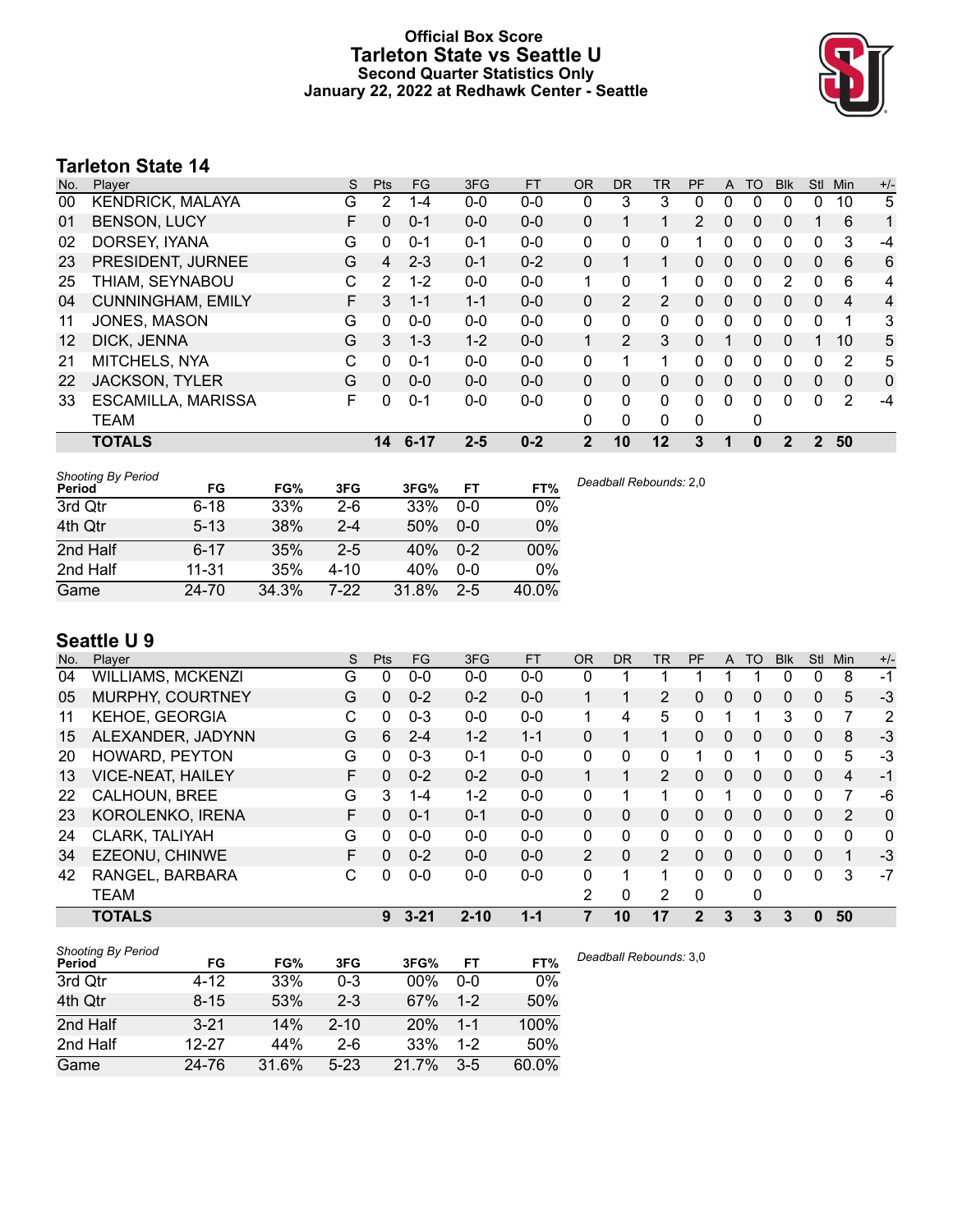# Official Box Score
## Tarleton State vs Seattle U
### Second Quarter Statistics Only
### January 22, 2022 at Redhawk Center - Seattle

## Tarleton State 14

| No. | Player | S | Pts | FG | 3FG | FT | OR | DR | TR | PF | A | TO | Blk | Stl | Min | +/- |
|---|---|---|---|---|---|---|---|---|---|---|---|---|---|---|---|---|
| 00 | KENDRICK, MALAYA | G | 2 | 1-4 | 0-0 | 0-0 | 0 | 3 | 3 | 0 | 0 | 0 | 0 | 0 | 10 | 5 |
| 01 | BENSON, LUCY | F | 0 | 0-1 | 0-0 | 0-0 | 0 | 1 | 1 | 2 | 0 | 0 | 0 | 1 | 6 | 1 |
| 02 | DORSEY, IYANA | G | 0 | 0-1 | 0-1 | 0-0 | 0 | 0 | 0 | 1 | 0 | 0 | 0 | 0 | 3 | -4 |
| 23 | PRESIDENT, JURNEE | G | 4 | 2-3 | 0-1 | 0-2 | 0 | 1 | 1 | 0 | 0 | 0 | 0 | 0 | 6 | 6 |
| 25 | THIAM, SEYNABOU | C | 2 | 1-2 | 0-0 | 0-0 | 1 | 0 | 1 | 0 | 0 | 0 | 2 | 0 | 6 | 4 |
| 04 | CUNNINGHAM, EMILY | F | 3 | 1-1 | 1-1 | 0-0 | 0 | 2 | 2 | 0 | 0 | 0 | 0 | 0 | 4 | 4 |
| 11 | JONES, MASON | G | 0 | 0-0 | 0-0 | 0-0 | 0 | 0 | 0 | 0 | 0 | 0 | 0 | 0 | 1 | 3 |
| 12 | DICK, JENNA | G | 3 | 1-3 | 1-2 | 0-0 | 1 | 2 | 3 | 0 | 1 | 0 | 0 | 1 | 10 | 5 |
| 21 | MITCHELS, NYA | C | 0 | 0-1 | 0-0 | 0-0 | 0 | 1 | 1 | 0 | 0 | 0 | 0 | 0 | 2 | 5 |
| 22 | JACKSON, TYLER | G | 0 | 0-0 | 0-0 | 0-0 | 0 | 0 | 0 | 0 | 0 | 0 | 0 | 0 | 0 | 0 |
| 33 | ESCAMILLA, MARISSA | F | 0 | 0-1 | 0-0 | 0-0 | 0 | 0 | 0 | 0 | 0 | 0 | 0 | 0 | 2 | -4 |
| | TEAM | | | | | | 0 | 0 | 0 | 0 | | 0 | | | | |
| | **TOTALS** | | **14** | **6-17** | **2-5** | **0-2** | **2** | **10** | **12** | **3** | **1** | **0** | **2** | **2** | **50** | |

*Shooting By Period*

| Period | FG | FG% | 3FG | 3FG% | FT | FT% |
|---|---|---|---|---|---|---|
| 3rd Qtr | 6-18 | 33% | 2-6 | 33% | 0-0 | 0% |
| 4th Qtr | 5-13 | 38% | 2-4 | 50% | 0-0 | 0% |
| 2nd Half | 6-17 | 35% | 2-5 | 40% | 0-2 | 00% |
| 2nd Half | 11-31 | 35% | 4-10 | 40% | 0-0 | 0% |
| Game | 24-70 | 34.3% | 7-22 | 31.8% | 2-5 | 40.0% |

*Deadball Rebounds:* 2,0

## Seattle U 9

| No. | Player | S | Pts | FG | 3FG | FT | OR | DR | TR | PF | A | TO | Blk | Stl | Min | +/- |
|---|---|---|---|---|---|---|---|---|---|---|---|---|---|---|---|---|
| 04 | WILLIAMS, MCKENZI | G | 0 | 0-0 | 0-0 | 0-0 | 0 | 1 | 1 | 1 | 1 | 1 | 0 | 0 | 8 | -1 |
| 05 | MURPHY, COURTNEY | G | 0 | 0-2 | 0-2 | 0-0 | 1 | 1 | 2 | 0 | 0 | 0 | 0 | 0 | 5 | -3 |
| 11 | KEHOE, GEORGIA | C | 0 | 0-3 | 0-0 | 0-0 | 1 | 4 | 5 | 0 | 1 | 1 | 3 | 0 | 7 | 2 |
| 15 | ALEXANDER, JADYNN | G | 6 | 2-4 | 1-2 | 1-1 | 0 | 1 | 1 | 0 | 0 | 0 | 0 | 0 | 8 | -3 |
| 20 | HOWARD, PEYTON | G | 0 | 0-3 | 0-1 | 0-0 | 0 | 0 | 0 | 1 | 0 | 1 | 0 | 0 | 5 | -3 |
| 13 | VICE-NEAT, HAILEY | F | 0 | 0-2 | 0-2 | 0-0 | 1 | 1 | 2 | 0 | 0 | 0 | 0 | 0 | 4 | -1 |
| 22 | CALHOUN, BREE | G | 3 | 1-4 | 1-2 | 0-0 | 0 | 1 | 1 | 0 | 1 | 0 | 0 | 0 | 7 | -6 |
| 23 | KOROLENKO, IRENA | F | 0 | 0-1 | 0-1 | 0-0 | 0 | 0 | 0 | 0 | 0 | 0 | 0 | 0 | 2 | 0 |
| 24 | CLARK, TALIYAH | G | 0 | 0-0 | 0-0 | 0-0 | 0 | 0 | 0 | 0 | 0 | 0 | 0 | 0 | 0 | 0 |
| 34 | EZEONU, CHINWE | F | 0 | 0-2 | 0-0 | 0-0 | 2 | 0 | 2 | 0 | 0 | 0 | 0 | 0 | 1 | -3 |
| 42 | RANGEL, BARBARA | C | 0 | 0-0 | 0-0 | 0-0 | 0 | 1 | 1 | 0 | 0 | 0 | 0 | 0 | 3 | -7 |
| | TEAM | | | | | | 2 | 0 | 2 | 0 | | 0 | | | | |
| | **TOTALS** | | **9** | **3-21** | **2-10** | **1-1** | **7** | **10** | **17** | **2** | **3** | **3** | **3** | **0** | **50** | |

*Shooting By Period*

| Period | FG | FG% | 3FG | 3FG% | FT | FT% |
|---|---|---|---|---|---|---|
| 3rd Qtr | 4-12 | 33% | 0-3 | 00% | 0-0 | 0% |
| 4th Qtr | 8-15 | 53% | 2-3 | 67% | 1-2 | 50% |
| 2nd Half | 3-21 | 14% | 2-10 | 20% | 1-1 | 100% |
| 2nd Half | 12-27 | 44% | 2-6 | 33% | 1-2 | 50% |
| Game | 24-76 | 31.6% | 5-23 | 21.7% | 3-5 | 60.0% |

*Deadball Rebounds:* 3,0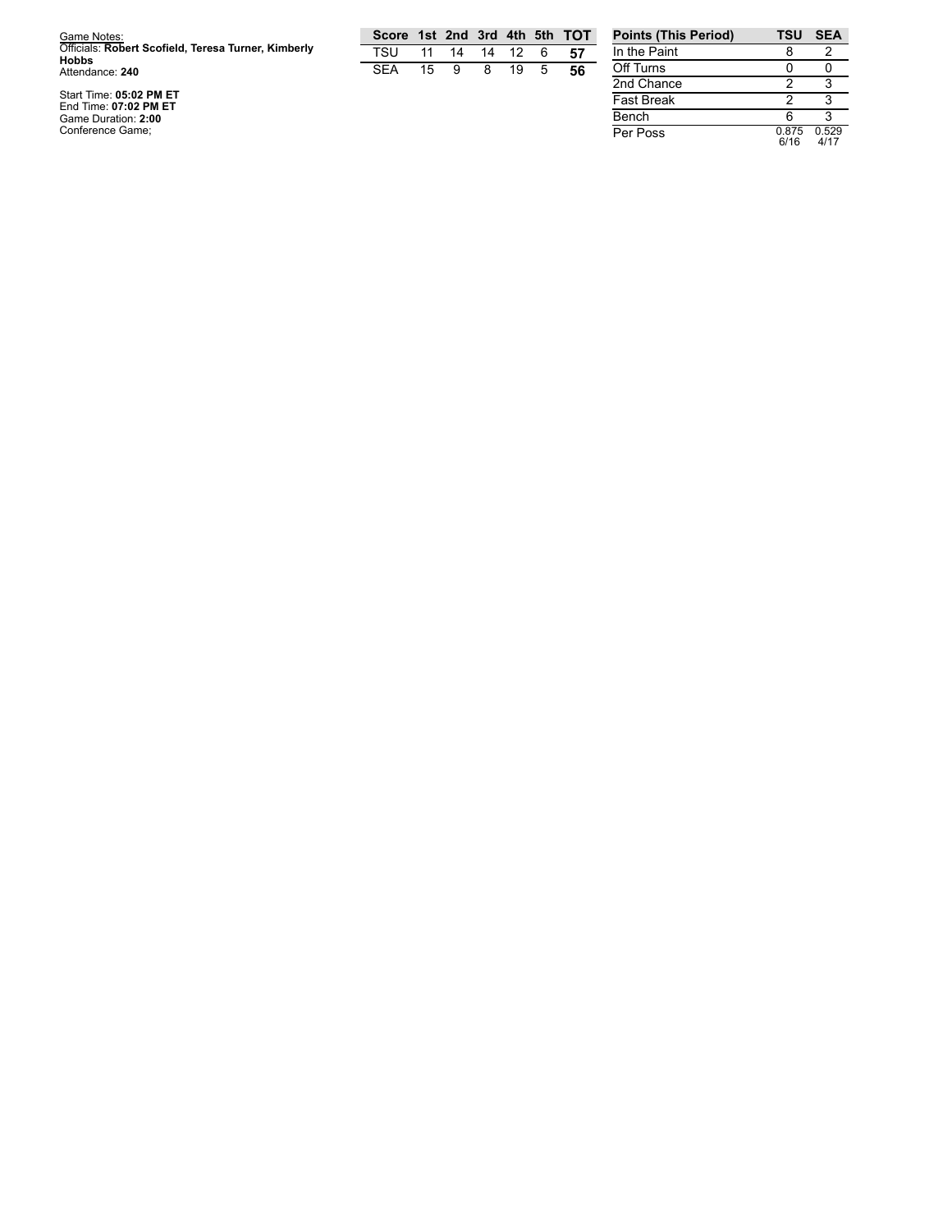Game Notes:
Officials: **Robert Scofield, Teresa Turner, Kimberly Hobbs**
Attendance: **240**

Start Time: **05:02 PM ET**
End Time: **07:02 PM ET**
Game Duration: **2:00**
Conference Game;

| Score | 1st | 2nd | 3rd | 4th | 5th | TOT |
|---|---|---|---|---|---|---|
| TSU | 11 | 14 | 14 | 12 | 6 | **57** |
| SEA | 15 | 9 | 8 | 19 | 5 | **56** |

| Points (This Period) | TSU | SEA |
|---|---|---|
| In the Paint | 8 | 2 |
| Off Turns | 0 | 0 |
| 2nd Chance | 2 | 3 |
| Fast Break | 2 | 3 |
| Bench | 6 | 3 |
| Per Poss | 0.875 6/16 | 0.529 4/17 |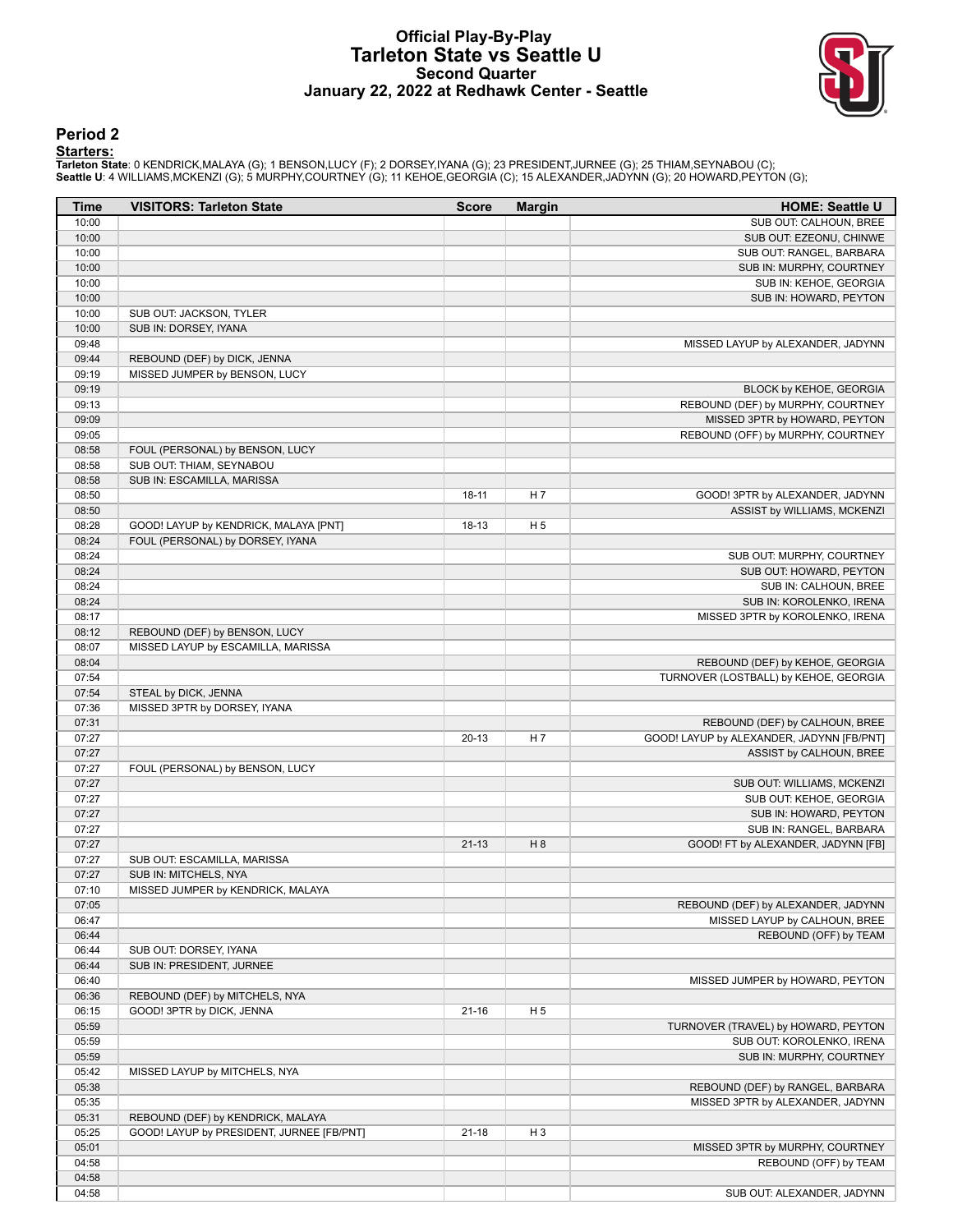# Official Play-By-Play
## Tarleton State vs Seattle U
### Second Quarter
### January 22, 2022 at Redhawk Center - Seattle

## Period 2

**Starters:**

**Tarleton State**: 0 KENDRICK,MALAYA (G); 1 BENSON,LUCY (F); 2 DORSEY,IYANA (G); 23 PRESIDENT,JURNEE (G); 25 THIAM,SEYNABOU (C);
**Seattle U**: 4 WILLIAMS,MCKENZI (G); 5 MURPHY,COURTNEY (G); 11 KEHOE,GEORGIA (C); 15 ALEXANDER,JADYNN (G); 20 HOWARD,PEYTON (G);

| Time | VISITORS: Tarleton State | Score | Margin | HOME: Seattle U |
|---|---|---|---|---|
| 10:00 | | | | SUB OUT: CALHOUN, BREE |
| 10:00 | | | | SUB OUT: EZEONU, CHINWE |
| 10:00 | | | | SUB OUT: RANGEL, BARBARA |
| 10:00 | | | | SUB IN: MURPHY, COURTNEY |
| 10:00 | | | | SUB IN: KEHOE, GEORGIA |
| 10:00 | | | | SUB IN: HOWARD, PEYTON |
| 10:00 | SUB OUT: JACKSON, TYLER | | | |
| 10:00 | SUB IN: DORSEY, IYANA | | | |
| 09:48 | | | | MISSED LAYUP by ALEXANDER, JADYNN |
| 09:44 | REBOUND (DEF) by DICK, JENNA | | | |
| 09:19 | MISSED JUMPER by BENSON, LUCY | | | |
| 09:19 | | | | BLOCK by KEHOE, GEORGIA |
| 09:13 | | | | REBOUND (DEF) by MURPHY, COURTNEY |
| 09:09 | | | | MISSED 3PTR by HOWARD, PEYTON |
| 09:05 | | | | REBOUND (OFF) by MURPHY, COURTNEY |
| 08:58 | FOUL (PERSONAL) by BENSON, LUCY | | | |
| 08:58 | SUB OUT: THIAM, SEYNABOU | | | |
| 08:58 | SUB IN: ESCAMILLA, MARISSA | | | |
| 08:50 | | 18-11 | H 7 | GOOD! 3PTR by ALEXANDER, JADYNN |
| 08:50 | | | | ASSIST by WILLIAMS, MCKENZI |
| 08:28 | GOOD! LAYUP by KENDRICK, MALAYA [PNT] | 18-13 | H 5 | |
| 08:24 | FOUL (PERSONAL) by DORSEY, IYANA | | | |
| 08:24 | | | | SUB OUT: MURPHY, COURTNEY |
| 08:24 | | | | SUB OUT: HOWARD, PEYTON |
| 08:24 | | | | SUB IN: CALHOUN, BREE |
| 08:24 | | | | SUB IN: KOROLENKO, IRENA |
| 08:17 | | | | MISSED 3PTR by KOROLENKO, IRENA |
| 08:12 | REBOUND (DEF) by BENSON, LUCY | | | |
| 08:07 | MISSED LAYUP by ESCAMILLA, MARISSA | | | |
| 08:04 | | | | REBOUND (DEF) by KEHOE, GEORGIA |
| 07:54 | | | | TURNOVER (LOSTBALL) by KEHOE, GEORGIA |
| 07:54 | STEAL by DICK, JENNA | | | |
| 07:36 | MISSED 3PTR by DORSEY, IYANA | | | |
| 07:31 | | | | REBOUND (DEF) by CALHOUN, BREE |
| 07:27 | | 20-13 | H 7 | GOOD! LAYUP by ALEXANDER, JADYNN [FB/PNT] |
| 07:27 | | | | ASSIST by CALHOUN, BREE |
| 07:27 | FOUL (PERSONAL) by BENSON, LUCY | | | |
| 07:27 | | | | SUB OUT: WILLIAMS, MCKENZI |
| 07:27 | | | | SUB OUT: KEHOE, GEORGIA |
| 07:27 | | | | SUB IN: HOWARD, PEYTON |
| 07:27 | | | | SUB IN: RANGEL, BARBARA |
| 07:27 | | 21-13 | H 8 | GOOD! FT by ALEXANDER, JADYNN [FB] |
| 07:27 | SUB OUT: ESCAMILLA, MARISSA | | | |
| 07:27 | SUB IN: MITCHELS, NYA | | | |
| 07:10 | MISSED JUMPER by KENDRICK, MALAYA | | | |
| 07:05 | | | | REBOUND (DEF) by ALEXANDER, JADYNN |
| 06:47 | | | | MISSED LAYUP by CALHOUN, BREE |
| 06:44 | | | | REBOUND (OFF) by TEAM |
| 06:44 | SUB OUT: DORSEY, IYANA | | | |
| 06:44 | SUB IN: PRESIDENT, JURNEE | | | |
| 06:40 | | | | MISSED JUMPER by HOWARD, PEYTON |
| 06:36 | REBOUND (DEF) by MITCHELS, NYA | | | |
| 06:15 | GOOD! 3PTR by DICK, JENNA | 21-16 | H 5 | |
| 05:59 | | | | TURNOVER (TRAVEL) by HOWARD, PEYTON |
| 05:59 | | | | SUB OUT: KOROLENKO, IRENA |
| 05:59 | | | | SUB IN: MURPHY, COURTNEY |
| 05:42 | MISSED LAYUP by MITCHELS, NYA | | | |
| 05:38 | | | | REBOUND (DEF) by RANGEL, BARBARA |
| 05:35 | | | | MISSED 3PTR by ALEXANDER, JADYNN |
| 05:31 | REBOUND (DEF) by KENDRICK, MALAYA | | | |
| 05:25 | GOOD! LAYUP by PRESIDENT, JURNEE [FB/PNT] | 21-18 | H 3 | |
| 05:01 | | | | MISSED 3PTR by MURPHY, COURTNEY |
| 04:58 | | | | REBOUND (OFF) by TEAM |
| 04:58 | | | | |
| 04:58 | | | | SUB OUT: ALEXANDER, JADYNN |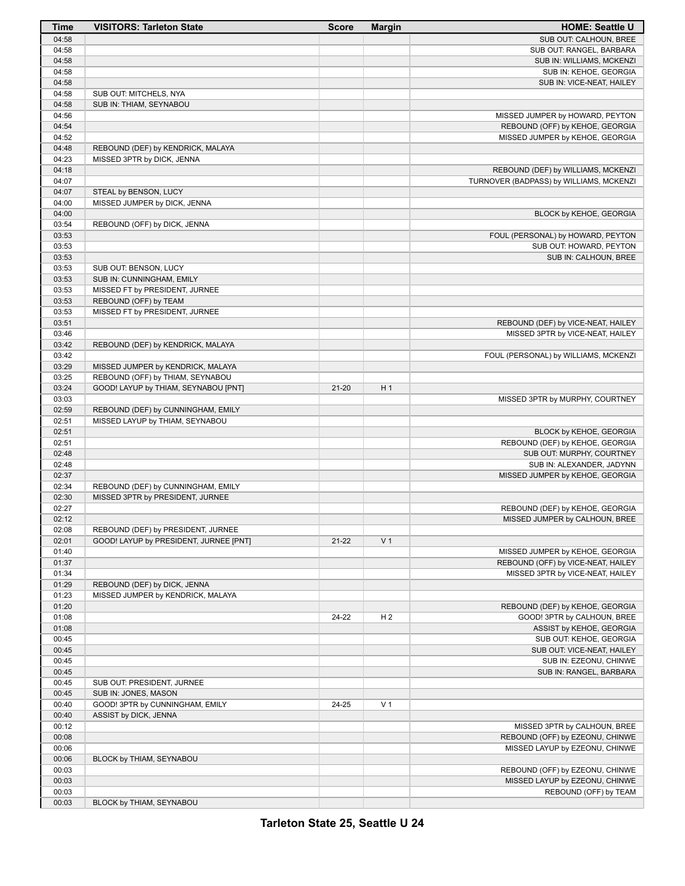| Time | VISITORS: Tarleton State | Score | Margin | HOME: Seattle U |
|---|---|---|---|---|
| 04:58 | | | | SUB OUT: CALHOUN, BREE |
| 04:58 | | | | SUB OUT: RANGEL, BARBARA |
| 04:58 | | | | SUB IN: WILLIAMS, MCKENZI |
| 04:58 | | | | SUB IN: KEHOE, GEORGIA |
| 04:58 | | | | SUB IN: VICE-NEAT, HAILEY |
| 04:58 | SUB OUT: MITCHELS, NYA | | | |
| 04:58 | SUB IN: THIAM, SEYNABOU | | | |
| 04:56 | | | | MISSED JUMPER by HOWARD, PEYTON |
| 04:54 | | | | REBOUND (OFF) by KEHOE, GEORGIA |
| 04:52 | | | | MISSED JUMPER by KEHOE, GEORGIA |
| 04:48 | REBOUND (DEF) by KENDRICK, MALAYA | | | |
| 04:23 | MISSED 3PTR by DICK, JENNA | | | |
| 04:18 | | | | REBOUND (DEF) by WILLIAMS, MCKENZI |
| 04:07 | | | | TURNOVER (BADPASS) by WILLIAMS, MCKENZI |
| 04:07 | STEAL by BENSON, LUCY | | | |
| 04:00 | MISSED JUMPER by DICK, JENNA | | | |
| 04:00 | | | | BLOCK by KEHOE, GEORGIA |
| 03:54 | REBOUND (OFF) by DICK, JENNA | | | |
| 03:53 | | | | FOUL (PERSONAL) by HOWARD, PEYTON |
| 03:53 | | | | SUB OUT: HOWARD, PEYTON |
| 03:53 | | | | SUB IN: CALHOUN, BREE |
| 03:53 | SUB OUT: BENSON, LUCY | | | |
| 03:53 | SUB IN: CUNNINGHAM, EMILY | | | |
| 03:53 | MISSED FT by PRESIDENT, JURNEE | | | |
| 03:53 | REBOUND (OFF) by TEAM | | | |
| 03:53 | MISSED FT by PRESIDENT, JURNEE | | | |
| 03:51 | | | | REBOUND (DEF) by VICE-NEAT, HAILEY |
| 03:46 | | | | MISSED 3PTR by VICE-NEAT, HAILEY |
| 03:42 | REBOUND (DEF) by KENDRICK, MALAYA | | | |
| 03:42 | | | | FOUL (PERSONAL) by WILLIAMS, MCKENZI |
| 03:29 | MISSED JUMPER by KENDRICK, MALAYA | | | |
| 03:25 | REBOUND (OFF) by THIAM, SEYNABOU | | | |
| 03:24 | GOOD! LAYUP by THIAM, SEYNABOU [PNT] | 21-20 | H 1 | |
| 03:03 | | | | MISSED 3PTR by MURPHY, COURTNEY |
| 02:59 | REBOUND (DEF) by CUNNINGHAM, EMILY | | | |
| 02:51 | MISSED LAYUP by THIAM, SEYNABOU | | | |
| 02:51 | | | | BLOCK by KEHOE, GEORGIA |
| 02:51 | | | | REBOUND (DEF) by KEHOE, GEORGIA |
| 02:48 | | | | SUB OUT: MURPHY, COURTNEY |
| 02:48 | | | | SUB IN: ALEXANDER, JADYNN |
| 02:37 | | | | MISSED JUMPER by KEHOE, GEORGIA |
| 02:34 | REBOUND (DEF) by CUNNINGHAM, EMILY | | | |
| 02:30 | MISSED 3PTR by PRESIDENT, JURNEE | | | |
| 02:27 | | | | REBOUND (DEF) by KEHOE, GEORGIA |
| 02:12 | | | | MISSED JUMPER by CALHOUN, BREE |
| 02:08 | REBOUND (DEF) by PRESIDENT, JURNEE | | | |
| 02:01 | GOOD! LAYUP by PRESIDENT, JURNEE [PNT] | 21-22 | V 1 | |
| 01:40 | | | | MISSED JUMPER by KEHOE, GEORGIA |
| 01:37 | | | | REBOUND (OFF) by VICE-NEAT, HAILEY |
| 01:34 | | | | MISSED 3PTR by VICE-NEAT, HAILEY |
| 01:29 | REBOUND (DEF) by DICK, JENNA | | | |
| 01:23 | MISSED JUMPER by KENDRICK, MALAYA | | | |
| 01:20 | | | | REBOUND (DEF) by KEHOE, GEORGIA |
| 01:08 | | 24-22 | H 2 | GOOD! 3PTR by CALHOUN, BREE |
| 01:08 | | | | ASSIST by KEHOE, GEORGIA |
| 00:45 | | | | SUB OUT: KEHOE, GEORGIA |
| 00:45 | | | | SUB OUT: VICE-NEAT, HAILEY |
| 00:45 | | | | SUB IN: EZEONU, CHINWE |
| 00:45 | | | | SUB IN: RANGEL, BARBARA |
| 00:45 | SUB OUT: PRESIDENT, JURNEE | | | |
| 00:45 | SUB IN: JONES, MASON | | | |
| 00:40 | GOOD! 3PTR by CUNNINGHAM, EMILY | 24-25 | V 1 | |
| 00:40 | ASSIST by DICK, JENNA | | | |
| 00:12 | | | | MISSED 3PTR by CALHOUN, BREE |
| 00:08 | | | | REBOUND (OFF) by EZEONU, CHINWE |
| 00:06 | | | | MISSED LAYUP by EZEONU, CHINWE |
| 00:06 | BLOCK by THIAM, SEYNABOU | | | |
| 00:03 | | | | REBOUND (OFF) by EZEONU, CHINWE |
| 00:03 | | | | MISSED LAYUP by EZEONU, CHINWE |
| 00:03 | | | | REBOUND (OFF) by TEAM |
| 00:03 | BLOCK by THIAM, SEYNABOU | | | |

**Tarleton State 25, Seattle U 24**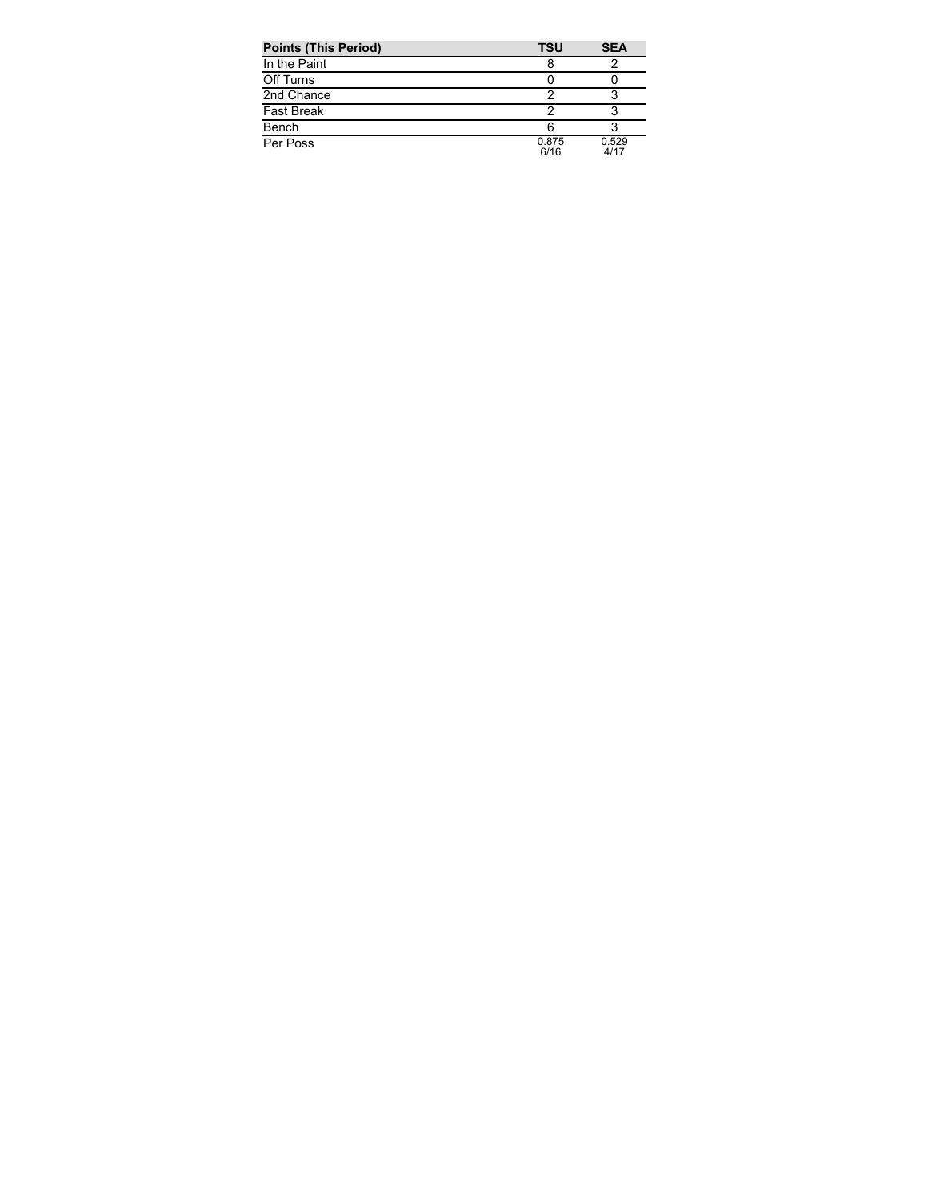| Points (This Period) | TSU | SEA |
| --- | --- | --- |
| In the Paint | 8 | 2 |
| Off Turns | 0 | 0 |
| 2nd Chance | 2 | 3 |
| Fast Break | 2 | 3 |
| Bench | 6 | 3 |
| Per Poss | 0.875 6/16 | 0.529 4/17 |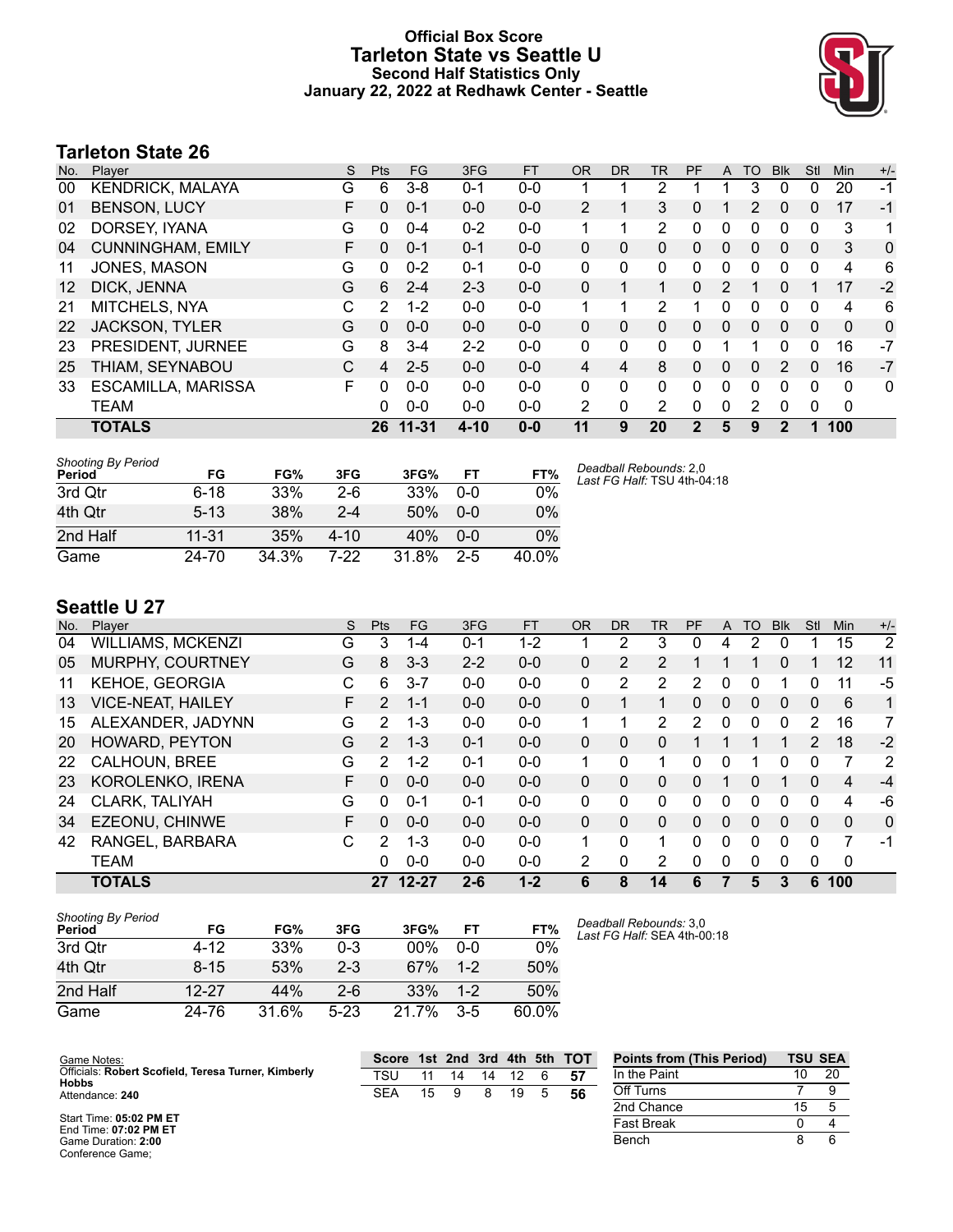# Official Box Score
## Tarleton State vs Seattle U
### Second Half Statistics Only
### January 22, 2022 at Redhawk Center - Seattle

## Tarleton State 26

| No. | Player | S | Pts | FG | 3FG | FT | OR | DR | TR | PF | A | TO | Blk | Stl | Min | +/- |
|---|---|---|---|---|---|---|---|---|---|---|---|---|---|---|---|---|
| 00 | KENDRICK, MALAYA | G | 6 | 3-8 | 0-1 | 0-0 | 1 | 1 | 2 | 1 | 1 | 3 | 0 | 0 | 20 | -1 |
| 01 | BENSON, LUCY | F | 0 | 0-1 | 0-0 | 0-0 | 2 | 1 | 3 | 0 | 1 | 2 | 0 | 0 | 17 | -1 |
| 02 | DORSEY, IYANA | G | 0 | 0-4 | 0-2 | 0-0 | 1 | 1 | 2 | 0 | 0 | 0 | 0 | 0 | 3 | 1 |
| 04 | CUNNINGHAM, EMILY | F | 0 | 0-1 | 0-1 | 0-0 | 0 | 0 | 0 | 0 | 0 | 0 | 0 | 0 | 3 | 0 |
| 11 | JONES, MASON | G | 0 | 0-2 | 0-1 | 0-0 | 0 | 0 | 0 | 0 | 0 | 0 | 0 | 0 | 4 | 6 |
| 12 | DICK, JENNA | G | 6 | 2-4 | 2-3 | 0-0 | 0 | 1 | 1 | 0 | 2 | 1 | 0 | 1 | 17 | -2 |
| 21 | MITCHELS, NYA | C | 2 | 1-2 | 0-0 | 0-0 | 1 | 1 | 2 | 1 | 0 | 0 | 0 | 0 | 4 | 6 |
| 22 | JACKSON, TYLER | G | 0 | 0-0 | 0-0 | 0-0 | 0 | 0 | 0 | 0 | 0 | 0 | 0 | 0 | 0 | 0 |
| 23 | PRESIDENT, JURNEE | G | 8 | 3-4 | 2-2 | 0-0 | 0 | 0 | 0 | 0 | 1 | 1 | 0 | 0 | 16 | -7 |
| 25 | THIAM, SEYNABOU | C | 4 | 2-5 | 0-0 | 0-0 | 4 | 4 | 8 | 0 | 0 | 0 | 2 | 0 | 16 | -7 |
| 33 | ESCAMILLA, MARISSA | F | 0 | 0-0 | 0-0 | 0-0 | 0 | 0 | 0 | 0 | 0 | 0 | 0 | 0 | 0 | 0 |
| | TEAM | | 0 | 0-0 | 0-0 | 0-0 | 2 | 0 | 2 | 0 | 0 | 2 | 0 | 0 | 0 | |
| | **TOTALS** | | **26** | **11-31** | **4-10** | **0-0** | **11** | **9** | **20** | **2** | **5** | **9** | **2** | **1** | **100** | |

*Shooting By Period*

| Period | FG | FG% | 3FG | 3FG% | FT | FT% |
|---|---|---|---|---|---|---|
| 3rd Qtr | 6-18 | 33% | 2-6 | 33% | 0-0 | 0% |
| 4th Qtr | 5-13 | 38% | 2-4 | 50% | 0-0 | 0% |
| 2nd Half | 11-31 | 35% | 4-10 | 40% | 0-0 | 0% |
| Game | 24-70 | 34.3% | 7-22 | 31.8% | 2-5 | 40.0% |

*Deadball Rebounds:* 2,0
*Last FG Half:* TSU 4th-04:18

## Seattle U 27

| No. | Player | S | Pts | FG | 3FG | FT | OR | DR | TR | PF | A | TO | Blk | Stl | Min | +/- |
|---|---|---|---|---|---|---|---|---|---|---|---|---|---|---|---|---|
| 04 | WILLIAMS, MCKENZI | G | 3 | 1-4 | 0-1 | 1-2 | 1 | 2 | 3 | 0 | 4 | 2 | 0 | 1 | 15 | 2 |
| 05 | MURPHY, COURTNEY | G | 8 | 3-3 | 2-2 | 0-0 | 0 | 2 | 2 | 1 | 1 | 1 | 0 | 1 | 12 | 11 |
| 11 | KEHOE, GEORGIA | C | 6 | 3-7 | 0-0 | 0-0 | 0 | 2 | 2 | 2 | 0 | 0 | 1 | 0 | 11 | -5 |
| 13 | VICE-NEAT, HAILEY | F | 2 | 1-1 | 0-0 | 0-0 | 0 | 1 | 1 | 0 | 0 | 0 | 0 | 0 | 6 | 1 |
| 15 | ALEXANDER, JADYNN | G | 2 | 1-3 | 0-0 | 0-0 | 1 | 1 | 2 | 2 | 0 | 0 | 0 | 2 | 16 | 7 |
| 20 | HOWARD, PEYTON | G | 2 | 1-3 | 0-1 | 0-0 | 0 | 0 | 0 | 1 | 1 | 1 | 1 | 2 | 18 | -2 |
| 22 | CALHOUN, BREE | G | 2 | 1-2 | 0-1 | 0-0 | 1 | 0 | 1 | 0 | 0 | 1 | 0 | 0 | 7 | 2 |
| 23 | KOROLENKO, IRENA | F | 0 | 0-0 | 0-0 | 0-0 | 0 | 0 | 0 | 0 | 1 | 0 | 1 | 0 | 4 | -4 |
| 24 | CLARK, TALIYAH | G | 0 | 0-1 | 0-1 | 0-0 | 0 | 0 | 0 | 0 | 0 | 0 | 0 | 0 | 4 | -6 |
| 34 | EZEONU, CHINWE | F | 0 | 0-0 | 0-0 | 0-0 | 0 | 0 | 0 | 0 | 0 | 0 | 0 | 0 | 0 | 0 |
| 42 | RANGEL, BARBARA | C | 2 | 1-3 | 0-0 | 0-0 | 1 | 0 | 1 | 0 | 0 | 0 | 0 | 0 | 7 | -1 |
| | TEAM | | 0 | 0-0 | 0-0 | 0-0 | 2 | 0 | 2 | 0 | 0 | 0 | 0 | 0 | 0 | |
| | **TOTALS** | | **27** | **12-27** | **2-6** | **1-2** | **6** | **8** | **14** | **6** | **7** | **5** | **3** | **6** | **100** | |

*Shooting By Period*

| Period | FG | FG% | 3FG | 3FG% | FT | FT% |
|---|---|---|---|---|---|---|
| 3rd Qtr | 4-12 | 33% | 0-3 | 00% | 0-0 | 0% |
| 4th Qtr | 8-15 | 53% | 2-3 | 67% | 1-2 | 50% |
| 2nd Half | 12-27 | 44% | 2-6 | 33% | 1-2 | 50% |
| Game | 24-76 | 31.6% | 5-23 | 21.7% | 3-5 | 60.0% |

*Deadball Rebounds:* 3,0
*Last FG Half:* SEA 4th-00:18

Game Notes:
Officials: **Robert Scofield, Teresa Turner, Kimberly Hobbs**
Attendance: **240**

Start Time: **05:02 PM ET**
End Time: **07:02 PM ET**
Game Duration: **2:00**
Conference Game;

| Score | 1st | 2nd | 3rd | 4th | 5th | TOT |
|---|---|---|---|---|---|---|
| TSU | 11 | 14 | 14 | 12 | 6 | **57** |
| SEA | 15 | 9 | 8 | 19 | 5 | **56** |

| Points from (This Period) | TSU | SEA |
|---|---|---|
| In the Paint | 10 | 20 |
| Off Turns | 7 | 9 |
| 2nd Chance | 15 | 5 |
| Fast Break | 0 | 4 |
| Bench | 8 | 6 |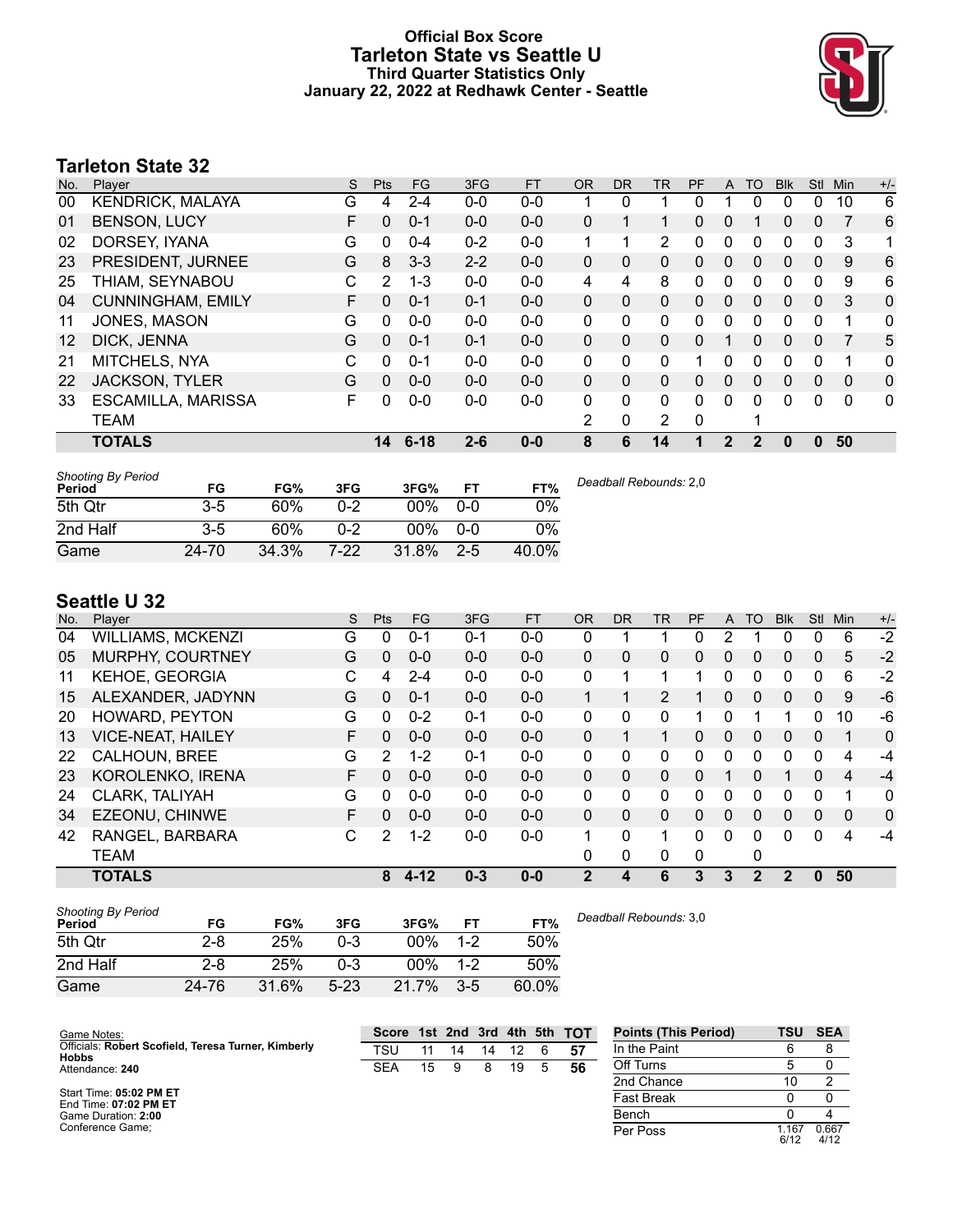# Official Box Score
## Tarleton State vs Seattle U
### Third Quarter Statistics Only
### January 22, 2022 at Redhawk Center - Seattle

## Tarleton State 32

| No. | Player | S | Pts | FG | 3FG | FT | OR | DR | TR | PF | A | TO | Blk | Stl | Min | +/- |
|---|---|---|---|---|---|---|---|---|---|---|---|---|---|---|---|---|
| 00 | KENDRICK, MALAYA | G | 4 | 2-4 | 0-0 | 0-0 | 1 | 0 | 1 | 0 | 1 | 0 | 0 | 0 | 10 | 6 |
| 01 | BENSON, LUCY | F | 0 | 0-1 | 0-0 | 0-0 | 0 | 1 | 1 | 0 | 0 | 1 | 0 | 0 | 7 | 6 |
| 02 | DORSEY, IYANA | G | 0 | 0-4 | 0-2 | 0-0 | 1 | 1 | 2 | 0 | 0 | 0 | 0 | 0 | 3 | 1 |
| 23 | PRESIDENT, JURNEE | G | 8 | 3-3 | 2-2 | 0-0 | 0 | 0 | 0 | 0 | 0 | 0 | 0 | 0 | 9 | 6 |
| 25 | THIAM, SEYNABOU | C | 2 | 1-3 | 0-0 | 0-0 | 4 | 4 | 8 | 0 | 0 | 0 | 0 | 0 | 9 | 6 |
| 04 | CUNNINGHAM, EMILY | F | 0 | 0-1 | 0-1 | 0-0 | 0 | 0 | 0 | 0 | 0 | 0 | 0 | 0 | 3 | 0 |
| 11 | JONES, MASON | G | 0 | 0-0 | 0-0 | 0-0 | 0 | 0 | 0 | 0 | 0 | 0 | 0 | 0 | 1 | 0 |
| 12 | DICK, JENNA | G | 0 | 0-1 | 0-1 | 0-0 | 0 | 0 | 0 | 0 | 1 | 0 | 0 | 0 | 7 | 5 |
| 21 | MITCHELS, NYA | C | 0 | 0-1 | 0-0 | 0-0 | 0 | 0 | 0 | 1 | 0 | 0 | 0 | 0 | 1 | 0 |
| 22 | JACKSON, TYLER | G | 0 | 0-0 | 0-0 | 0-0 | 0 | 0 | 0 | 0 | 0 | 0 | 0 | 0 | 0 | 0 |
| 33 | ESCAMILLA, MARISSA | F | 0 | 0-0 | 0-0 | 0-0 | 0 | 0 | 0 | 0 | 0 | 0 | 0 | 0 | 0 | 0 |
| | TEAM | | | | | | 2 | 0 | 2 | 0 | | 1 | | | | |
| | **TOTALS** | | **14** | **6-18** | **2-6** | **0-0** | **8** | **6** | **14** | **1** | **2** | **2** | **0** | **0** | **50** | |

| Shooting By Period Period | FG | FG% | 3FG | 3FG% | FT | FT% |
|---|---|---|---|---|---|---|
| 5th Qtr | 3-5 | 60% | 0-2 | 00% | 0-0 | 0% |
| 2nd Half | 3-5 | 60% | 0-2 | 00% | 0-0 | 0% |
| Game | 24-70 | 34.3% | 7-22 | 31.8% | 2-5 | 40.0% |

*Deadball Rebounds:* 2,0

## Seattle U 32

| No. | Player | S | Pts | FG | 3FG | FT | OR | DR | TR | PF | A | TO | Blk | Stl | Min | +/- |
|---|---|---|---|---|---|---|---|---|---|---|---|---|---|---|---|---|
| 04 | WILLIAMS, MCKENZI | G | 0 | 0-1 | 0-1 | 0-0 | 0 | 1 | 1 | 0 | 2 | 1 | 0 | 0 | 6 | -2 |
| 05 | MURPHY, COURTNEY | G | 0 | 0-0 | 0-0 | 0-0 | 0 | 0 | 0 | 0 | 0 | 0 | 0 | 0 | 5 | -2 |
| 11 | KEHOE, GEORGIA | C | 4 | 2-4 | 0-0 | 0-0 | 0 | 1 | 1 | 1 | 0 | 0 | 0 | 0 | 6 | -2 |
| 15 | ALEXANDER, JADYNN | G | 0 | 0-1 | 0-0 | 0-0 | 1 | 1 | 2 | 1 | 0 | 0 | 0 | 0 | 9 | -6 |
| 20 | HOWARD, PEYTON | G | 0 | 0-2 | 0-1 | 0-0 | 0 | 0 | 0 | 1 | 0 | 1 | 1 | 0 | 10 | -6 |
| 13 | VICE-NEAT, HAILEY | F | 0 | 0-0 | 0-0 | 0-0 | 0 | 1 | 1 | 0 | 0 | 0 | 0 | 0 | 1 | 0 |
| 22 | CALHOUN, BREE | G | 2 | 1-2 | 0-1 | 0-0 | 0 | 0 | 0 | 0 | 0 | 0 | 0 | 0 | 4 | -4 |
| 23 | KOROLENKO, IRENA | F | 0 | 0-0 | 0-0 | 0-0 | 0 | 0 | 0 | 0 | 1 | 0 | 1 | 0 | 4 | -4 |
| 24 | CLARK, TALIYAH | G | 0 | 0-0 | 0-0 | 0-0 | 0 | 0 | 0 | 0 | 0 | 0 | 0 | 0 | 1 | 0 |
| 34 | EZEONU, CHINWE | F | 0 | 0-0 | 0-0 | 0-0 | 0 | 0 | 0 | 0 | 0 | 0 | 0 | 0 | 0 | 0 |
| 42 | RANGEL, BARBARA | C | 2 | 1-2 | 0-0 | 0-0 | 1 | 0 | 1 | 0 | 0 | 0 | 0 | 0 | 4 | -4 |
| | TEAM | | | | | | 0 | 0 | 0 | 0 | | 0 | | | | |
| | **TOTALS** | | **8** | **4-12** | **0-3** | **0-0** | **2** | **4** | **6** | **3** | **3** | **2** | **2** | **0** | **50** | |

| Shooting By Period Period | FG | FG% | 3FG | 3FG% | FT | FT% |
|---|---|---|---|---|---|---|
| 5th Qtr | 2-8 | 25% | 0-3 | 00% | 1-2 | 50% |
| 2nd Half | 2-8 | 25% | 0-3 | 00% | 1-2 | 50% |
| Game | 24-76 | 31.6% | 5-23 | 21.7% | 3-5 | 60.0% |

*Deadball Rebounds:* 3,0

Game Notes:
Officials: **Robert Scofield, Teresa Turner, Kimberly Hobbs**
Attendance: **240**

Start Time: **05:02 PM ET**
End Time: **07:02 PM ET**
Game Duration: **2:00**
Conference Game;

| Score | 1st | 2nd | 3rd | 4th | 5th | TOT |
|---|---|---|---|---|---|---|
| TSU | 11 | 14 | 14 | 12 | 6 | 57 |
| SEA | 15 | 9 | 8 | 19 | 5 | 56 |

| Points (This Period) | TSU | SEA |
|---|---|---|
| In the Paint | 6 | 8 |
| Off Turns | 5 | 0 |
| 2nd Chance | 10 | 2 |
| Fast Break | 0 | 0 |
| Bench | 0 | 4 |
| Per Poss | 1.167 6/12 | 0.667 4/12 |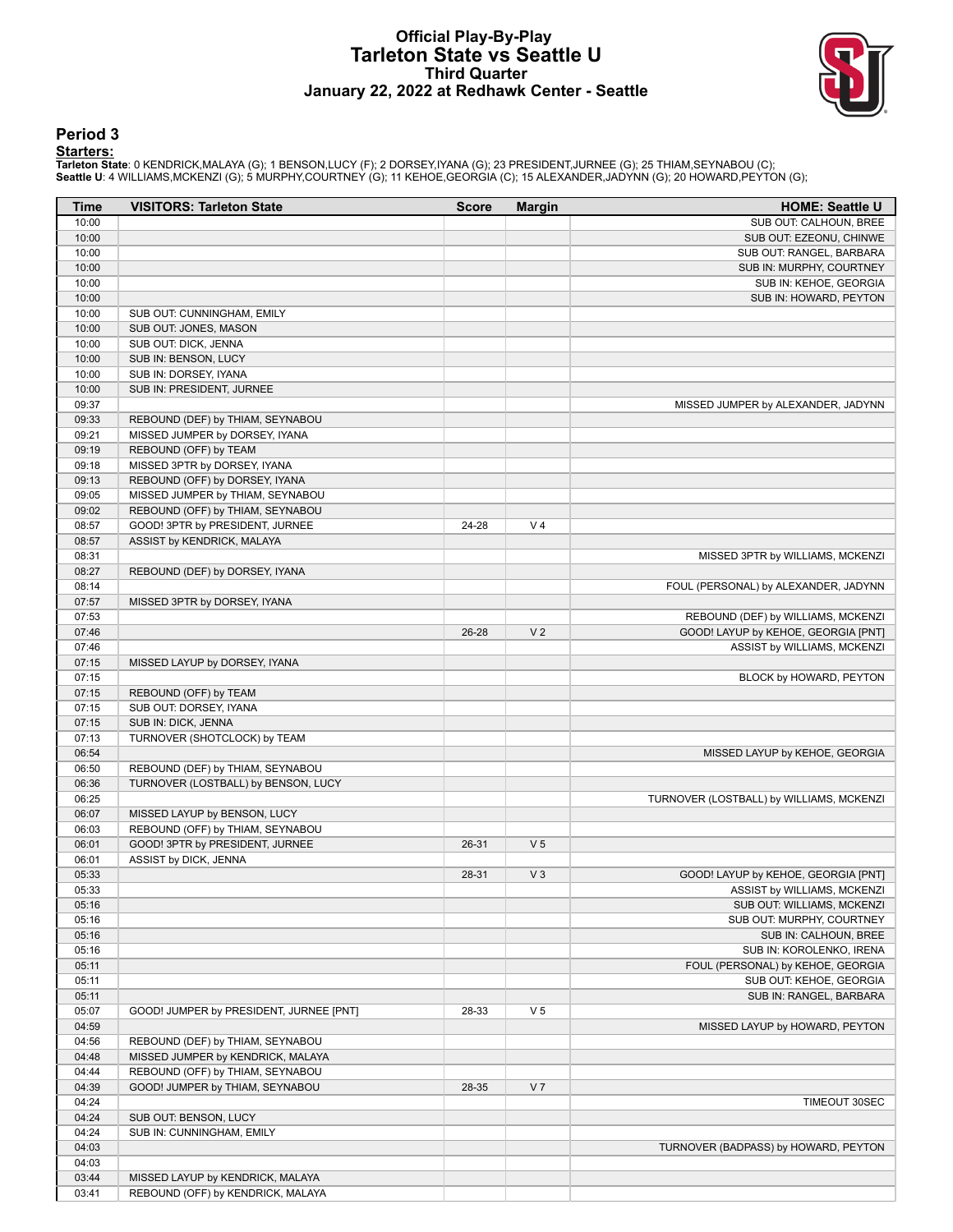# Official Play-By-Play
## Tarleton State vs Seattle U
### Third Quarter
### January 22, 2022 at Redhawk Center - Seattle

## Period 3

**Starters:**

**Tarleton State**: 0 KENDRICK,MALAYA (G); 1 BENSON,LUCY (F); 2 DORSEY,IYANA (G); 23 PRESIDENT,JURNEE (G); 25 THIAM,SEYNABOU (C);
**Seattle U**: 4 WILLIAMS,MCKENZI (G); 5 MURPHY,COURTNEY (G); 11 KEHOE,GEORGIA (C); 15 ALEXANDER,JADYNN (G); 20 HOWARD,PEYTON (G);

| Time | VISITORS: Tarleton State | Score | Margin | HOME: Seattle U |
|---|---|---|---|---|
| 10:00 | | | | SUB OUT: CALHOUN, BREE |
| 10:00 | | | | SUB OUT: EZEONU, CHINWE |
| 10:00 | | | | SUB OUT: RANGEL, BARBARA |
| 10:00 | | | | SUB IN: MURPHY, COURTNEY |
| 10:00 | | | | SUB IN: KEHOE, GEORGIA |
| 10:00 | | | | SUB IN: HOWARD, PEYTON |
| 10:00 | SUB OUT: CUNNINGHAM, EMILY | | | |
| 10:00 | SUB OUT: JONES, MASON | | | |
| 10:00 | SUB OUT: DICK, JENNA | | | |
| 10:00 | SUB IN: BENSON, LUCY | | | |
| 10:00 | SUB IN: DORSEY, IYANA | | | |
| 10:00 | SUB IN: PRESIDENT, JURNEE | | | |
| 09:37 | | | | MISSED JUMPER by ALEXANDER, JADYNN |
| 09:33 | REBOUND (DEF) by THIAM, SEYNABOU | | | |
| 09:21 | MISSED JUMPER by DORSEY, IYANA | | | |
| 09:19 | REBOUND (OFF) by TEAM | | | |
| 09:18 | MISSED 3PTR by DORSEY, IYANA | | | |
| 09:13 | REBOUND (OFF) by DORSEY, IYANA | | | |
| 09:05 | MISSED JUMPER by THIAM, SEYNABOU | | | |
| 09:02 | REBOUND (OFF) by THIAM, SEYNABOU | | | |
| 08:57 | GOOD! 3PTR by PRESIDENT, JURNEE | 24-28 | V 4 | |
| 08:57 | ASSIST by KENDRICK, MALAYA | | | |
| 08:31 | | | | MISSED 3PTR by WILLIAMS, MCKENZI |
| 08:27 | REBOUND (DEF) by DORSEY, IYANA | | | |
| 08:14 | | | | FOUL (PERSONAL) by ALEXANDER, JADYNN |
| 07:57 | MISSED 3PTR by DORSEY, IYANA | | | |
| 07:53 | | | | REBOUND (DEF) by WILLIAMS, MCKENZI |
| 07:46 | | 26-28 | V 2 | GOOD! LAYUP by KEHOE, GEORGIA [PNT] |
| 07:46 | | | | ASSIST by WILLIAMS, MCKENZI |
| 07:15 | MISSED LAYUP by DORSEY, IYANA | | | |
| 07:15 | | | | BLOCK by HOWARD, PEYTON |
| 07:15 | REBOUND (OFF) by TEAM | | | |
| 07:15 | SUB OUT: DORSEY, IYANA | | | |
| 07:15 | SUB IN: DICK, JENNA | | | |
| 07:13 | TURNOVER (SHOTCLOCK) by TEAM | | | |
| 06:54 | | | | MISSED LAYUP by KEHOE, GEORGIA |
| 06:50 | REBOUND (DEF) by THIAM, SEYNABOU | | | |
| 06:36 | TURNOVER (LOSTBALL) by BENSON, LUCY | | | |
| 06:25 | | | | TURNOVER (LOSTBALL) by WILLIAMS, MCKENZI |
| 06:07 | MISSED LAYUP by BENSON, LUCY | | | |
| 06:03 | REBOUND (OFF) by THIAM, SEYNABOU | | | |
| 06:01 | GOOD! 3PTR by PRESIDENT, JURNEE | 26-31 | V 5 | |
| 06:01 | ASSIST by DICK, JENNA | | | |
| 05:33 | | 28-31 | V 3 | GOOD! LAYUP by KEHOE, GEORGIA [PNT] |
| 05:33 | | | | ASSIST by WILLIAMS, MCKENZI |
| 05:16 | | | | SUB OUT: WILLIAMS, MCKENZI |
| 05:16 | | | | SUB OUT: MURPHY, COURTNEY |
| 05:16 | | | | SUB IN: CALHOUN, BREE |
| 05:16 | | | | SUB IN: KOROLENKO, IRENA |
| 05:11 | | | | FOUL (PERSONAL) by KEHOE, GEORGIA |
| 05:11 | | | | SUB OUT: KEHOE, GEORGIA |
| 05:11 | | | | SUB IN: RANGEL, BARBARA |
| 05:07 | GOOD! JUMPER by PRESIDENT, JURNEE [PNT] | 28-33 | V 5 | |
| 04:59 | | | | MISSED LAYUP by HOWARD, PEYTON |
| 04:56 | REBOUND (DEF) by THIAM, SEYNABOU | | | |
| 04:48 | MISSED JUMPER by KENDRICK, MALAYA | | | |
| 04:44 | REBOUND (OFF) by THIAM, SEYNABOU | | | |
| 04:39 | GOOD! JUMPER by THIAM, SEYNABOU | 28-35 | V 7 | |
| 04:24 | | | | TIMEOUT 30SEC |
| 04:24 | SUB OUT: BENSON, LUCY | | | |
| 04:24 | SUB IN: CUNNINGHAM, EMILY | | | |
| 04:03 | | | | TURNOVER (BADPASS) by HOWARD, PEYTON |
| 04:03 | | | | |
| 03:44 | MISSED LAYUP by KENDRICK, MALAYA | | | |
| 03:41 | REBOUND (OFF) by KENDRICK, MALAYA | | | |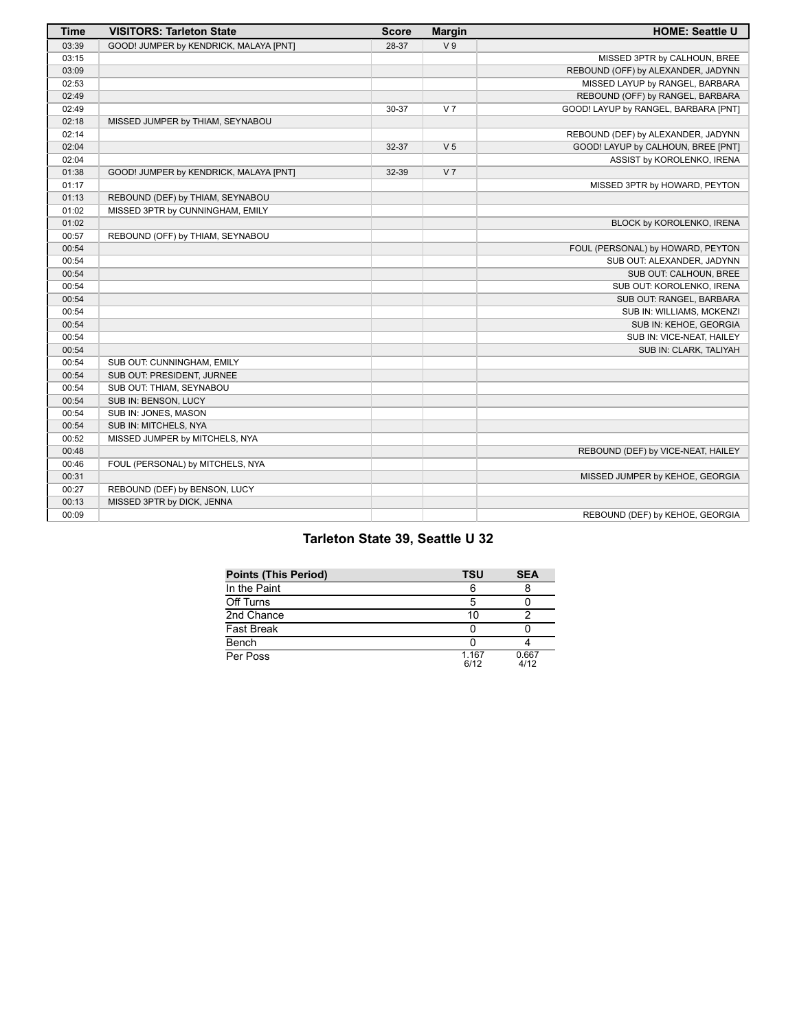| Time | VISITORS: Tarleton State | Score | Margin | HOME: Seattle U |
|---|---|---|---|---|
| 03:39 | GOOD! JUMPER by KENDRICK, MALAYA [PNT] | 28-37 | V 9 | |
| 03:15 | | | | MISSED 3PTR by CALHOUN, BREE |
| 03:09 | | | | REBOUND (OFF) by ALEXANDER, JADYNN |
| 02:53 | | | | MISSED LAYUP by RANGEL, BARBARA |
| 02:49 | | | | REBOUND (OFF) by RANGEL, BARBARA |
| 02:49 | | 30-37 | V 7 | GOOD! LAYUP by RANGEL, BARBARA [PNT] |
| 02:18 | MISSED JUMPER by THIAM, SEYNABOU | | | |
| 02:14 | | | | REBOUND (DEF) by ALEXANDER, JADYNN |
| 02:04 | | 32-37 | V 5 | GOOD! LAYUP by CALHOUN, BREE [PNT] |
| 02:04 | | | | ASSIST by KOROLENKO, IRENA |
| 01:38 | GOOD! JUMPER by KENDRICK, MALAYA [PNT] | 32-39 | V 7 | |
| 01:17 | | | | MISSED 3PTR by HOWARD, PEYTON |
| 01:13 | REBOUND (DEF) by THIAM, SEYNABOU | | | |
| 01:02 | MISSED 3PTR by CUNNINGHAM, EMILY | | | |
| 01:02 | | | | BLOCK by KOROLENKO, IRENA |
| 00:57 | REBOUND (OFF) by THIAM, SEYNABOU | | | |
| 00:54 | | | | FOUL (PERSONAL) by HOWARD, PEYTON |
| 00:54 | | | | SUB OUT: ALEXANDER, JADYNN |
| 00:54 | | | | SUB OUT: CALHOUN, BREE |
| 00:54 | | | | SUB OUT: KOROLENKO, IRENA |
| 00:54 | | | | SUB OUT: RANGEL, BARBARA |
| 00:54 | | | | SUB IN: WILLIAMS, MCKENZI |
| 00:54 | | | | SUB IN: KEHOE, GEORGIA |
| 00:54 | | | | SUB IN: VICE-NEAT, HAILEY |
| 00:54 | | | | SUB IN: CLARK, TALIYAH |
| 00:54 | SUB OUT: CUNNINGHAM, EMILY | | | |
| 00:54 | SUB OUT: PRESIDENT, JURNEE | | | |
| 00:54 | SUB OUT: THIAM, SEYNABOU | | | |
| 00:54 | SUB IN: BENSON, LUCY | | | |
| 00:54 | SUB IN: JONES, MASON | | | |
| 00:54 | SUB IN: MITCHELS, NYA | | | |
| 00:52 | MISSED JUMPER by MITCHELS, NYA | | | |
| 00:48 | | | | REBOUND (DEF) by VICE-NEAT, HAILEY |
| 00:46 | FOUL (PERSONAL) by MITCHELS, NYA | | | |
| 00:31 | | | | MISSED JUMPER by KEHOE, GEORGIA |
| 00:27 | REBOUND (DEF) by BENSON, LUCY | | | |
| 00:13 | MISSED 3PTR by DICK, JENNA | | | |
| 00:09 | | | | REBOUND (DEF) by KEHOE, GEORGIA |

## Tarleton State 39, Seattle U 32

| Points (This Period) | TSU | SEA |
|---|---|---|
| In the Paint | 6 | 8 |
| Off Turns | 5 | 0 |
| 2nd Chance | 10 | 2 |
| Fast Break | 0 | 0 |
| Bench | 0 | 4 |
| Per Poss | 1.167 6/12 | 0.667 4/12 |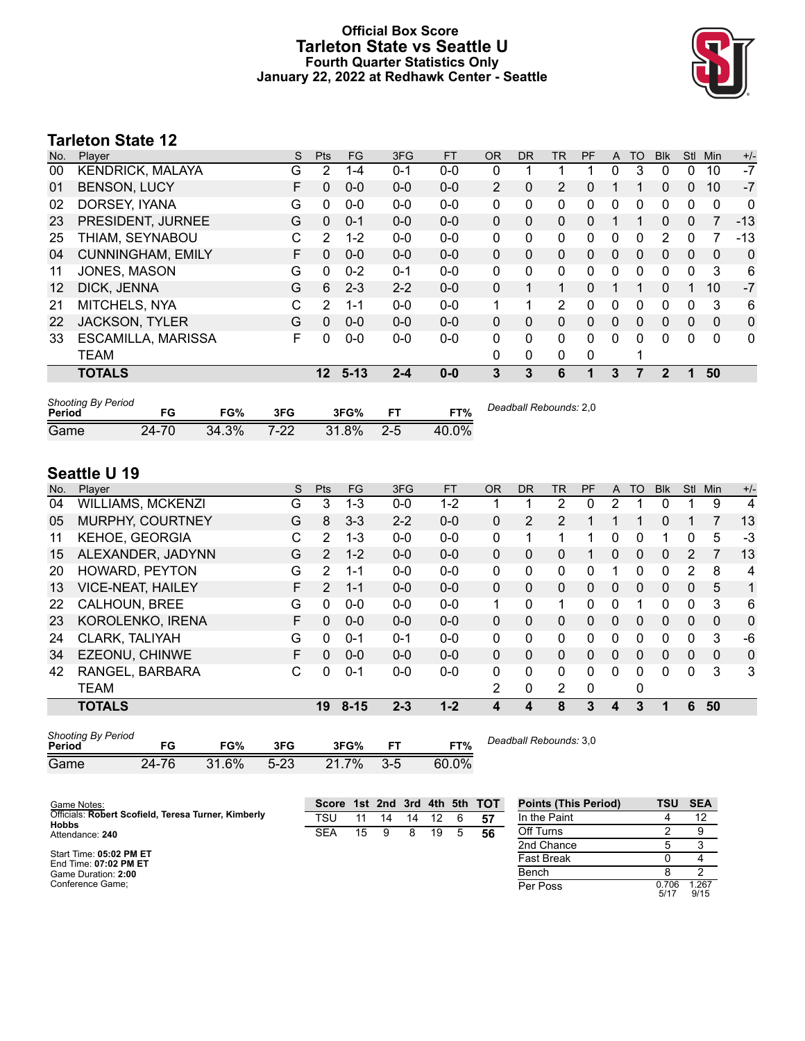# Official Box Score
## Tarleton State vs Seattle U
### Fourth Quarter Statistics Only
### January 22, 2022 at Redhawk Center - Seattle

## Tarleton State 12

| No. | Player | S | Pts | FG | 3FG | FT | OR | DR | TR | PF | A | TO | Blk | Stl | Min | +/- |
|---|---|---|---|---|---|---|---|---|---|---|---|---|---|---|---|---|
| 00 | KENDRICK, MALAYA | G | 2 | 1-4 | 0-1 | 0-0 | 0 | 1 | 1 | 1 | 0 | 3 | 0 | 0 | 10 | -7 |
| 01 | BENSON, LUCY | F | 0 | 0-0 | 0-0 | 0-0 | 2 | 0 | 2 | 0 | 1 | 1 | 0 | 0 | 10 | -7 |
| 02 | DORSEY, IYANA | G | 0 | 0-0 | 0-0 | 0-0 | 0 | 0 | 0 | 0 | 0 | 0 | 0 | 0 | 0 | 0 |
| 23 | PRESIDENT, JURNEE | G | 0 | 0-1 | 0-0 | 0-0 | 0 | 0 | 0 | 0 | 1 | 1 | 0 | 0 | 7 | -13 |
| 25 | THIAM, SEYNABOU | C | 2 | 1-2 | 0-0 | 0-0 | 0 | 0 | 0 | 0 | 0 | 0 | 2 | 0 | 7 | -13 |
| 04 | CUNNINGHAM, EMILY | F | 0 | 0-0 | 0-0 | 0-0 | 0 | 0 | 0 | 0 | 0 | 0 | 0 | 0 | 0 | 0 |
| 11 | JONES, MASON | G | 0 | 0-2 | 0-1 | 0-0 | 0 | 0 | 0 | 0 | 0 | 0 | 0 | 0 | 3 | 6 |
| 12 | DICK, JENNA | G | 6 | 2-3 | 2-2 | 0-0 | 0 | 1 | 1 | 0 | 1 | 1 | 0 | 1 | 10 | -7 |
| 21 | MITCHELS, NYA | C | 2 | 1-1 | 0-0 | 0-0 | 1 | 1 | 2 | 0 | 0 | 0 | 0 | 0 | 3 | 6 |
| 22 | JACKSON, TYLER | G | 0 | 0-0 | 0-0 | 0-0 | 0 | 0 | 0 | 0 | 0 | 0 | 0 | 0 | 0 | 0 |
| 33 | ESCAMILLA, MARISSA | F | 0 | 0-0 | 0-0 | 0-0 | 0 | 0 | 0 | 0 | 0 | 0 | 0 | 0 | 0 | 0 |
| | TEAM | | | | | | 0 | 0 | 0 | 0 | | 1 | | | | |
| | **TOTALS** | | **12** | **5-13** | **2-4** | **0-0** | **3** | **3** | **6** | **1** | **3** | **7** | **2** | **1** | **50** | |

| Shooting By Period Period | FG | FG% | 3FG | 3FG% | FT | FT% |
|---|---|---|---|---|---|---|
| Game | 24-70 | 34.3% | 7-22 | 31.8% | 2-5 | 40.0% |

*Deadball Rebounds:* 2,0

## Seattle U 19

| No. | Player | S | Pts | FG | 3FG | FT | OR | DR | TR | PF | A | TO | Blk | Stl | Min | +/- |
|---|---|---|---|---|---|---|---|---|---|---|---|---|---|---|---|---|
| 04 | WILLIAMS, MCKENZI | G | 3 | 1-3 | 0-0 | 1-2 | 1 | 1 | 2 | 0 | 2 | 1 | 0 | 1 | 9 | 4 |
| 05 | MURPHY, COURTNEY | G | 8 | 3-3 | 2-2 | 0-0 | 0 | 2 | 2 | 1 | 1 | 1 | 0 | 1 | 7 | 13 |
| 11 | KEHOE, GEORGIA | C | 2 | 1-3 | 0-0 | 0-0 | 0 | 1 | 1 | 1 | 0 | 0 | 1 | 0 | 5 | -3 |
| 15 | ALEXANDER, JADYNN | G | 2 | 1-2 | 0-0 | 0-0 | 0 | 0 | 0 | 1 | 0 | 0 | 0 | 2 | 7 | 13 |
| 20 | HOWARD, PEYTON | G | 2 | 1-1 | 0-0 | 0-0 | 0 | 0 | 0 | 0 | 1 | 0 | 0 | 2 | 8 | 4 |
| 13 | VICE-NEAT, HAILEY | F | 2 | 1-1 | 0-0 | 0-0 | 0 | 0 | 0 | 0 | 0 | 0 | 0 | 0 | 5 | 1 |
| 22 | CALHOUN, BREE | G | 0 | 0-0 | 0-0 | 0-0 | 1 | 0 | 1 | 0 | 0 | 1 | 0 | 0 | 3 | 6 |
| 23 | KOROLENKO, IRENA | F | 0 | 0-0 | 0-0 | 0-0 | 0 | 0 | 0 | 0 | 0 | 0 | 0 | 0 | 0 | 0 |
| 24 | CLARK, TALIYAH | G | 0 | 0-1 | 0-1 | 0-0 | 0 | 0 | 0 | 0 | 0 | 0 | 0 | 0 | 3 | -6 |
| 34 | EZEONU, CHINWE | F | 0 | 0-0 | 0-0 | 0-0 | 0 | 0 | 0 | 0 | 0 | 0 | 0 | 0 | 0 | 0 |
| 42 | RANGEL, BARBARA | C | 0 | 0-1 | 0-0 | 0-0 | 0 | 0 | 0 | 0 | 0 | 0 | 0 | 0 | 3 | 3 |
| | TEAM | | | | | | 2 | 0 | 2 | 0 | | 0 | | | | |
| | **TOTALS** | | **19** | **8-15** | **2-3** | **1-2** | **4** | **4** | **8** | **3** | **4** | **3** | **1** | **6** | **50** | |

| Shooting By Period Period | FG | FG% | 3FG | 3FG% | FT | FT% |
|---|---|---|---|---|---|---|
| Game | 24-76 | 31.6% | 5-23 | 21.7% | 3-5 | 60.0% |

*Deadball Rebounds:* 3,0

Game Notes:
Officials: **Robert Scofield, Teresa Turner, Kimberly Hobbs**
Attendance: **240**

Start Time: **05:02 PM ET**
End Time: **07:02 PM ET**
Game Duration: **2:00**
Conference Game;

| Score | 1st | 2nd | 3rd | 4th | 5th | TOT |
|---|---|---|---|---|---|---|
| TSU | 11 | 14 | 14 | 12 | 6 | **57** |
| SEA | 15 | 9 | 8 | 19 | 5 | **56** |

| Points (This Period) | TSU | SEA |
|---|---|---|
| In the Paint | 4 | 12 |
| Off Turns | 2 | 9 |
| 2nd Chance | 5 | 3 |
| Fast Break | 0 | 4 |
| Bench | 8 | 2 |
| Per Poss | 0.706 5/17 | 1.267 9/15 |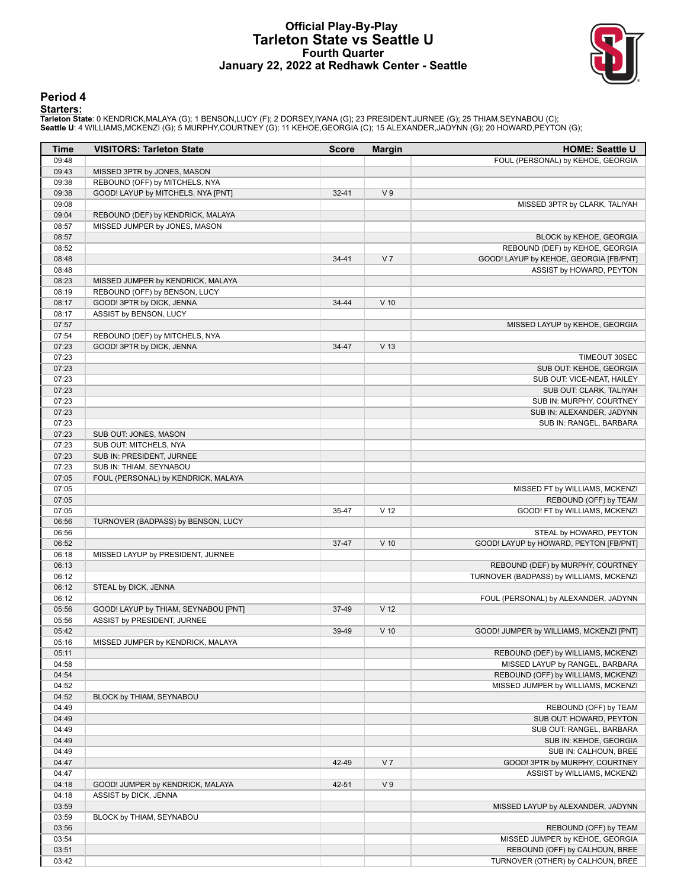# Official Play-By-Play
# Tarleton State vs Seattle U
## Fourth Quarter
## January 22, 2022 at Redhawk Center - Seattle

### Period 4

**Starters:**

**Tarleton State**: 0 KENDRICK,MALAYA (G); 1 BENSON,LUCY (F); 2 DORSEY,IYANA (G); 23 PRESIDENT,JURNEE (G); 25 THIAM,SEYNABOU (C);
**Seattle U**: 4 WILLIAMS,MCKENZI (G); 5 MURPHY,COURTNEY (G); 11 KEHOE,GEORGIA (C); 15 ALEXANDER,JADYNN (G); 20 HOWARD,PEYTON (G);

| Time | VISITORS: Tarleton State | Score | Margin | HOME: Seattle U |
|---|---|---|---|---|
| 09:48 | | | | FOUL (PERSONAL) by KEHOE, GEORGIA |
| 09:43 | MISSED 3PTR by JONES, MASON | | | |
| 09:38 | REBOUND (OFF) by MITCHELS, NYA | | | |
| 09:38 | GOOD! LAYUP by MITCHELS, NYA [PNT] | 32-41 | V 9 | |
| 09:08 | | | | MISSED 3PTR by CLARK, TALIYAH |
| 09:04 | REBOUND (DEF) by KENDRICK, MALAYA | | | |
| 08:57 | MISSED JUMPER by JONES, MASON | | | |
| 08:57 | | | | BLOCK by KEHOE, GEORGIA |
| 08:52 | | | | REBOUND (DEF) by KEHOE, GEORGIA |
| 08:48 | | 34-41 | V 7 | GOOD! LAYUP by KEHOE, GEORGIA [FB/PNT] |
| 08:48 | | | | ASSIST by HOWARD, PEYTON |
| 08:23 | MISSED JUMPER by KENDRICK, MALAYA | | | |
| 08:19 | REBOUND (OFF) by BENSON, LUCY | | | |
| 08:17 | GOOD! 3PTR by DICK, JENNA | 34-44 | V 10 | |
| 08:17 | ASSIST by BENSON, LUCY | | | |
| 07:57 | | | | MISSED LAYUP by KEHOE, GEORGIA |
| 07:54 | REBOUND (DEF) by MITCHELS, NYA | | | |
| 07:23 | GOOD! 3PTR by DICK, JENNA | 34-47 | V 13 | |
| 07:23 | | | | TIMEOUT 30SEC |
| 07:23 | | | | SUB OUT: KEHOE, GEORGIA |
| 07:23 | | | | SUB OUT: VICE-NEAT, HAILEY |
| 07:23 | | | | SUB OUT: CLARK, TALIYAH |
| 07:23 | | | | SUB IN: MURPHY, COURTNEY |
| 07:23 | | | | SUB IN: ALEXANDER, JADYNN |
| 07:23 | | | | SUB IN: RANGEL, BARBARA |
| 07:23 | SUB OUT: JONES, MASON | | | |
| 07:23 | SUB OUT: MITCHELS, NYA | | | |
| 07:23 | SUB IN: PRESIDENT, JURNEE | | | |
| 07:23 | SUB IN: THIAM, SEYNABOU | | | |
| 07:05 | FOUL (PERSONAL) by KENDRICK, MALAYA | | | |
| 07:05 | | | | MISSED FT by WILLIAMS, MCKENZI |
| 07:05 | | | | REBOUND (OFF) by TEAM |
| 07:05 | | 35-47 | V 12 | GOOD! FT by WILLIAMS, MCKENZI |
| 06:56 | TURNOVER (BADPASS) by BENSON, LUCY | | | |
| 06:56 | | | | STEAL by HOWARD, PEYTON |
| 06:52 | | 37-47 | V 10 | GOOD! LAYUP by HOWARD, PEYTON [FB/PNT] |
| 06:18 | MISSED LAYUP by PRESIDENT, JURNEE | | | |
| 06:13 | | | | REBOUND (DEF) by MURPHY, COURTNEY |
| 06:12 | | | | TURNOVER (BADPASS) by WILLIAMS, MCKENZI |
| 06:12 | STEAL by DICK, JENNA | | | |
| 06:12 | | | | FOUL (PERSONAL) by ALEXANDER, JADYNN |
| 05:56 | GOOD! LAYUP by THIAM, SEYNABOU [PNT] | 37-49 | V 12 | |
| 05:56 | ASSIST by PRESIDENT, JURNEE | | | |
| 05:42 | | 39-49 | V 10 | GOOD! JUMPER by WILLIAMS, MCKENZI [PNT] |
| 05:16 | MISSED JUMPER by KENDRICK, MALAYA | | | |
| 05:11 | | | | REBOUND (DEF) by WILLIAMS, MCKENZI |
| 04:58 | | | | MISSED LAYUP by RANGEL, BARBARA |
| 04:54 | | | | REBOUND (OFF) by WILLIAMS, MCKENZI |
| 04:52 | | | | MISSED JUMPER by WILLIAMS, MCKENZI |
| 04:52 | BLOCK by THIAM, SEYNABOU | | | |
| 04:49 | | | | REBOUND (OFF) by TEAM |
| 04:49 | | | | SUB OUT: HOWARD, PEYTON |
| 04:49 | | | | SUB OUT: RANGEL, BARBARA |
| 04:49 | | | | SUB IN: KEHOE, GEORGIA |
| 04:49 | | | | SUB IN: CALHOUN, BREE |
| 04:47 | | 42-49 | V 7 | GOOD! 3PTR by MURPHY, COURTNEY |
| 04:47 | | | | ASSIST by WILLIAMS, MCKENZI |
| 04:18 | GOOD! JUMPER by KENDRICK, MALAYA | 42-51 | V 9 | |
| 04:18 | ASSIST by DICK, JENNA | | | |
| 03:59 | | | | MISSED LAYUP by ALEXANDER, JADYNN |
| 03:59 | BLOCK by THIAM, SEYNABOU | | | |
| 03:56 | | | | REBOUND (OFF) by TEAM |
| 03:54 | | | | MISSED JUMPER by KEHOE, GEORGIA |
| 03:51 | | | | REBOUND (OFF) by CALHOUN, BREE |
| 03:42 | | | | TURNOVER (OTHER) by CALHOUN, BREE |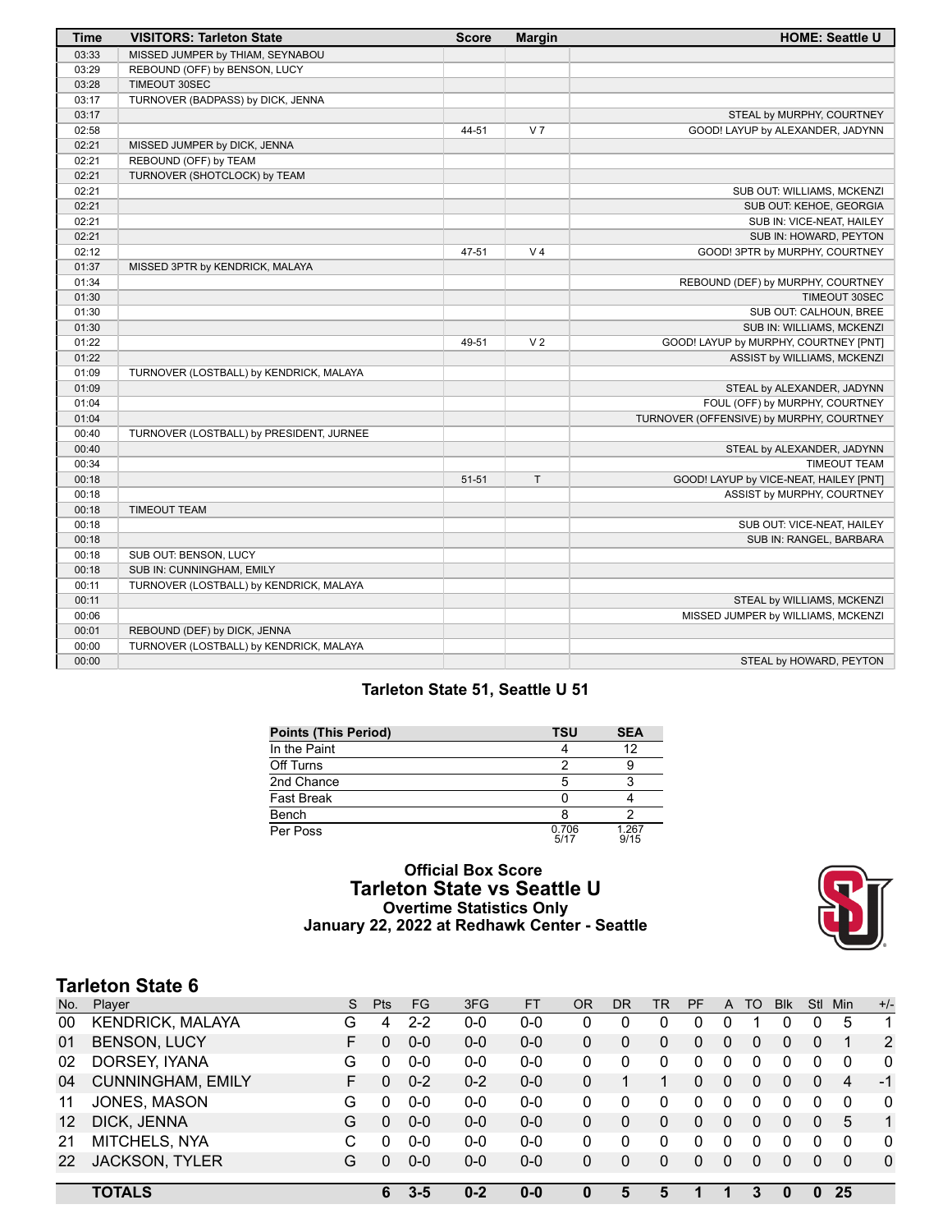| Time | VISITORS: Tarleton State | Score | Margin | HOME: Seattle U |
|---|---|---|---|---|
| 03:33 | MISSED JUMPER by THIAM, SEYNABOU | | | |
| 03:29 | REBOUND (OFF) by BENSON, LUCY | | | |
| 03:28 | TIMEOUT 30SEC | | | |
| 03:17 | TURNOVER (BADPASS) by DICK, JENNA | | | |
| 03:17 | | | | STEAL by MURPHY, COURTNEY |
| 02:58 | | 44-51 | V 7 | GOOD! LAYUP by ALEXANDER, JADYNN |
| 02:21 | MISSED JUMPER by DICK, JENNA | | | |
| 02:21 | REBOUND (OFF) by TEAM | | | |
| 02:21 | TURNOVER (SHOTCLOCK) by TEAM | | | |
| 02:21 | | | | SUB OUT: WILLIAMS, MCKENZI |
| 02:21 | | | | SUB OUT: KEHOE, GEORGIA |
| 02:21 | | | | SUB IN: VICE-NEAT, HAILEY |
| 02:21 | | | | SUB IN: HOWARD, PEYTON |
| 02:12 | | 47-51 | V 4 | GOOD! 3PTR by MURPHY, COURTNEY |
| 01:37 | MISSED 3PTR by KENDRICK, MALAYA | | | |
| 01:34 | | | | REBOUND (DEF) by MURPHY, COURTNEY |
| 01:30 | | | | TIMEOUT 30SEC |
| 01:30 | | | | SUB OUT: CALHOUN, BREE |
| 01:30 | | | | SUB IN: WILLIAMS, MCKENZI |
| 01:22 | | 49-51 | V 2 | GOOD! LAYUP by MURPHY, COURTNEY [PNT] |
| 01:22 | | | | ASSIST by WILLIAMS, MCKENZI |
| 01:09 | TURNOVER (LOSTBALL) by KENDRICK, MALAYA | | | |
| 01:09 | | | | STEAL by ALEXANDER, JADYNN |
| 01:04 | | | | FOUL (OFF) by MURPHY, COURTNEY |
| 01:04 | | | | TURNOVER (OFFENSIVE) by MURPHY, COURTNEY |
| 00:40 | TURNOVER (LOSTBALL) by PRESIDENT, JURNEE | | | |
| 00:40 | | | | STEAL by ALEXANDER, JADYNN |
| 00:34 | | | | TIMEOUT TEAM |
| 00:18 | | 51-51 | T | GOOD! LAYUP by VICE-NEAT, HAILEY [PNT] |
| 00:18 | | | | ASSIST by MURPHY, COURTNEY |
| 00:18 | TIMEOUT TEAM | | | |
| 00:18 | | | | SUB OUT: VICE-NEAT, HAILEY |
| 00:18 | | | | SUB IN: RANGEL, BARBARA |
| 00:18 | SUB OUT: BENSON, LUCY | | | |
| 00:18 | SUB IN: CUNNINGHAM, EMILY | | | |
| 00:11 | TURNOVER (LOSTBALL) by KENDRICK, MALAYA | | | |
| 00:11 | | | | STEAL by WILLIAMS, MCKENZI |
| 00:06 | | | | MISSED JUMPER by WILLIAMS, MCKENZI |
| 00:01 | REBOUND (DEF) by DICK, JENNA | | | |
| 00:00 | TURNOVER (LOSTBALL) by KENDRICK, MALAYA | | | |
| 00:00 | | | | STEAL by HOWARD, PEYTON |

**Tarleton State 51, Seattle U 51**

| Points (This Period) | TSU | SEA |
|---|---|---|
| In the Paint | 4 | 12 |
| Off Turns | 2 | 9 |
| 2nd Chance | 5 | 3 |
| Fast Break | 0 | 4 |
| Bench | 8 | 2 |
| Per Poss | 0.706 5/17 | 1.267 9/15 |

## Official Box Score
## Tarleton State vs Seattle U
### Overtime Statistics Only
### January 22, 2022 at Redhawk Center - Seattle

## Tarleton State 6

| No. | Player | S | Pts | FG | 3FG | FT | OR | DR | TR | PF | A | TO | Blk | Stl | Min | +/- |
|---|---|---|---|---|---|---|---|---|---|---|---|---|---|---|---|---|
| 00 | KENDRICK, MALAYA | G | 4 | 2-2 | 0-0 | 0-0 | 0 | 0 | 0 | 0 | 0 | 1 | 0 | 0 | 5 | 1 |
| 01 | BENSON, LUCY | F | 0 | 0-0 | 0-0 | 0-0 | 0 | 0 | 0 | 0 | 0 | 0 | 0 | 0 | 1 | 2 |
| 02 | DORSEY, IYANA | G | 0 | 0-0 | 0-0 | 0-0 | 0 | 0 | 0 | 0 | 0 | 0 | 0 | 0 | 0 | 0 |
| 04 | CUNNINGHAM, EMILY | F | 0 | 0-2 | 0-2 | 0-0 | 0 | 1 | 1 | 0 | 0 | 0 | 0 | 0 | 4 | -1 |
| 11 | JONES, MASON | G | 0 | 0-0 | 0-0 | 0-0 | 0 | 0 | 0 | 0 | 0 | 0 | 0 | 0 | 0 | 0 |
| 12 | DICK, JENNA | G | 0 | 0-0 | 0-0 | 0-0 | 0 | 0 | 0 | 0 | 0 | 0 | 0 | 0 | 5 | 1 |
| 21 | MITCHELS, NYA | C | 0 | 0-0 | 0-0 | 0-0 | 0 | 0 | 0 | 0 | 0 | 0 | 0 | 0 | 0 | 0 |
| 22 | JACKSON, TYLER | G | 0 | 0-0 | 0-0 | 0-0 | 0 | 0 | 0 | 0 | 0 | 0 | 0 | 0 | 0 | 0 |
| | **TOTALS** | | **6** | **3-5** | **0-2** | **0-0** | **0** | **5** | **5** | **1** | **1** | **3** | **0** | **0** | **25** | |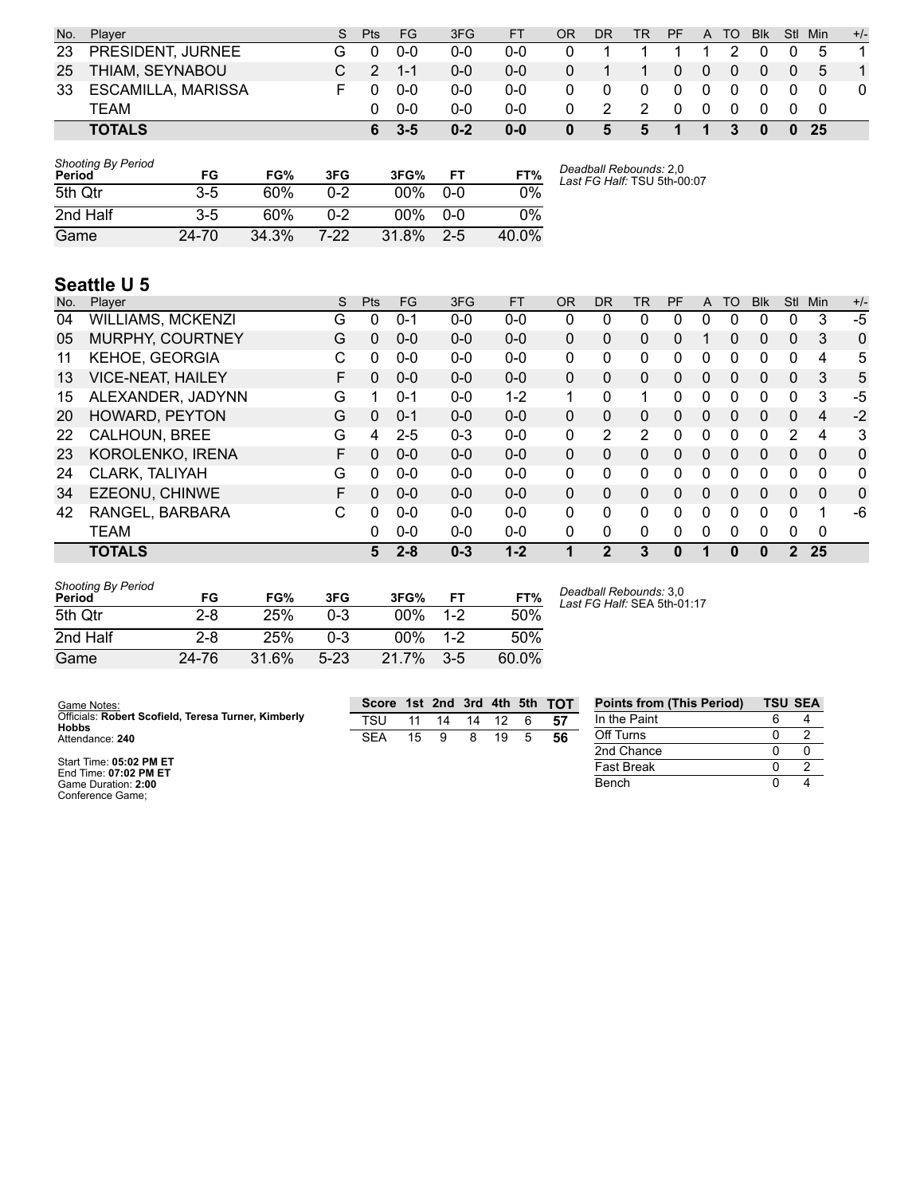| No. | Player | S | Pts | FG | 3FG | FT | OR | DR | TR | PF | A | TO | Blk | Stl | Min | +/- |
|---|---|---|---|---|---|---|---|---|---|---|---|---|---|---|---|---|
| 23 | PRESIDENT, JURNEE | G | 0 | 0-0 | 0-0 | 0-0 | 0 | 1 | 1 | 1 | 1 | 2 | 0 | 0 | 5 | 1 |
| 25 | THIAM, SEYNABOU | C | 2 | 1-1 | 0-0 | 0-0 | 0 | 1 | 1 | 0 | 0 | 0 | 0 | 0 | 5 | 1 |
| 33 | ESCAMILLA, MARISSA | F | 0 | 0-0 | 0-0 | 0-0 | 0 | 0 | 0 | 0 | 0 | 0 | 0 | 0 | 0 | 0 |
| | TEAM | | 0 | 0-0 | 0-0 | 0-0 | 0 | 2 | 2 | 0 | 0 | 0 | 0 | 0 | 0 | |
| | **TOTALS** | | **6** | **3-5** | **0-2** | **0-0** | **0** | **5** | **5** | **1** | **1** | **3** | **0** | **0** | **25** | |

*Shooting By Period*

| Period | FG | FG% | 3FG | 3FG% | FT | FT% |
|---|---|---|---|---|---|---|
| 5th Qtr | 3-5 | 60% | 0-2 | 00% | 0-0 | 0% |
| 2nd Half | 3-5 | 60% | 0-2 | 00% | 0-0 | 0% |
| Game | 24-70 | 34.3% | 7-22 | 31.8% | 2-5 | 40.0% |

*Deadball Rebounds:* 2,0
*Last FG Half:* TSU 5th-00:07

## Seattle U 5

| No. | Player | S | Pts | FG | 3FG | FT | OR | DR | TR | PF | A | TO | Blk | Stl | Min | +/- |
|---|---|---|---|---|---|---|---|---|---|---|---|---|---|---|---|---|
| 04 | WILLIAMS, MCKENZI | G | 0 | 0-1 | 0-0 | 0-0 | 0 | 0 | 0 | 0 | 0 | 0 | 0 | 0 | 3 | -5 |
| 05 | MURPHY, COURTNEY | G | 0 | 0-0 | 0-0 | 0-0 | 0 | 0 | 0 | 0 | 1 | 0 | 0 | 0 | 3 | 0 |
| 11 | KEHOE, GEORGIA | C | 0 | 0-0 | 0-0 | 0-0 | 0 | 0 | 0 | 0 | 0 | 0 | 0 | 0 | 4 | 5 |
| 13 | VICE-NEAT, HAILEY | F | 0 | 0-0 | 0-0 | 0-0 | 0 | 0 | 0 | 0 | 0 | 0 | 0 | 0 | 3 | 5 |
| 15 | ALEXANDER, JADYNN | G | 1 | 0-1 | 0-0 | 1-2 | 1 | 0 | 1 | 0 | 0 | 0 | 0 | 0 | 3 | -5 |
| 20 | HOWARD, PEYTON | G | 0 | 0-1 | 0-0 | 0-0 | 0 | 0 | 0 | 0 | 0 | 0 | 0 | 0 | 4 | -2 |
| 22 | CALHOUN, BREE | G | 4 | 2-5 | 0-3 | 0-0 | 0 | 2 | 2 | 0 | 0 | 0 | 0 | 2 | 4 | 3 |
| 23 | KOROLENKO, IRENA | F | 0 | 0-0 | 0-0 | 0-0 | 0 | 0 | 0 | 0 | 0 | 0 | 0 | 0 | 0 | 0 |
| 24 | CLARK, TALIYAH | G | 0 | 0-0 | 0-0 | 0-0 | 0 | 0 | 0 | 0 | 0 | 0 | 0 | 0 | 0 | 0 |
| 34 | EZEONU, CHINWE | F | 0 | 0-0 | 0-0 | 0-0 | 0 | 0 | 0 | 0 | 0 | 0 | 0 | 0 | 0 | 0 |
| 42 | RANGEL, BARBARA | C | 0 | 0-0 | 0-0 | 0-0 | 0 | 0 | 0 | 0 | 0 | 0 | 0 | 0 | 1 | -6 |
| | TEAM | | 0 | 0-0 | 0-0 | 0-0 | 0 | 0 | 0 | 0 | 0 | 0 | 0 | 0 | 0 | |
| | **TOTALS** | | **5** | **2-8** | **0-3** | **1-2** | **1** | **2** | **3** | **0** | **1** | **0** | **0** | **2** | **25** | |

*Shooting By Period*

| Period | FG | FG% | 3FG | 3FG% | FT | FT% |
|---|---|---|---|---|---|---|
| 5th Qtr | 2-8 | 25% | 0-3 | 00% | 1-2 | 50% |
| 2nd Half | 2-8 | 25% | 0-3 | 00% | 1-2 | 50% |
| Game | 24-76 | 31.6% | 5-23 | 21.7% | 3-5 | 60.0% |

*Deadball Rebounds:* 3,0
*Last FG Half:* SEA 5th-01:17

Game Notes:
Officials: **Robert Scofield, Teresa Turner, Kimberly Hobbs**
Attendance: **240**

Start Time: **05:02 PM ET**
End Time: **07:02 PM ET**
Game Duration: **2:00**
Conference Game;

| Score | 1st | 2nd | 3rd | 4th | 5th | TOT |
|---|---|---|---|---|---|---|
| TSU | 11 | 14 | 14 | 12 | 6 | **57** |
| SEA | 15 | 9 | 8 | 19 | 5 | **56** |

| Points from (This Period) | TSU | SEA |
|---|---|---|
| In the Paint | 6 | 4 |
| Off Turns | 0 | 2 |
| 2nd Chance | 0 | 0 |
| Fast Break | 0 | 2 |
| Bench | 0 | 4 |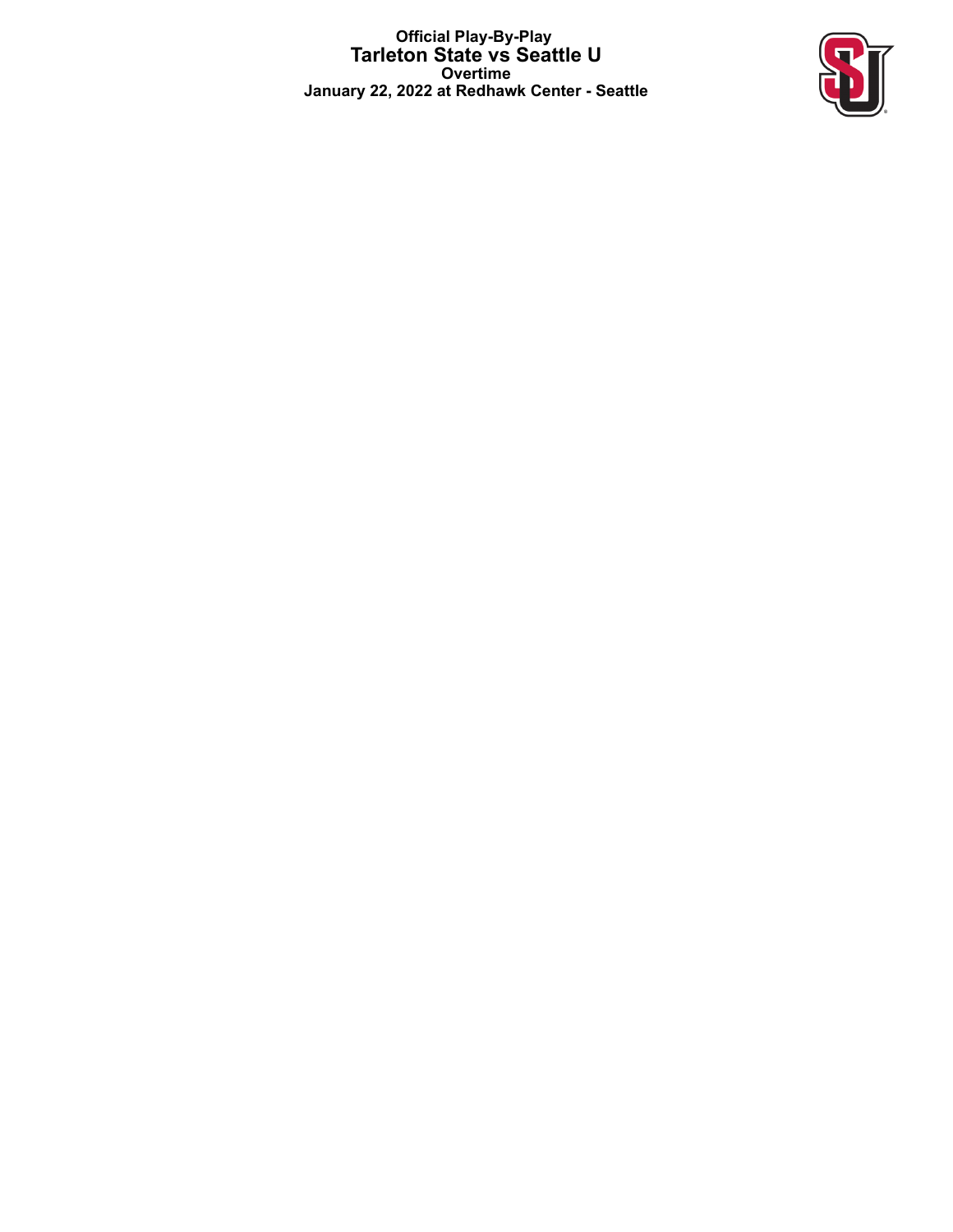**Official Play-By-Play**
**Tarleton State vs Seattle U**
**Overtime**
**January 22, 2022 at Redhawk Center - Seattle**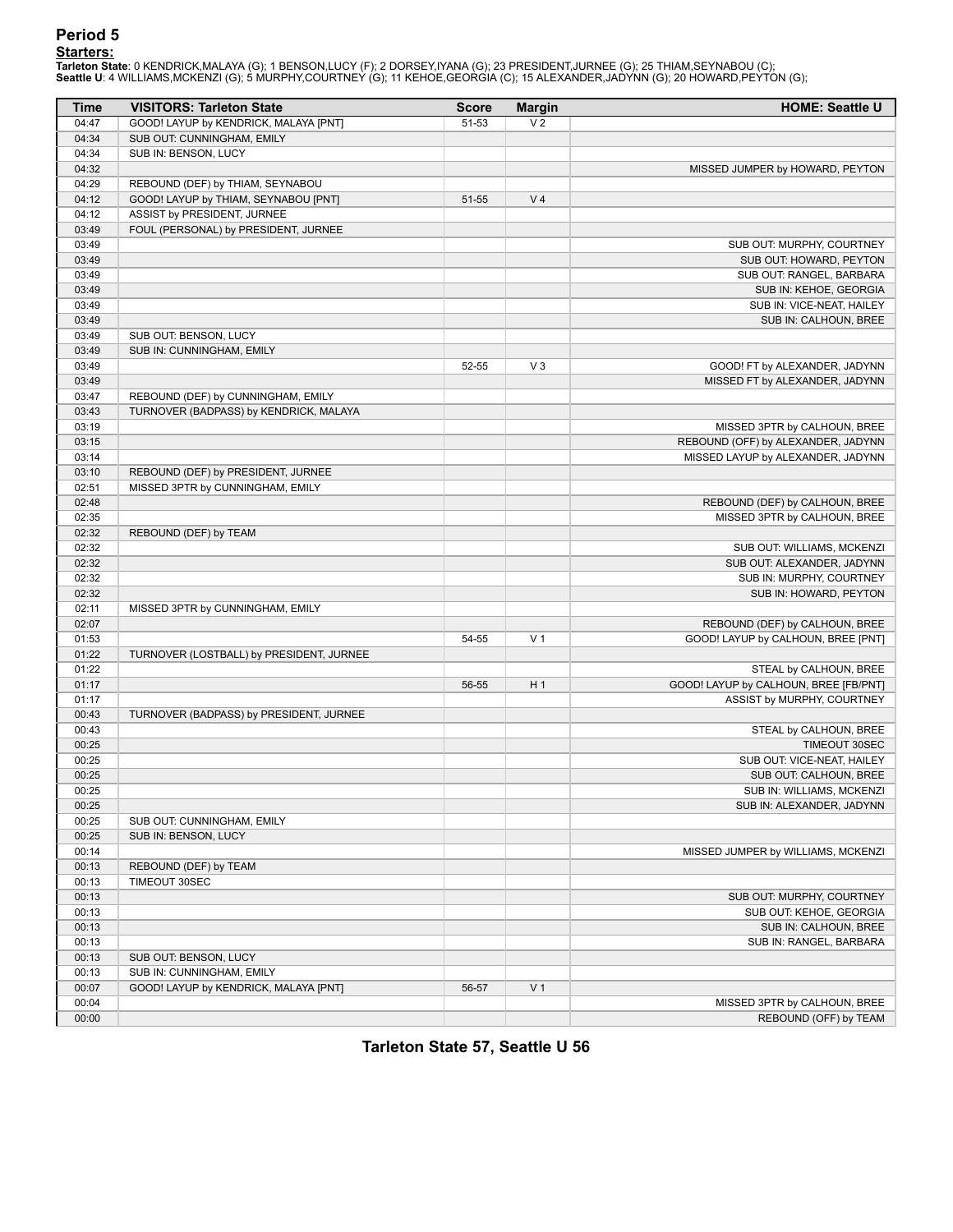## Period 5

**Starters:**

**Tarleton State**: 0 KENDRICK,MALAYA (G); 1 BENSON,LUCY (F); 2 DORSEY,IYANA (G); 23 PRESIDENT,JURNEE (G); 25 THIAM,SEYNABOU (C);
**Seattle U**: 4 WILLIAMS,MCKENZI (G); 5 MURPHY,COURTNEY (G); 11 KEHOE,GEORGIA (C); 15 ALEXANDER,JADYNN (G); 20 HOWARD,PEYTON (G);

| Time | VISITORS: Tarleton State | Score | Margin | HOME: Seattle U |
|---|---|---|---|---|
| 04:47 | GOOD! LAYUP by KENDRICK, MALAYA [PNT] | 51-53 | V 2 | |
| 04:34 | SUB OUT: CUNNINGHAM, EMILY | | | |
| 04:34 | SUB IN: BENSON, LUCY | | | |
| 04:32 | | | | MISSED JUMPER by HOWARD, PEYTON |
| 04:29 | REBOUND (DEF) by THIAM, SEYNABOU | | | |
| 04:12 | GOOD! LAYUP by THIAM, SEYNABOU [PNT] | 51-55 | V 4 | |
| 04:12 | ASSIST by PRESIDENT, JURNEE | | | |
| 03:49 | FOUL (PERSONAL) by PRESIDENT, JURNEE | | | |
| 03:49 | | | | SUB OUT: MURPHY, COURTNEY |
| 03:49 | | | | SUB OUT: HOWARD, PEYTON |
| 03:49 | | | | SUB OUT: RANGEL, BARBARA |
| 03:49 | | | | SUB IN: KEHOE, GEORGIA |
| 03:49 | | | | SUB IN: VICE-NEAT, HAILEY |
| 03:49 | | | | SUB IN: CALHOUN, BREE |
| 03:49 | SUB OUT: BENSON, LUCY | | | |
| 03:49 | SUB IN: CUNNINGHAM, EMILY | | | |
| 03:49 | | 52-55 | V 3 | GOOD! FT by ALEXANDER, JADYNN |
| 03:49 | | | | MISSED FT by ALEXANDER, JADYNN |
| 03:47 | REBOUND (DEF) by CUNNINGHAM, EMILY | | | |
| 03:43 | TURNOVER (BADPASS) by KENDRICK, MALAYA | | | |
| 03:19 | | | | MISSED 3PTR by CALHOUN, BREE |
| 03:15 | | | | REBOUND (OFF) by ALEXANDER, JADYNN |
| 03:14 | | | | MISSED LAYUP by ALEXANDER, JADYNN |
| 03:10 | REBOUND (DEF) by PRESIDENT, JURNEE | | | |
| 02:51 | MISSED 3PTR by CUNNINGHAM, EMILY | | | |
| 02:48 | | | | REBOUND (DEF) by CALHOUN, BREE |
| 02:35 | | | | MISSED 3PTR by CALHOUN, BREE |
| 02:32 | REBOUND (DEF) by TEAM | | | |
| 02:32 | | | | SUB OUT: WILLIAMS, MCKENZI |
| 02:32 | | | | SUB OUT: ALEXANDER, JADYNN |
| 02:32 | | | | SUB IN: MURPHY, COURTNEY |
| 02:32 | | | | SUB IN: HOWARD, PEYTON |
| 02:11 | MISSED 3PTR by CUNNINGHAM, EMILY | | | |
| 02:07 | | | | REBOUND (DEF) by CALHOUN, BREE |
| 01:53 | | 54-55 | V 1 | GOOD! LAYUP by CALHOUN, BREE [PNT] |
| 01:22 | TURNOVER (LOSTBALL) by PRESIDENT, JURNEE | | | |
| 01:22 | | | | STEAL by CALHOUN, BREE |
| 01:17 | | 56-55 | H 1 | GOOD! LAYUP by CALHOUN, BREE [FB/PNT] |
| 01:17 | | | | ASSIST by MURPHY, COURTNEY |
| 00:43 | TURNOVER (BADPASS) by PRESIDENT, JURNEE | | | |
| 00:43 | | | | STEAL by CALHOUN, BREE |
| 00:25 | | | | TIMEOUT 30SEC |
| 00:25 | | | | SUB OUT: VICE-NEAT, HAILEY |
| 00:25 | | | | SUB OUT: CALHOUN, BREE |
| 00:25 | | | | SUB IN: WILLIAMS, MCKENZI |
| 00:25 | | | | SUB IN: ALEXANDER, JADYNN |
| 00:25 | SUB OUT: CUNNINGHAM, EMILY | | | |
| 00:25 | SUB IN: BENSON, LUCY | | | |
| 00:14 | | | | MISSED JUMPER by WILLIAMS, MCKENZI |
| 00:13 | REBOUND (DEF) by TEAM | | | |
| 00:13 | TIMEOUT 30SEC | | | |
| 00:13 | | | | SUB OUT: MURPHY, COURTNEY |
| 00:13 | | | | SUB OUT: KEHOE, GEORGIA |
| 00:13 | | | | SUB IN: CALHOUN, BREE |
| 00:13 | | | | SUB IN: RANGEL, BARBARA |
| 00:13 | SUB OUT: BENSON, LUCY | | | |
| 00:13 | SUB IN: CUNNINGHAM, EMILY | | | |
| 00:07 | GOOD! LAYUP by KENDRICK, MALAYA [PNT] | 56-57 | V 1 | |
| 00:04 | | | | MISSED 3PTR by CALHOUN, BREE |
| 00:00 | | | | REBOUND (OFF) by TEAM |

**Tarleton State 57, Seattle U 56**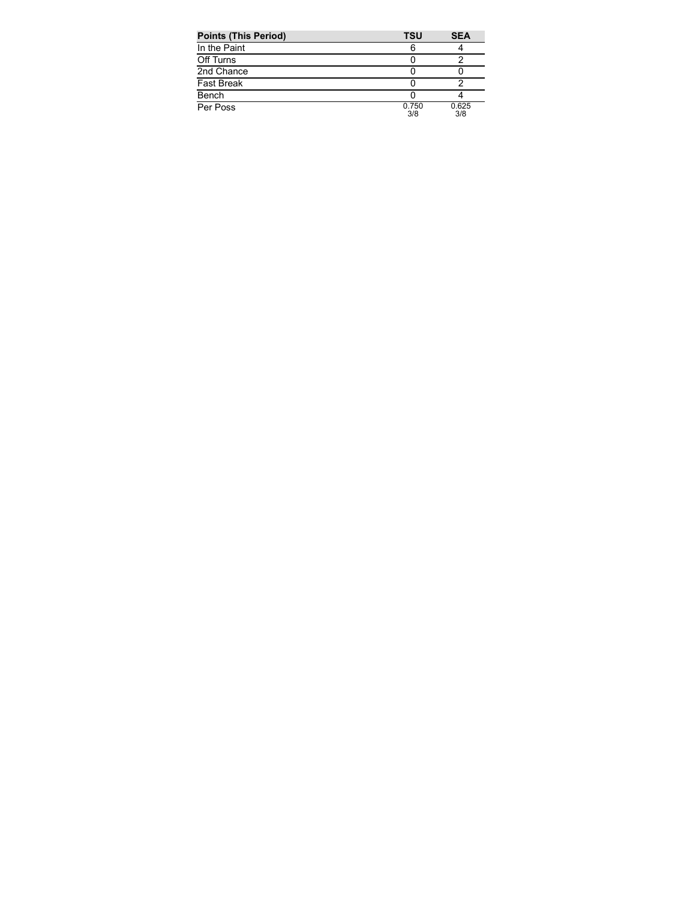| Points (This Period) | TSU | SEA |
|---|---|---|
| In the Paint | 6 | 4 |
| Off Turns | 0 | 2 |
| 2nd Chance | 0 | 0 |
| Fast Break | 0 | 2 |
| Bench | 0 | 4 |
| Per Poss | 0.750<br>3/8 | 0.625<br>3/8 |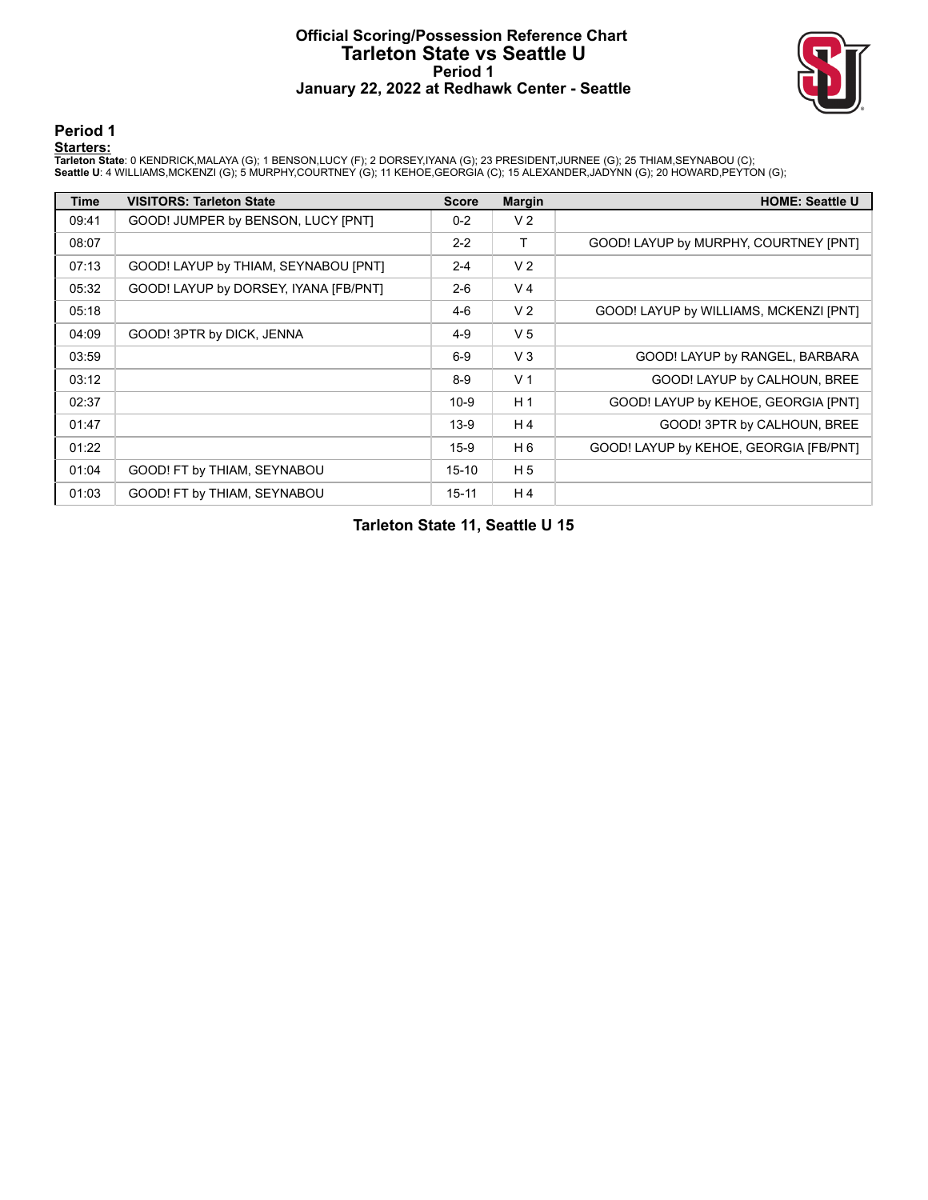# Official Scoring/Possession Reference Chart
# Tarleton State vs Seattle U
## Period 1
## January 22, 2022 at Redhawk Center - Seattle

### Period 1

**Starters:**

**Tarleton State**: 0 KENDRICK,MALAYA (G); 1 BENSON,LUCY (F); 2 DORSEY,IYANA (G); 23 PRESIDENT,JURNEE (G); 25 THIAM,SEYNABOU (C);
**Seattle U**: 4 WILLIAMS,MCKENZI (G); 5 MURPHY,COURTNEY (G); 11 KEHOE,GEORGIA (C); 15 ALEXANDER,JADYNN (G); 20 HOWARD,PEYTON (G);

| Time | VISITORS: Tarleton State | Score | Margin | HOME: Seattle U |
|---|---|---|---|---|
| 09:41 | GOOD! JUMPER by BENSON, LUCY [PNT] | 0-2 | V 2 | |
| 08:07 | | 2-2 | T | GOOD! LAYUP by MURPHY, COURTNEY [PNT] |
| 07:13 | GOOD! LAYUP by THIAM, SEYNABOU [PNT] | 2-4 | V 2 | |
| 05:32 | GOOD! LAYUP by DORSEY, IYANA [FB/PNT] | 2-6 | V 4 | |
| 05:18 | | 4-6 | V 2 | GOOD! LAYUP by WILLIAMS, MCKENZI [PNT] |
| 04:09 | GOOD! 3PTR by DICK, JENNA | 4-9 | V 5 | |
| 03:59 | | 6-9 | V 3 | GOOD! LAYUP by RANGEL, BARBARA |
| 03:12 | | 8-9 | V 1 | GOOD! LAYUP by CALHOUN, BREE |
| 02:37 | | 10-9 | H 1 | GOOD! LAYUP by KEHOE, GEORGIA [PNT] |
| 01:47 | | 13-9 | H 4 | GOOD! 3PTR by CALHOUN, BREE |
| 01:22 | | 15-9 | H 6 | GOOD! LAYUP by KEHOE, GEORGIA [FB/PNT] |
| 01:04 | GOOD! FT by THIAM, SEYNABOU | 15-10 | H 5 | |
| 01:03 | GOOD! FT by THIAM, SEYNABOU | 15-11 | H 4 | |

**Tarleton State 11, Seattle U 15**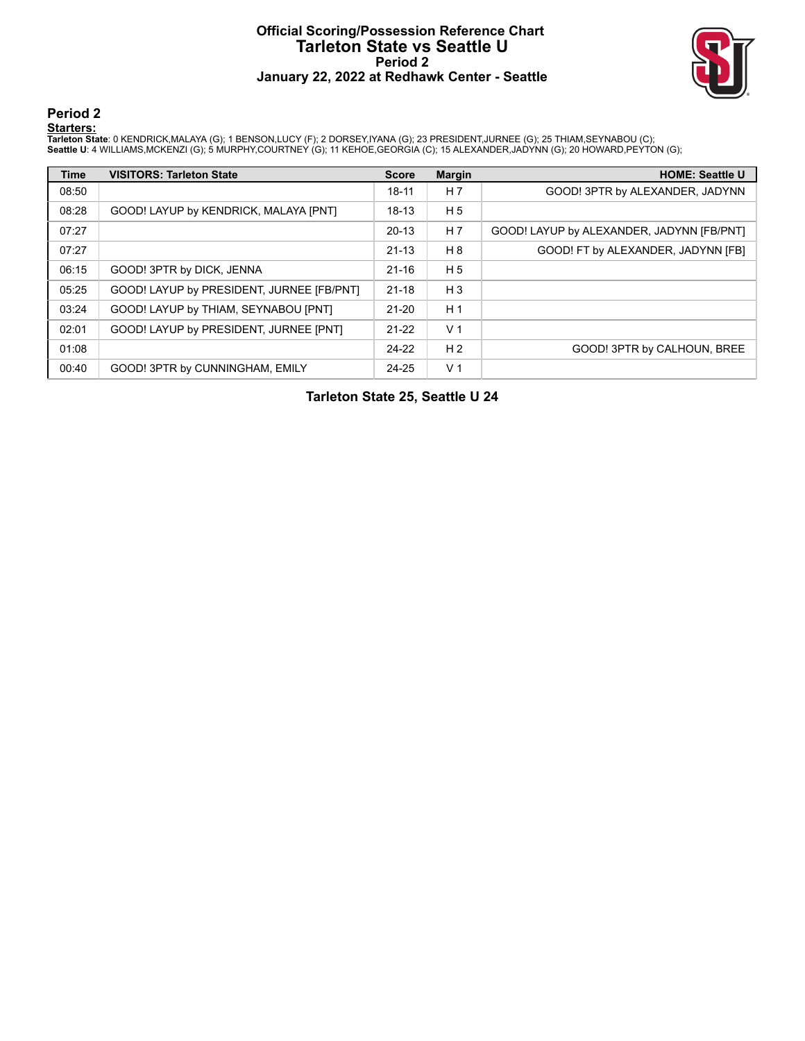# Official Scoring/Possession Reference Chart
## Tarleton State vs Seattle U
### Period 2
### January 22, 2022 at Redhawk Center - Seattle

## Period 2

**Starters:**

**Tarleton State**: 0 KENDRICK,MALAYA (G); 1 BENSON,LUCY (F); 2 DORSEY,IYANA (G); 23 PRESIDENT,JURNEE (G); 25 THIAM,SEYNABOU (C);
**Seattle U**: 4 WILLIAMS,MCKENZI (G); 5 MURPHY,COURTNEY (G); 11 KEHOE,GEORGIA (C); 15 ALEXANDER,JADYNN (G); 20 HOWARD,PEYTON (G);

| Time | VISITORS: Tarleton State | Score | Margin | HOME: Seattle U |
|---|---|---|---|---|
| 08:50 | | 18-11 | H 7 | GOOD! 3PTR by ALEXANDER, JADYNN |
| 08:28 | GOOD! LAYUP by KENDRICK, MALAYA [PNT] | 18-13 | H 5 | |
| 07:27 | | 20-13 | H 7 | GOOD! LAYUP by ALEXANDER, JADYNN [FB/PNT] |
| 07:27 | | 21-13 | H 8 | GOOD! FT by ALEXANDER, JADYNN [FB] |
| 06:15 | GOOD! 3PTR by DICK, JENNA | 21-16 | H 5 | |
| 05:25 | GOOD! LAYUP by PRESIDENT, JURNEE [FB/PNT] | 21-18 | H 3 | |
| 03:24 | GOOD! LAYUP by THIAM, SEYNABOU [PNT] | 21-20 | H 1 | |
| 02:01 | GOOD! LAYUP by PRESIDENT, JURNEE [PNT] | 21-22 | V 1 | |
| 01:08 | | 24-22 | H 2 | GOOD! 3PTR by CALHOUN, BREE |
| 00:40 | GOOD! 3PTR by CUNNINGHAM, EMILY | 24-25 | V 1 | |

**Tarleton State 25, Seattle U 24**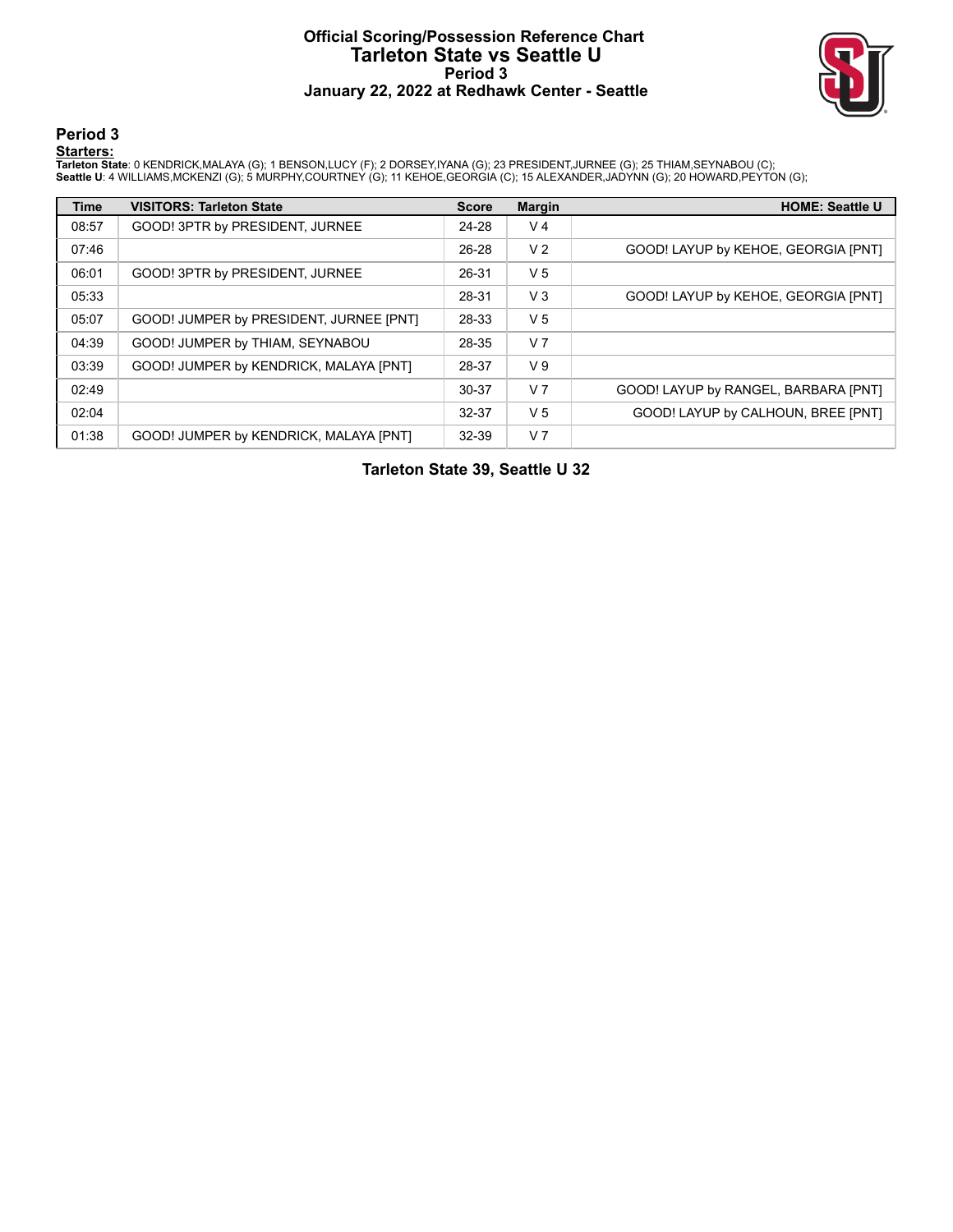# Official Scoring/Possession Reference Chart
# Tarleton State vs Seattle U
## Period 3
## January 22, 2022 at Redhawk Center - Seattle

### Period 3

**Starters:**

**Tarleton State**: 0 KENDRICK,MALAYA (G); 1 BENSON,LUCY (F); 2 DORSEY,IYANA (G); 23 PRESIDENT,JURNEE (G); 25 THIAM,SEYNABOU (C);
**Seattle U**: 4 WILLIAMS,MCKENZI (G); 5 MURPHY,COURTNEY (G); 11 KEHOE,GEORGIA (C); 15 ALEXANDER,JADYNN (G); 20 HOWARD,PEYTON (G);

| Time | VISITORS: Tarleton State | Score | Margin | HOME: Seattle U |
|---|---|---|---|---|
| 08:57 | GOOD! 3PTR by PRESIDENT, JURNEE | 24-28 | V 4 | |
| 07:46 | | 26-28 | V 2 | GOOD! LAYUP by KEHOE, GEORGIA [PNT] |
| 06:01 | GOOD! 3PTR by PRESIDENT, JURNEE | 26-31 | V 5 | |
| 05:33 | | 28-31 | V 3 | GOOD! LAYUP by KEHOE, GEORGIA [PNT] |
| 05:07 | GOOD! JUMPER by PRESIDENT, JURNEE [PNT] | 28-33 | V 5 | |
| 04:39 | GOOD! JUMPER by THIAM, SEYNABOU | 28-35 | V 7 | |
| 03:39 | GOOD! JUMPER by KENDRICK, MALAYA [PNT] | 28-37 | V 9 | |
| 02:49 | | 30-37 | V 7 | GOOD! LAYUP by RANGEL, BARBARA [PNT] |
| 02:04 | | 32-37 | V 5 | GOOD! LAYUP by CALHOUN, BREE [PNT] |
| 01:38 | GOOD! JUMPER by KENDRICK, MALAYA [PNT] | 32-39 | V 7 | |

**Tarleton State 39, Seattle U 32**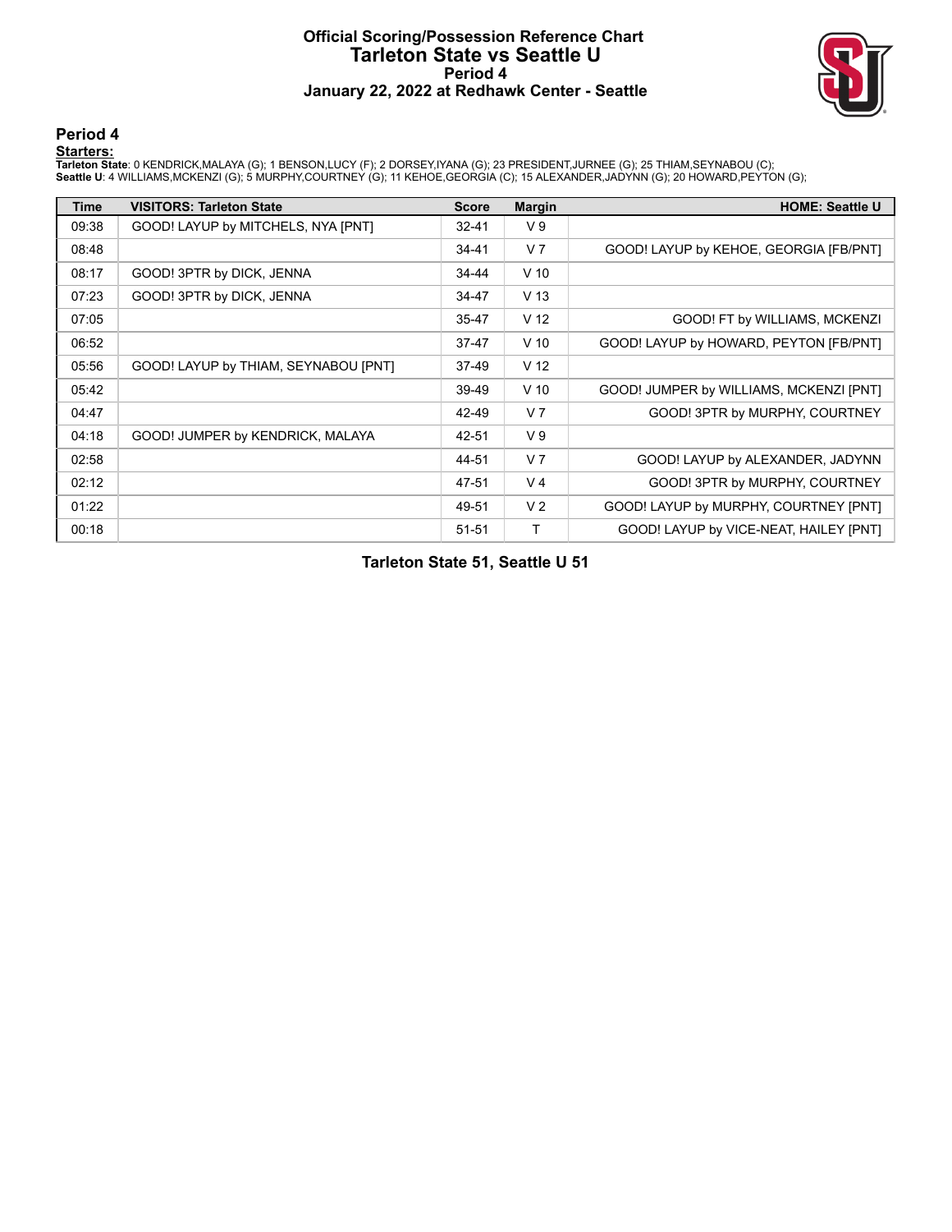# Official Scoring/Possession Reference Chart
## Tarleton State vs Seattle U
### Period 4
### January 22, 2022 at Redhawk Center - Seattle

## Period 4

**Starters:**

**Tarleton State**: 0 KENDRICK,MALAYA (G); 1 BENSON,LUCY (F); 2 DORSEY,IYANA (G); 23 PRESIDENT,JURNEE (G); 25 THIAM,SEYNABOU (C);
**Seattle U**: 4 WILLIAMS,MCKENZI (G); 5 MURPHY,COURTNEY (G); 11 KEHOE,GEORGIA (C); 15 ALEXANDER,JADYNN (G); 20 HOWARD,PEYTON (G);

| Time | VISITORS: Tarleton State | Score | Margin | HOME: Seattle U |
|---|---|---|---|---|
| 09:38 | GOOD! LAYUP by MITCHELS, NYA [PNT] | 32-41 | V 9 | |
| 08:48 | | 34-41 | V 7 | GOOD! LAYUP by KEHOE, GEORGIA [FB/PNT] |
| 08:17 | GOOD! 3PTR by DICK, JENNA | 34-44 | V 10 | |
| 07:23 | GOOD! 3PTR by DICK, JENNA | 34-47 | V 13 | |
| 07:05 | | 35-47 | V 12 | GOOD! FT by WILLIAMS, MCKENZI |
| 06:52 | | 37-47 | V 10 | GOOD! LAYUP by HOWARD, PEYTON [FB/PNT] |
| 05:56 | GOOD! LAYUP by THIAM, SEYNABOU [PNT] | 37-49 | V 12 | |
| 05:42 | | 39-49 | V 10 | GOOD! JUMPER by WILLIAMS, MCKENZI [PNT] |
| 04:47 | | 42-49 | V 7 | GOOD! 3PTR by MURPHY, COURTNEY |
| 04:18 | GOOD! JUMPER by KENDRICK, MALAYA | 42-51 | V 9 | |
| 02:58 | | 44-51 | V 7 | GOOD! LAYUP by ALEXANDER, JADYNN |
| 02:12 | | 47-51 | V 4 | GOOD! 3PTR by MURPHY, COURTNEY |
| 01:22 | | 49-51 | V 2 | GOOD! LAYUP by MURPHY, COURTNEY [PNT] |
| 00:18 | | 51-51 | T | GOOD! LAYUP by VICE-NEAT, HAILEY [PNT] |

**Tarleton State 51, Seattle U 51**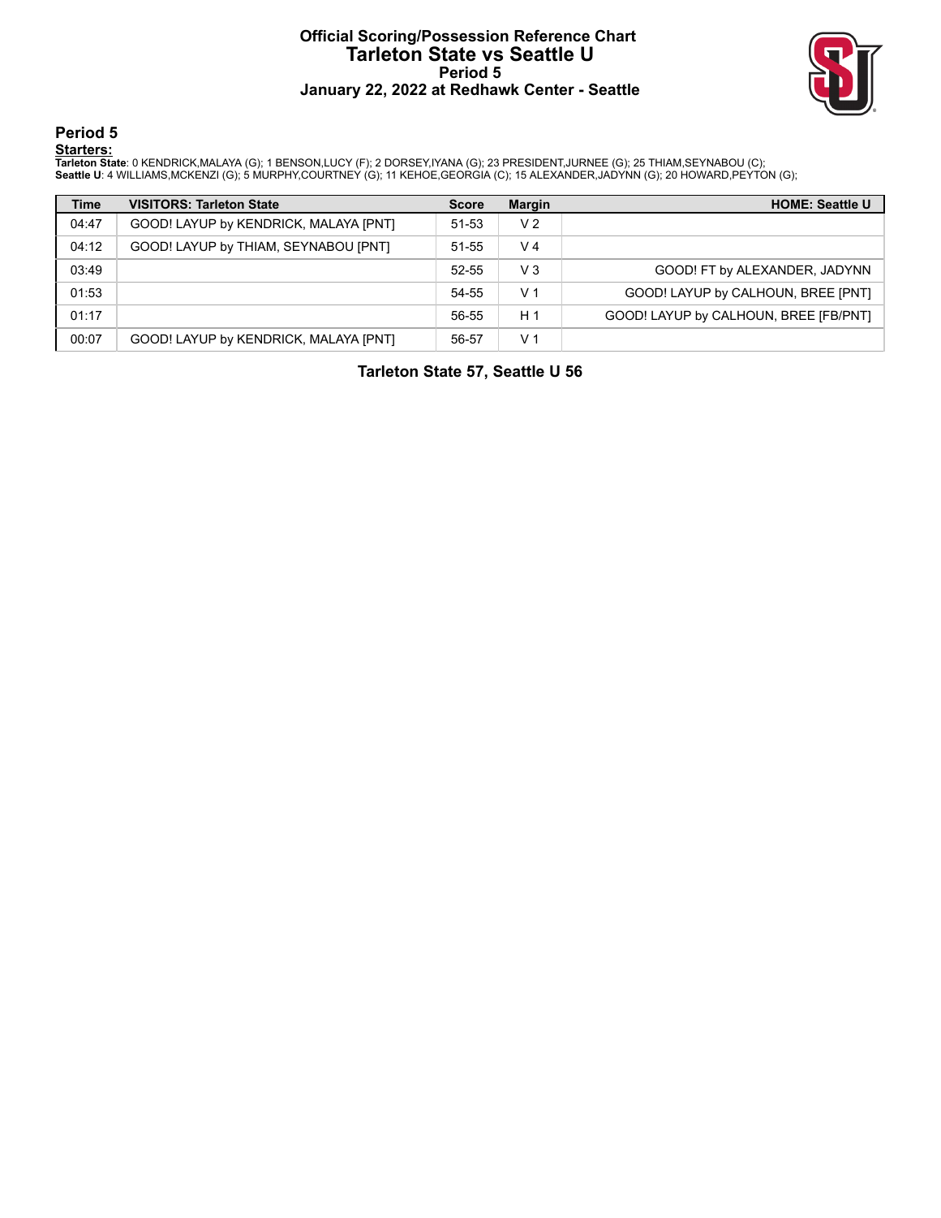# Official Scoring/Possession Reference Chart
## Tarleton State vs Seattle U
### Period 5
### January 22, 2022 at Redhawk Center - Seattle

## Period 5

**Starters:**

**Tarleton State**: 0 KENDRICK,MALAYA (G); 1 BENSON,LUCY (F); 2 DORSEY,IYANA (G); 23 PRESIDENT,JURNEE (G); 25 THIAM,SEYNABOU (C);
**Seattle U**: 4 WILLIAMS,MCKENZI (G); 5 MURPHY,COURTNEY (G); 11 KEHOE,GEORGIA (C); 15 ALEXANDER,JADYNN (G); 20 HOWARD,PEYTON (G);

| Time | VISITORS: Tarleton State | Score | Margin | HOME: Seattle U |
|---|---|---|---|---|
| 04:47 | GOOD! LAYUP by KENDRICK, MALAYA [PNT] | 51-53 | V 2 | |
| 04:12 | GOOD! LAYUP by THIAM, SEYNABOU [PNT] | 51-55 | V 4 | |
| 03:49 | | 52-55 | V 3 | GOOD! FT by ALEXANDER, JADYNN |
| 01:53 | | 54-55 | V 1 | GOOD! LAYUP by CALHOUN, BREE [PNT] |
| 01:17 | | 56-55 | H 1 | GOOD! LAYUP by CALHOUN, BREE [FB/PNT] |
| 00:07 | GOOD! LAYUP by KENDRICK, MALAYA [PNT] | 56-57 | V 1 | |

**Tarleton State 57, Seattle U 56**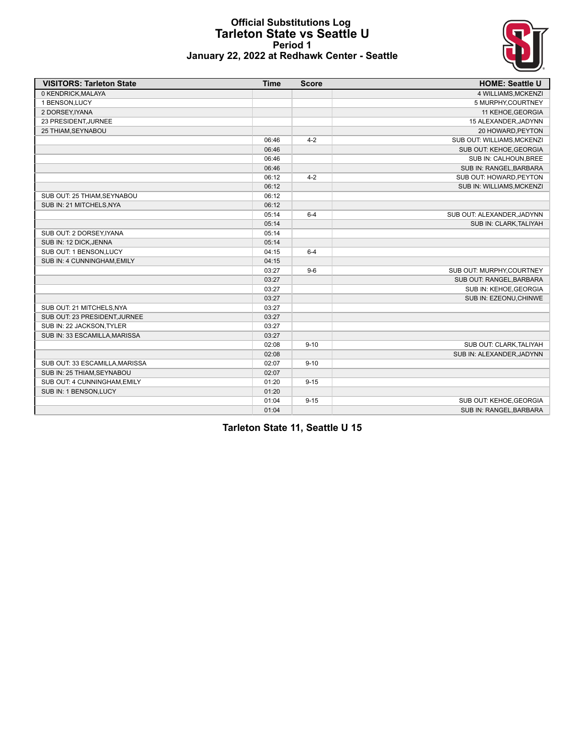# Official Substitutions Log
## Tarleton State vs Seattle U
### Period 1
### January 22, 2022 at Redhawk Center - Seattle

| VISITORS: Tarleton State | Time | Score | HOME: Seattle U |
|---|---|---|---|
| 0 KENDRICK,MALAYA | | | 4 WILLIAMS,MCKENZI |
| 1 BENSON,LUCY | | | 5 MURPHY,COURTNEY |
| 2 DORSEY,IYANA | | | 11 KEHOE,GEORGIA |
| 23 PRESIDENT,JURNEE | | | 15 ALEXANDER,JADYNN |
| 25 THIAM,SEYNABOU | | | 20 HOWARD,PEYTON |
| | 06:46 | 4-2 | SUB OUT: WILLIAMS,MCKENZI |
| | 06:46 | | SUB OUT: KEHOE,GEORGIA |
| | 06:46 | | SUB IN: CALHOUN,BREE |
| | 06:46 | | SUB IN: RANGEL,BARBARA |
| | 06:12 | 4-2 | SUB OUT: HOWARD,PEYTON |
| | 06:12 | | SUB IN: WILLIAMS,MCKENZI |
| SUB OUT: 25 THIAM,SEYNABOU | 06:12 | | |
| SUB IN: 21 MITCHELS,NYA | 06:12 | | |
| | 05:14 | 6-4 | SUB OUT: ALEXANDER,JADYNN |
| | 05:14 | | SUB IN: CLARK,TALIYAH |
| SUB OUT: 2 DORSEY,IYANA | 05:14 | | |
| SUB IN: 12 DICK,JENNA | 05:14 | | |
| SUB OUT: 1 BENSON,LUCY | 04:15 | 6-4 | |
| SUB IN: 4 CUNNINGHAM,EMILY | 04:15 | | |
| | 03:27 | 9-6 | SUB OUT: MURPHY,COURTNEY |
| | 03:27 | | SUB OUT: RANGEL,BARBARA |
| | 03:27 | | SUB IN: KEHOE,GEORGIA |
| | 03:27 | | SUB IN: EZEONU,CHINWE |
| SUB OUT: 21 MITCHELS,NYA | 03:27 | | |
| SUB OUT: 23 PRESIDENT,JURNEE | 03:27 | | |
| SUB IN: 22 JACKSON,TYLER | 03:27 | | |
| SUB IN: 33 ESCAMILLA,MARISSA | 03:27 | | |
| | 02:08 | 9-10 | SUB OUT: CLARK,TALIYAH |
| | 02:08 | | SUB IN: ALEXANDER,JADYNN |
| SUB OUT: 33 ESCAMILLA,MARISSA | 02:07 | 9-10 | |
| SUB IN: 25 THIAM,SEYNABOU | 02:07 | | |
| SUB OUT: 4 CUNNINGHAM,EMILY | 01:20 | 9-15 | |
| SUB IN: 1 BENSON,LUCY | 01:20 | | |
| | 01:04 | 9-15 | SUB OUT: KEHOE,GEORGIA |
| | 01:04 | | SUB IN: RANGEL,BARBARA |

**Tarleton State 11, Seattle U 15**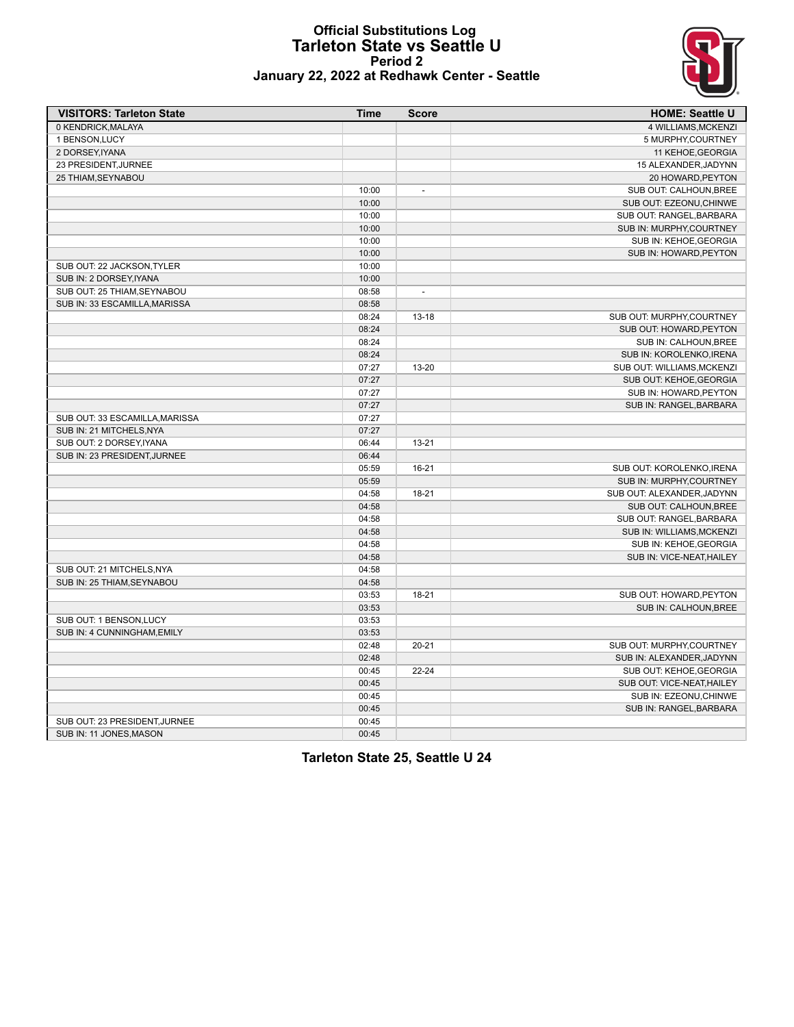# Official Substitutions Log
## Tarleton State vs Seattle U
### Period 2
### January 22, 2022 at Redhawk Center - Seattle

| VISITORS: Tarleton State | Time | Score | HOME: Seattle U |
|---|---|---|---|
| 0 KENDRICK,MALAYA | | | 4 WILLIAMS,MCKENZI |
| 1 BENSON,LUCY | | | 5 MURPHY,COURTNEY |
| 2 DORSEY,IYANA | | | 11 KEHOE,GEORGIA |
| 23 PRESIDENT,JURNEE | | | 15 ALEXANDER,JADYNN |
| 25 THIAM,SEYNABOU | | | 20 HOWARD,PEYTON |
| | 10:00 | - | SUB OUT: CALHOUN,BREE |
| | 10:00 | | SUB OUT: EZEONU,CHINWE |
| | 10:00 | | SUB OUT: RANGEL,BARBARA |
| | 10:00 | | SUB IN: MURPHY,COURTNEY |
| | 10:00 | | SUB IN: KEHOE,GEORGIA |
| | 10:00 | | SUB IN: HOWARD,PEYTON |
| SUB OUT: 22 JACKSON,TYLER | 10:00 | | |
| SUB IN: 2 DORSEY,IYANA | 10:00 | | |
| SUB OUT: 25 THIAM,SEYNABOU | 08:58 | - | |
| SUB IN: 33 ESCAMILLA,MARISSA | 08:58 | | |
| | 08:24 | 13-18 | SUB OUT: MURPHY,COURTNEY |
| | 08:24 | | SUB OUT: HOWARD,PEYTON |
| | 08:24 | | SUB IN: CALHOUN,BREE |
| | 08:24 | | SUB IN: KOROLENKO,IRENA |
| | 07:27 | 13-20 | SUB OUT: WILLIAMS,MCKENZI |
| | 07:27 | | SUB OUT: KEHOE,GEORGIA |
| | 07:27 | | SUB IN: HOWARD,PEYTON |
| | 07:27 | | SUB IN: RANGEL,BARBARA |
| SUB OUT: 33 ESCAMILLA,MARISSA | 07:27 | | |
| SUB IN: 21 MITCHELS,NYA | 07:27 | | |
| SUB OUT: 2 DORSEY,IYANA | 06:44 | 13-21 | |
| SUB IN: 23 PRESIDENT,JURNEE | 06:44 | | |
| | 05:59 | 16-21 | SUB OUT: KOROLENKO,IRENA |
| | 05:59 | | SUB IN: MURPHY,COURTNEY |
| | 04:58 | 18-21 | SUB OUT: ALEXANDER,JADYNN |
| | 04:58 | | SUB OUT: CALHOUN,BREE |
| | 04:58 | | SUB OUT: RANGEL,BARBARA |
| | 04:58 | | SUB IN: WILLIAMS,MCKENZI |
| | 04:58 | | SUB IN: KEHOE,GEORGIA |
| | 04:58 | | SUB IN: VICE-NEAT,HAILEY |
| SUB OUT: 21 MITCHELS,NYA | 04:58 | | |
| SUB IN: 25 THIAM,SEYNABOU | 04:58 | | |
| | 03:53 | 18-21 | SUB OUT: HOWARD,PEYTON |
| | 03:53 | | SUB IN: CALHOUN,BREE |
| SUB OUT: 1 BENSON,LUCY | 03:53 | | |
| SUB IN: 4 CUNNINGHAM,EMILY | 03:53 | | |
| | 02:48 | 20-21 | SUB OUT: MURPHY,COURTNEY |
| | 02:48 | | SUB IN: ALEXANDER,JADYNN |
| | 00:45 | 22-24 | SUB OUT: KEHOE,GEORGIA |
| | 00:45 | | SUB OUT: VICE-NEAT,HAILEY |
| | 00:45 | | SUB IN: EZEONU,CHINWE |
| | 00:45 | | SUB IN: RANGEL,BARBARA |
| SUB OUT: 23 PRESIDENT,JURNEE | 00:45 | | |
| SUB IN: 11 JONES,MASON | 00:45 | | |

**Tarleton State 25, Seattle U 24**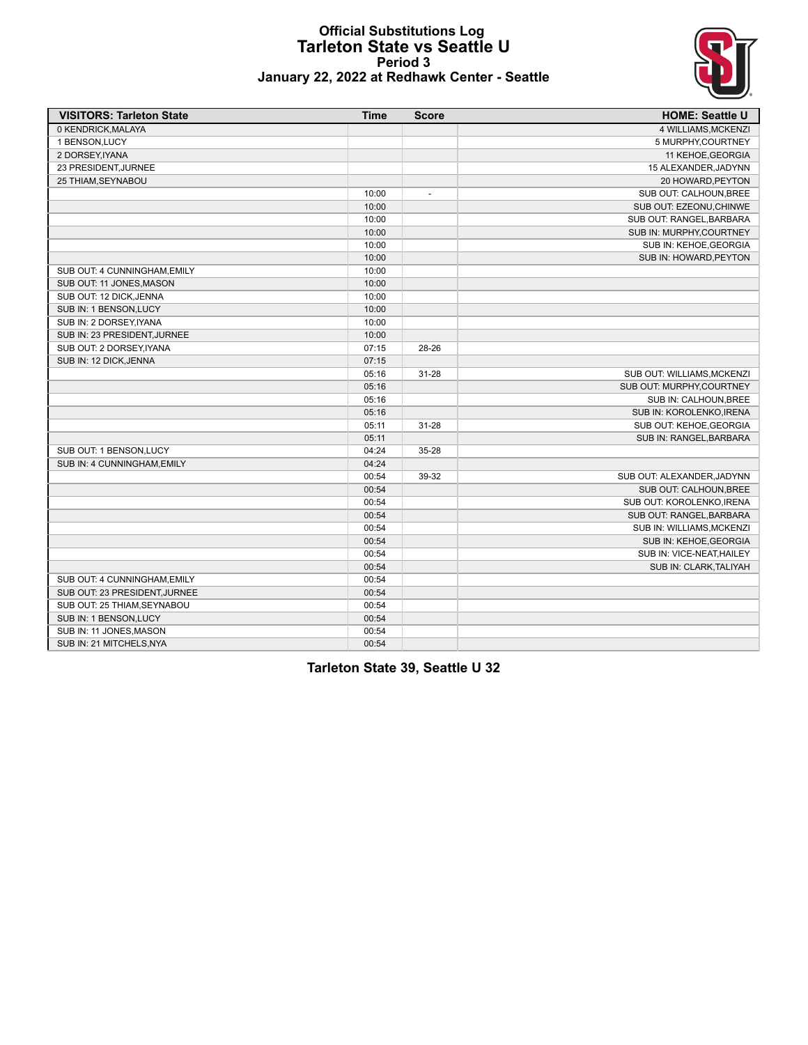# Official Substitutions Log
## Tarleton State vs Seattle U
### Period 3
### January 22, 2022 at Redhawk Center - Seattle

| VISITORS: Tarleton State | Time | Score | HOME: Seattle U |
|---|---|---|---|
| 0 KENDRICK,MALAYA | | | 4 WILLIAMS,MCKENZI |
| 1 BENSON,LUCY | | | 5 MURPHY,COURTNEY |
| 2 DORSEY,IYANA | | | 11 KEHOE,GEORGIA |
| 23 PRESIDENT,JURNEE | | | 15 ALEXANDER,JADYNN |
| 25 THIAM,SEYNABOU | | | 20 HOWARD,PEYTON |
| | 10:00 | - | SUB OUT: CALHOUN,BREE |
| | 10:00 | | SUB OUT: EZEONU,CHINWE |
| | 10:00 | | SUB OUT: RANGEL,BARBARA |
| | 10:00 | | SUB IN: MURPHY,COURTNEY |
| | 10:00 | | SUB IN: KEHOE,GEORGIA |
| | 10:00 | | SUB IN: HOWARD,PEYTON |
| SUB OUT: 4 CUNNINGHAM,EMILY | 10:00 | | |
| SUB OUT: 11 JONES,MASON | 10:00 | | |
| SUB OUT: 12 DICK,JENNA | 10:00 | | |
| SUB IN: 1 BENSON,LUCY | 10:00 | | |
| SUB IN: 2 DORSEY,IYANA | 10:00 | | |
| SUB IN: 23 PRESIDENT,JURNEE | 10:00 | | |
| SUB OUT: 2 DORSEY,IYANA | 07:15 | 28-26 | |
| SUB IN: 12 DICK,JENNA | 07:15 | | |
| | 05:16 | 31-28 | SUB OUT: WILLIAMS,MCKENZI |
| | 05:16 | | SUB OUT: MURPHY,COURTNEY |
| | 05:16 | | SUB IN: CALHOUN,BREE |
| | 05:16 | | SUB IN: KOROLENKO,IRENA |
| | 05:11 | 31-28 | SUB OUT: KEHOE,GEORGIA |
| | 05:11 | | SUB IN: RANGEL,BARBARA |
| SUB OUT: 1 BENSON,LUCY | 04:24 | 35-28 | |
| SUB IN: 4 CUNNINGHAM,EMILY | 04:24 | | |
| | 00:54 | 39-32 | SUB OUT: ALEXANDER,JADYNN |
| | 00:54 | | SUB OUT: CALHOUN,BREE |
| | 00:54 | | SUB OUT: KOROLENKO,IRENA |
| | 00:54 | | SUB OUT: RANGEL,BARBARA |
| | 00:54 | | SUB IN: WILLIAMS,MCKENZI |
| | 00:54 | | SUB IN: KEHOE,GEORGIA |
| | 00:54 | | SUB IN: VICE-NEAT,HAILEY |
| | 00:54 | | SUB IN: CLARK,TALIYAH |
| SUB OUT: 4 CUNNINGHAM,EMILY | 00:54 | | |
| SUB OUT: 23 PRESIDENT,JURNEE | 00:54 | | |
| SUB OUT: 25 THIAM,SEYNABOU | 00:54 | | |
| SUB IN: 1 BENSON,LUCY | 00:54 | | |
| SUB IN: 11 JONES,MASON | 00:54 | | |
| SUB IN: 21 MITCHELS,NYA | 00:54 | | |

**Tarleton State 39, Seattle U 32**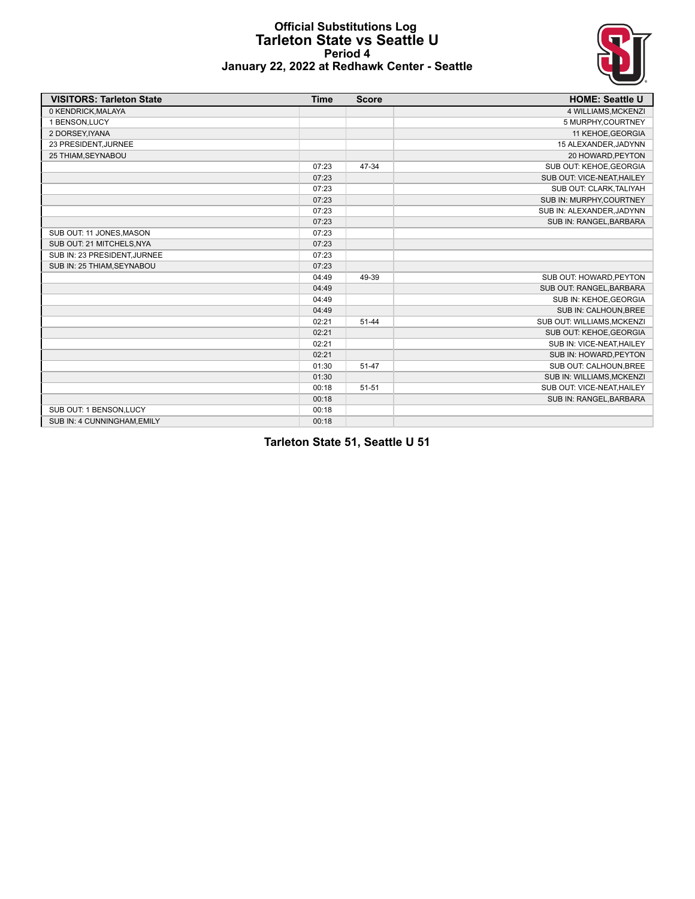# Official Substitutions Log
## Tarleton State vs Seattle U
### Period 4
### January 22, 2022 at Redhawk Center - Seattle

| VISITORS: Tarleton State | Time | Score | HOME: Seattle U |
|---|---|---|---|
| 0 KENDRICK,MALAYA | | | 4 WILLIAMS,MCKENZI |
| 1 BENSON,LUCY | | | 5 MURPHY,COURTNEY |
| 2 DORSEY,IYANA | | | 11 KEHOE,GEORGIA |
| 23 PRESIDENT,JURNEE | | | 15 ALEXANDER,JADYNN |
| 25 THIAM,SEYNABOU | | | 20 HOWARD,PEYTON |
| | 07:23 | 47-34 | SUB OUT: KEHOE,GEORGIA |
| | 07:23 | | SUB OUT: VICE-NEAT,HAILEY |
| | 07:23 | | SUB OUT: CLARK,TALIYAH |
| | 07:23 | | SUB IN: MURPHY,COURTNEY |
| | 07:23 | | SUB IN: ALEXANDER,JADYNN |
| | 07:23 | | SUB IN: RANGEL,BARBARA |
| SUB OUT: 11 JONES,MASON | 07:23 | | |
| SUB OUT: 21 MITCHELS,NYA | 07:23 | | |
| SUB IN: 23 PRESIDENT,JURNEE | 07:23 | | |
| SUB IN: 25 THIAM,SEYNABOU | 07:23 | | |
| | 04:49 | 49-39 | SUB OUT: HOWARD,PEYTON |
| | 04:49 | | SUB OUT: RANGEL,BARBARA |
| | 04:49 | | SUB IN: KEHOE,GEORGIA |
| | 04:49 | | SUB IN: CALHOUN,BREE |
| | 02:21 | 51-44 | SUB OUT: WILLIAMS,MCKENZI |
| | 02:21 | | SUB OUT: KEHOE,GEORGIA |
| | 02:21 | | SUB IN: VICE-NEAT,HAILEY |
| | 02:21 | | SUB IN: HOWARD,PEYTON |
| | 01:30 | 51-47 | SUB OUT: CALHOUN,BREE |
| | 01:30 | | SUB IN: WILLIAMS,MCKENZI |
| | 00:18 | 51-51 | SUB OUT: VICE-NEAT,HAILEY |
| | 00:18 | | SUB IN: RANGEL,BARBARA |
| SUB OUT: 1 BENSON,LUCY | 00:18 | | |
| SUB IN: 4 CUNNINGHAM,EMILY | 00:18 | | |

**Tarleton State 51, Seattle U 51**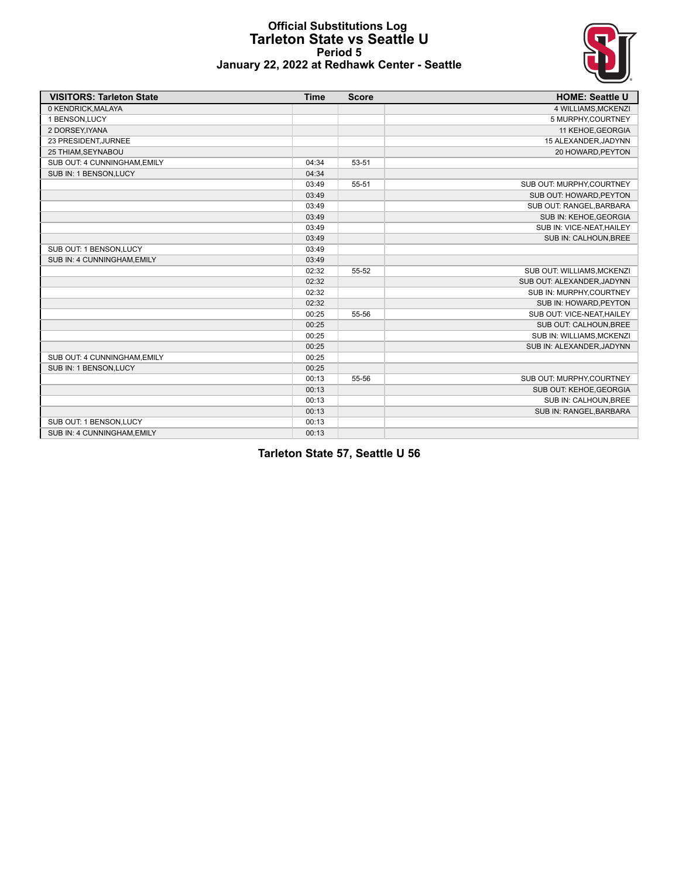# Official Substitutions Log
## Tarleton State vs Seattle U
### Period 5
### January 22, 2022 at Redhawk Center - Seattle

| VISITORS: Tarleton State | Time | Score | HOME: Seattle U |
|---|---|---|---|
| 0 KENDRICK,MALAYA | | | 4 WILLIAMS,MCKENZI |
| 1 BENSON,LUCY | | | 5 MURPHY,COURTNEY |
| 2 DORSEY,IYANA | | | 11 KEHOE,GEORGIA |
| 23 PRESIDENT,JURNEE | | | 15 ALEXANDER,JADYNN |
| 25 THIAM,SEYNABOU | | | 20 HOWARD,PEYTON |
| SUB OUT: 4 CUNNINGHAM,EMILY | 04:34 | 53-51 | |
| SUB IN: 1 BENSON,LUCY | 04:34 | | |
| | 03:49 | 55-51 | SUB OUT: MURPHY,COURTNEY |
| | 03:49 | | SUB OUT: HOWARD,PEYTON |
| | 03:49 | | SUB OUT: RANGEL,BARBARA |
| | 03:49 | | SUB IN: KEHOE,GEORGIA |
| | 03:49 | | SUB IN: VICE-NEAT,HAILEY |
| | 03:49 | | SUB IN: CALHOUN,BREE |
| SUB OUT: 1 BENSON,LUCY | 03:49 | | |
| SUB IN: 4 CUNNINGHAM,EMILY | 03:49 | | |
| | 02:32 | 55-52 | SUB OUT: WILLIAMS,MCKENZI |
| | 02:32 | | SUB OUT: ALEXANDER,JADYNN |
| | 02:32 | | SUB IN: MURPHY,COURTNEY |
| | 02:32 | | SUB IN: HOWARD,PEYTON |
| | 00:25 | 55-56 | SUB OUT: VICE-NEAT,HAILEY |
| | 00:25 | | SUB OUT: CALHOUN,BREE |
| | 00:25 | | SUB IN: WILLIAMS,MCKENZI |
| | 00:25 | | SUB IN: ALEXANDER,JADYNN |
| SUB OUT: 4 CUNNINGHAM,EMILY | 00:25 | | |
| SUB IN: 1 BENSON,LUCY | 00:25 | | |
| | 00:13 | 55-56 | SUB OUT: MURPHY,COURTNEY |
| | 00:13 | | SUB OUT: KEHOE,GEORGIA |
| | 00:13 | | SUB IN: CALHOUN,BREE |
| | 00:13 | | SUB IN: RANGEL,BARBARA |
| SUB OUT: 1 BENSON,LUCY | 00:13 | | |
| SUB IN: 4 CUNNINGHAM,EMILY | 00:13 | | |

**Tarleton State 57, Seattle U 56**